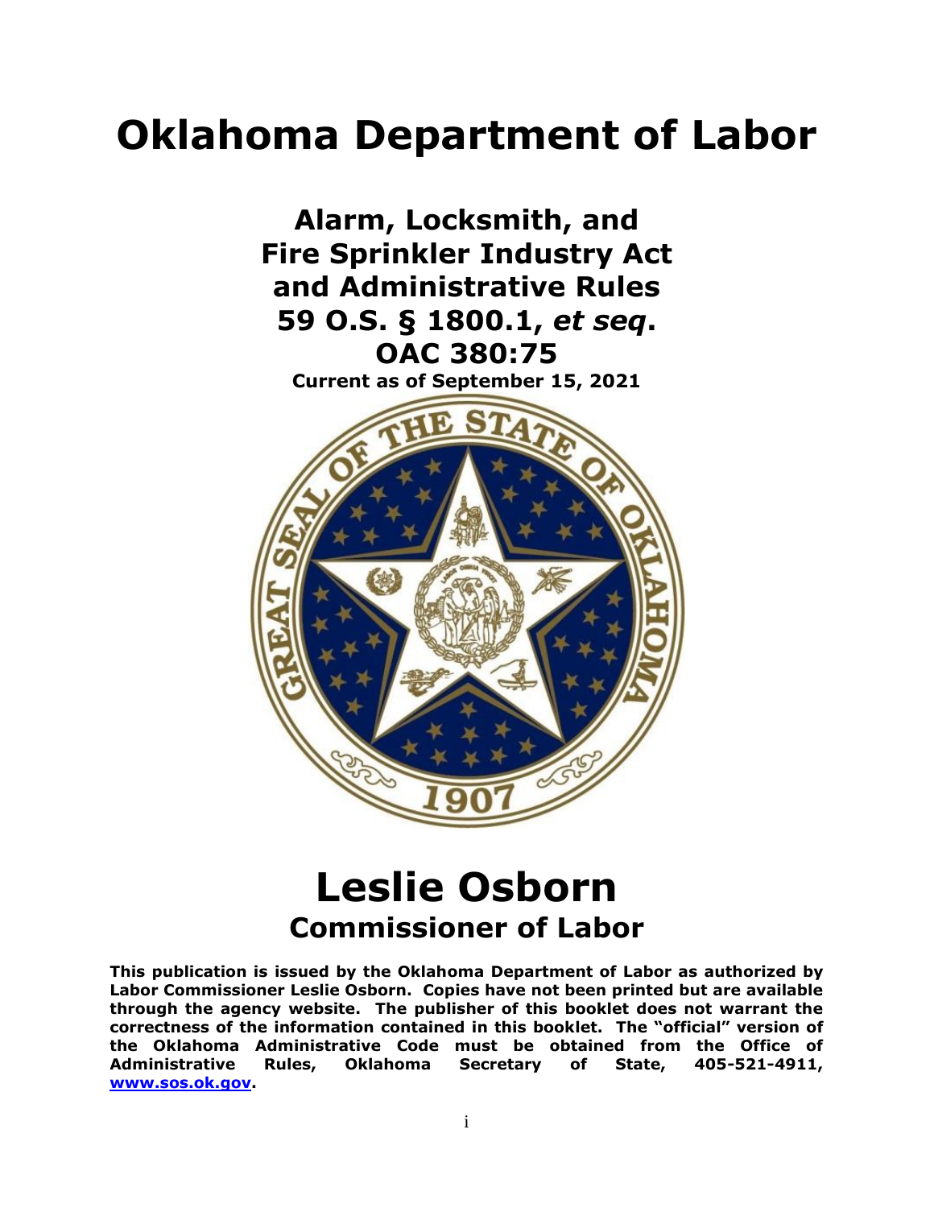# Oklahoma Department of Labor

## Alarm, Locksmith, and Fire Sprinkler Industry Act and Administrative Rules 59 O.S. § 1800.1, *et seq*. OAC 380:75

**Current as of September 15, 2021**

# Leslie Osborn

## Commissioner of Labor

**This publication is issued by the Oklahoma Department of Labor as authorized by Labor Commissioner Leslie Osborn. Copies have not been printed but are available through the agency website. The publisher of this booklet does not warrant the correctness of the information contained in this booklet. The "official" version of the Oklahoma Administrative Code must be obtained from the Office of Administrative Rules, Oklahoma Secretary of State, 405-521-4911, [www.sos.ok.gov](http://www.sos.ok.gov).**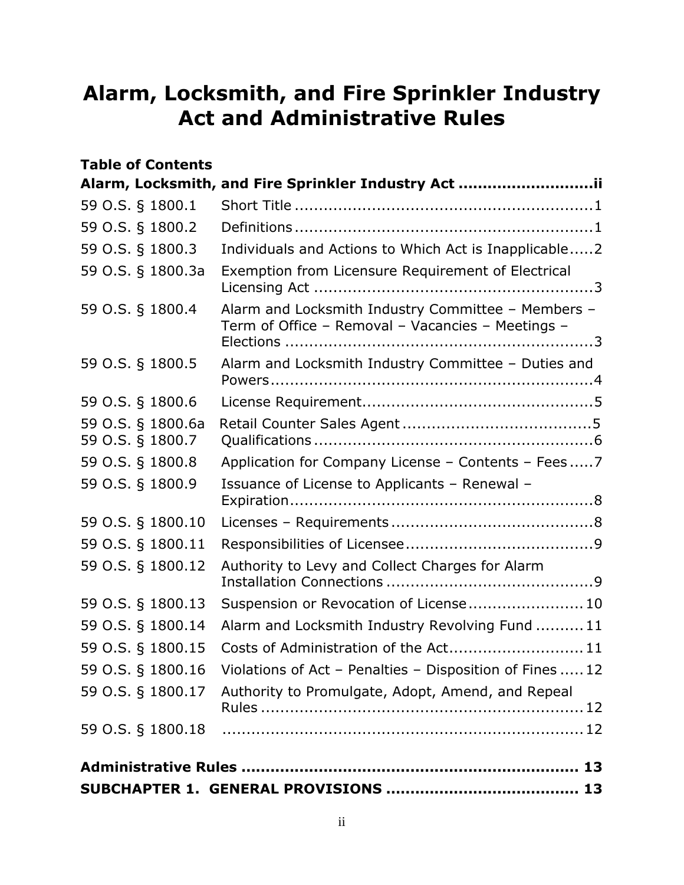# Alarm, Locksmith, and Fire Sprinkler Industry Act and Administrative Rules

**Table of Contents**

**Alarm, Locksmith, and Fire Sprinkler Industry Act ........................... ii**

| | | |
|---|---|---|
| 59 O.S. § 1800.1 | Short Title | 1 |
| 59 O.S. § 1800.2 | Definitions | 1 |
| 59 O.S. § 1800.3 | Individuals and Actions to Which Act is Inapplicable | 2 |
| 59 O.S. § 1800.3a | Exemption from Licensure Requirement of Electrical Licensing Act | 3 |
| 59 O.S. § 1800.4 | Alarm and Locksmith Industry Committee – Members – Term of Office – Removal – Vacancies – Meetings – Elections | 3 |
| 59 O.S. § 1800.5 | Alarm and Locksmith Industry Committee – Duties and Powers | 4 |
| 59 O.S. § 1800.6 | License Requirement | 5 |
| 59 O.S. § 1800.6a | Retail Counter Sales Agent | 5 |
| 59 O.S. § 1800.7 | Qualifications | 6 |
| 59 O.S. § 1800.8 | Application for Company License – Contents – Fees | 7 |
| 59 O.S. § 1800.9 | Issuance of License to Applicants – Renewal – Expiration | 8 |
| 59 O.S. § 1800.10 | Licenses – Requirements | 8 |
| 59 O.S. § 1800.11 | Responsibilities of Licensee | 9 |
| 59 O.S. § 1800.12 | Authority to Levy and Collect Charges for Alarm Installation Connections | 9 |
| 59 O.S. § 1800.13 | Suspension or Revocation of License | 10 |
| 59 O.S. § 1800.14 | Alarm and Locksmith Industry Revolving Fund | 11 |
| 59 O.S. § 1800.15 | Costs of Administration of the Act | 11 |
| 59 O.S. § 1800.16 | Violations of Act – Penalties – Disposition of Fines | 12 |
| 59 O.S. § 1800.17 | Authority to Promulgate, Adopt, Amend, and Repeal Rules | 12 |
| 59 O.S. § 1800.18 | | 12 |

**Administrative Rules ................................................................... 13**

**SUBCHAPTER 1. GENERAL PROVISIONS ...................................... 13**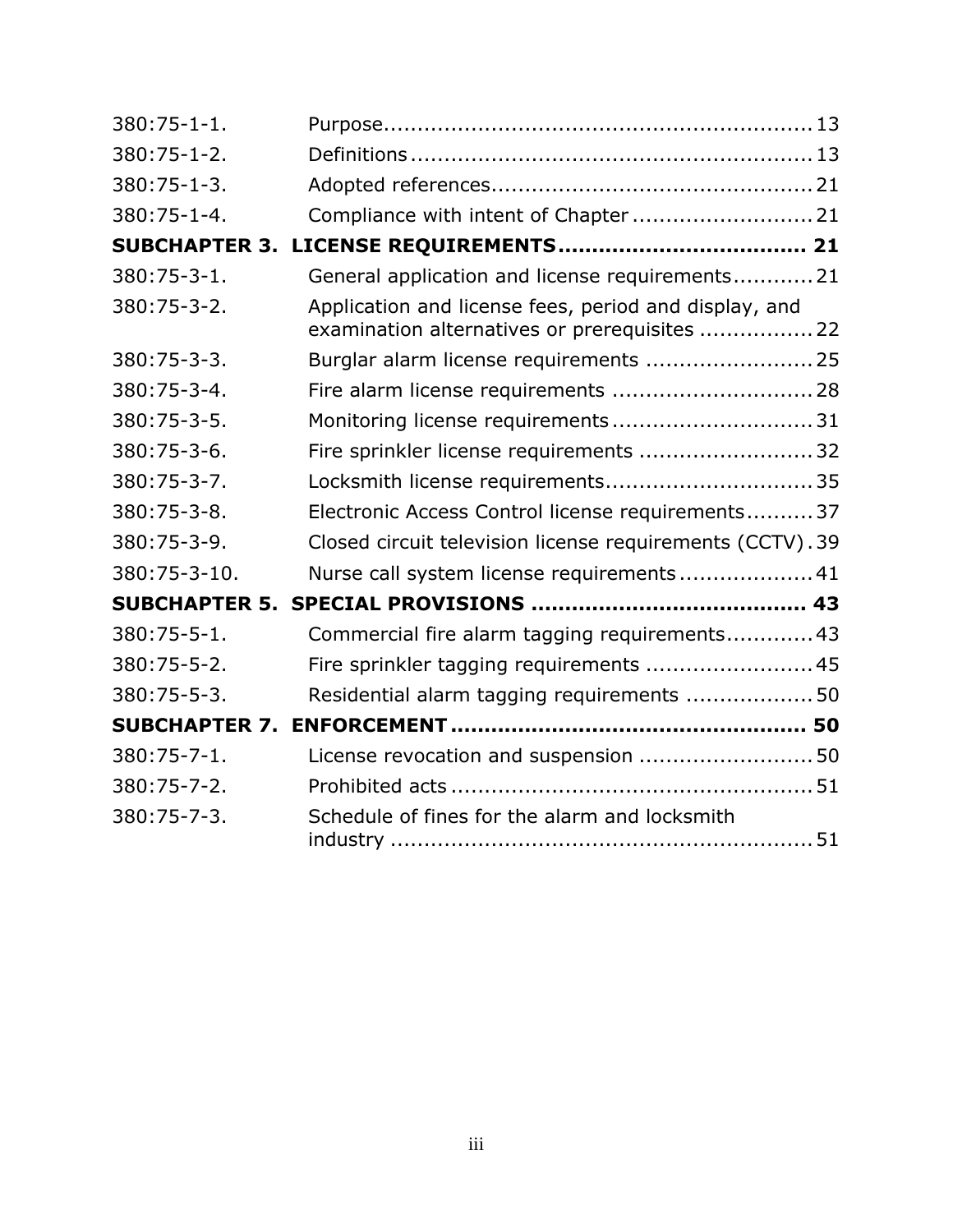| | | |
|---|---|---|
| 380:75-1-1. | Purpose | 13 |
| 380:75-1-2. | Definitions | 13 |
| 380:75-1-3. | Adopted references | 21 |
| 380:75-1-4. | Compliance with intent of Chapter | 21 |
| **SUBCHAPTER 3.** | **LICENSE REQUIREMENTS** | **21** |
| 380:75-3-1. | General application and license requirements | 21 |
| 380:75-3-2. | Application and license fees, period and display, and examination alternatives or prerequisites | 22 |
| 380:75-3-3. | Burglar alarm license requirements | 25 |
| 380:75-3-4. | Fire alarm license requirements | 28 |
| 380:75-3-5. | Monitoring license requirements | 31 |
| 380:75-3-6. | Fire sprinkler license requirements | 32 |
| 380:75-3-7. | Locksmith license requirements | 35 |
| 380:75-3-8. | Electronic Access Control license requirements | 37 |
| 380:75-3-9. | Closed circuit television license requirements (CCTV) | 39 |
| 380:75-3-10. | Nurse call system license requirements | 41 |
| **SUBCHAPTER 5.** | **SPECIAL PROVISIONS** | **43** |
| 380:75-5-1. | Commercial fire alarm tagging requirements | 43 |
| 380:75-5-2. | Fire sprinkler tagging requirements | 45 |
| 380:75-5-3. | Residential alarm tagging requirements | 50 |
| **SUBCHAPTER 7.** | **ENFORCEMENT** | **50** |
| 380:75-7-1. | License revocation and suspension | 50 |
| 380:75-7-2. | Prohibited acts | 51 |
| 380:75-7-3. | Schedule of fines for the alarm and locksmith industry | 51 |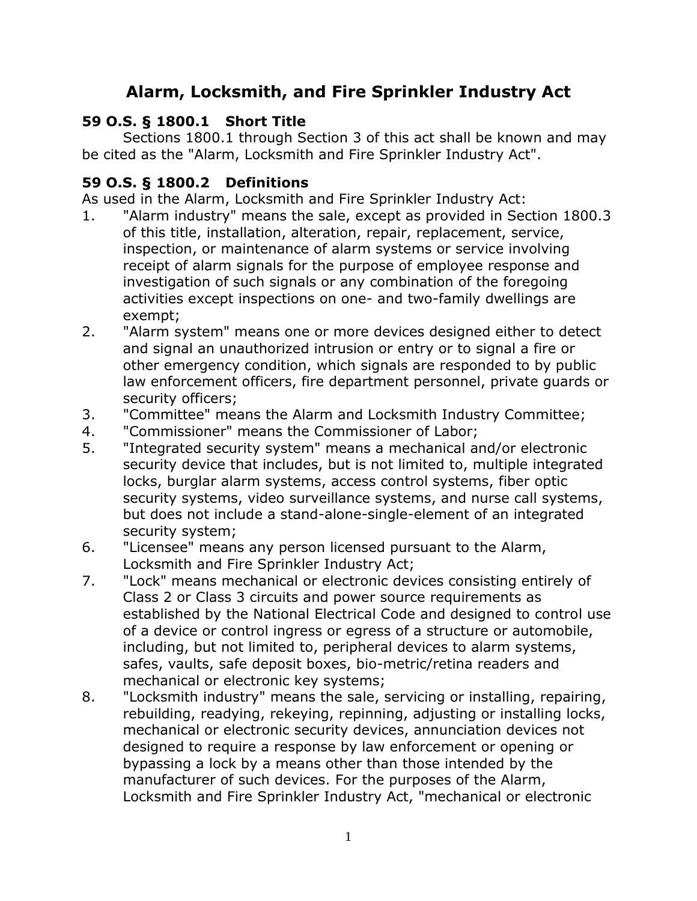# Alarm, Locksmith, and Fire Sprinkler Industry Act

## 59 O.S. § 1800.1 Short Title

Sections 1800.1 through Section 3 of this act shall be known and may be cited as the "Alarm, Locksmith and Fire Sprinkler Industry Act".

## 59 O.S. § 1800.2 Definitions

As used in the Alarm, Locksmith and Fire Sprinkler Industry Act:

1. "Alarm industry" means the sale, except as provided in Section 1800.3 of this title, installation, alteration, repair, replacement, service, inspection, or maintenance of alarm systems or service involving receipt of alarm signals for the purpose of employee response and investigation of such signals or any combination of the foregoing activities except inspections on one- and two-family dwellings are exempt;
2. "Alarm system" means one or more devices designed either to detect and signal an unauthorized intrusion or entry or to signal a fire or other emergency condition, which signals are responded to by public law enforcement officers, fire department personnel, private guards or security officers;
3. "Committee" means the Alarm and Locksmith Industry Committee;
4. "Commissioner" means the Commissioner of Labor;
5. "Integrated security system" means a mechanical and/or electronic security device that includes, but is not limited to, multiple integrated locks, burglar alarm systems, access control systems, fiber optic security systems, video surveillance systems, and nurse call systems, but does not include a stand-alone-single-element of an integrated security system;
6. "Licensee" means any person licensed pursuant to the Alarm, Locksmith and Fire Sprinkler Industry Act;
7. "Lock" means mechanical or electronic devices consisting entirely of Class 2 or Class 3 circuits and power source requirements as established by the National Electrical Code and designed to control use of a device or control ingress or egress of a structure or automobile, including, but not limited to, peripheral devices to alarm systems, safes, vaults, safe deposit boxes, bio-metric/retina readers and mechanical or electronic key systems;
8. "Locksmith industry" means the sale, servicing or installing, repairing, rebuilding, readying, rekeying, repinning, adjusting or installing locks, mechanical or electronic security devices, annunciation devices not designed to require a response by law enforcement or opening or bypassing a lock by a means other than those intended by the manufacturer of such devices. For the purposes of the Alarm, Locksmith and Fire Sprinkler Industry Act, "mechanical or electronic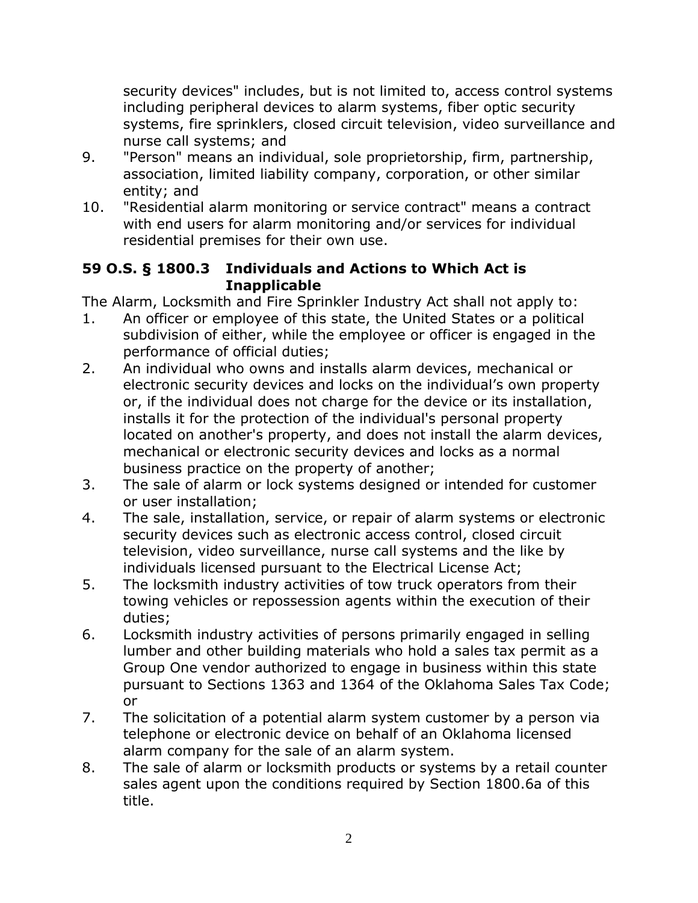security devices" includes, but is not limited to, access control systems including peripheral devices to alarm systems, fiber optic security systems, fire sprinklers, closed circuit television, video surveillance and nurse call systems; and

9. "Person" means an individual, sole proprietorship, firm, partnership, association, limited liability company, corporation, or other similar entity; and
10. "Residential alarm monitoring or service contract" means a contract with end users for alarm monitoring and/or services for individual residential premises for their own use.

**59 O.S. § 1800.3 Individuals and Actions to Which Act is Inapplicable**

The Alarm, Locksmith and Fire Sprinkler Industry Act shall not apply to:

1. An officer or employee of this state, the United States or a political subdivision of either, while the employee or officer is engaged in the performance of official duties;
2. An individual who owns and installs alarm devices, mechanical or electronic security devices and locks on the individual's own property or, if the individual does not charge for the device or its installation, installs it for the protection of the individual's personal property located on another's property, and does not install the alarm devices, mechanical or electronic security devices and locks as a normal business practice on the property of another;
3. The sale of alarm or lock systems designed or intended for customer or user installation;
4. The sale, installation, service, or repair of alarm systems or electronic security devices such as electronic access control, closed circuit television, video surveillance, nurse call systems and the like by individuals licensed pursuant to the Electrical License Act;
5. The locksmith industry activities of tow truck operators from their towing vehicles or repossession agents within the execution of their duties;
6. Locksmith industry activities of persons primarily engaged in selling lumber and other building materials who hold a sales tax permit as a Group One vendor authorized to engage in business within this state pursuant to Sections 1363 and 1364 of the Oklahoma Sales Tax Code; or
7. The solicitation of a potential alarm system customer by a person via telephone or electronic device on behalf of an Oklahoma licensed alarm company for the sale of an alarm system.
8. The sale of alarm or locksmith products or systems by a retail counter sales agent upon the conditions required by Section 1800.6a of this title.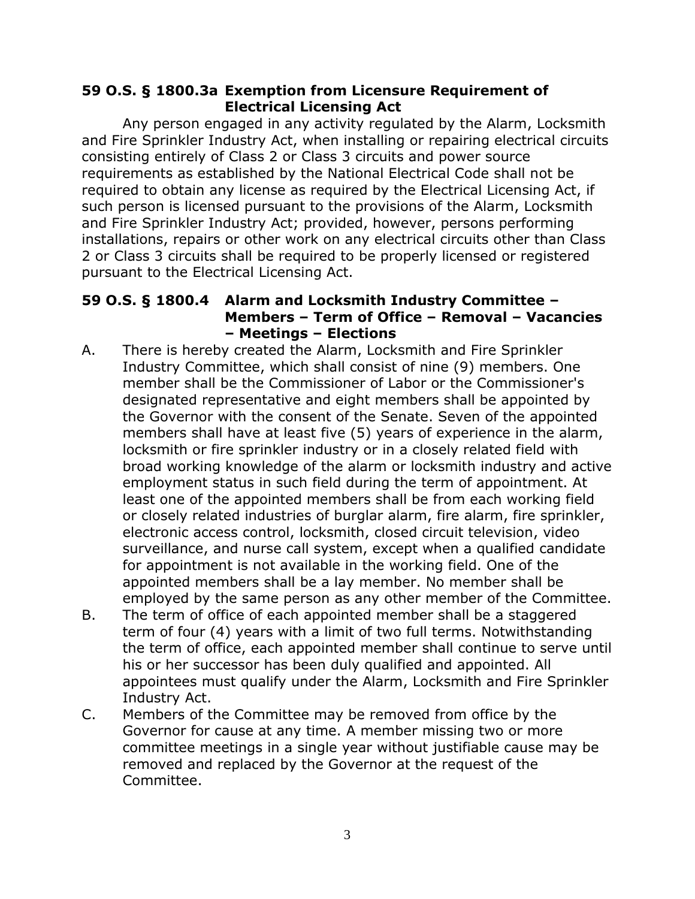**59 O.S. § 1800.3a Exemption from Licensure Requirement of Electrical Licensing Act**

Any person engaged in any activity regulated by the Alarm, Locksmith and Fire Sprinkler Industry Act, when installing or repairing electrical circuits consisting entirely of Class 2 or Class 3 circuits and power source requirements as established by the National Electrical Code shall not be required to obtain any license as required by the Electrical Licensing Act, if such person is licensed pursuant to the provisions of the Alarm, Locksmith and Fire Sprinkler Industry Act; provided, however, persons performing installations, repairs or other work on any electrical circuits other than Class 2 or Class 3 circuits shall be required to be properly licensed or registered pursuant to the Electrical Licensing Act.

**59 O.S. § 1800.4 Alarm and Locksmith Industry Committee – Members – Term of Office – Removal – Vacancies – Meetings – Elections**

A. There is hereby created the Alarm, Locksmith and Fire Sprinkler Industry Committee, which shall consist of nine (9) members. One member shall be the Commissioner of Labor or the Commissioner's designated representative and eight members shall be appointed by the Governor with the consent of the Senate. Seven of the appointed members shall have at least five (5) years of experience in the alarm, locksmith or fire sprinkler industry or in a closely related field with broad working knowledge of the alarm or locksmith industry and active employment status in such field during the term of appointment. At least one of the appointed members shall be from each working field or closely related industries of burglar alarm, fire alarm, fire sprinkler, electronic access control, locksmith, closed circuit television, video surveillance, and nurse call system, except when a qualified candidate for appointment is not available in the working field. One of the appointed members shall be a lay member. No member shall be employed by the same person as any other member of the Committee.

B. The term of office of each appointed member shall be a staggered term of four (4) years with a limit of two full terms. Notwithstanding the term of office, each appointed member shall continue to serve until his or her successor has been duly qualified and appointed. All appointees must qualify under the Alarm, Locksmith and Fire Sprinkler Industry Act.

C. Members of the Committee may be removed from office by the Governor for cause at any time. A member missing two or more committee meetings in a single year without justifiable cause may be removed and replaced by the Governor at the request of the Committee.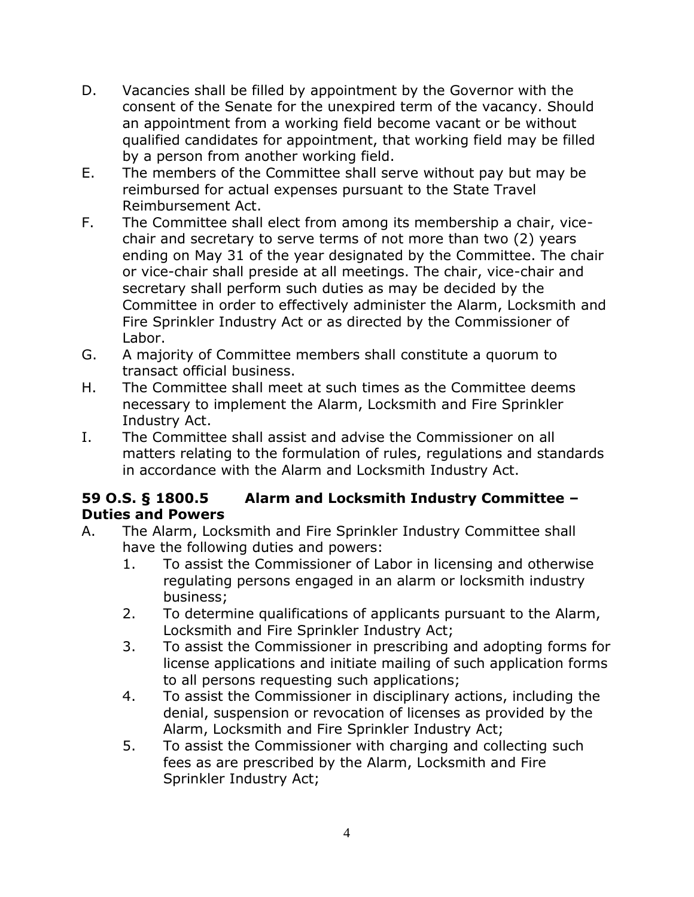D. Vacancies shall be filled by appointment by the Governor with the consent of the Senate for the unexpired term of the vacancy. Should an appointment from a working field become vacant or be without qualified candidates for appointment, that working field may be filled by a person from another working field.

E. The members of the Committee shall serve without pay but may be reimbursed for actual expenses pursuant to the State Travel Reimbursement Act.

F. The Committee shall elect from among its membership a chair, vice-chair and secretary to serve terms of not more than two (2) years ending on May 31 of the year designated by the Committee. The chair or vice-chair shall preside at all meetings. The chair, vice-chair and secretary shall perform such duties as may be decided by the Committee in order to effectively administer the Alarm, Locksmith and Fire Sprinkler Industry Act or as directed by the Commissioner of Labor.

G. A majority of Committee members shall constitute a quorum to transact official business.

H. The Committee shall meet at such times as the Committee deems necessary to implement the Alarm, Locksmith and Fire Sprinkler Industry Act.

I. The Committee shall assist and advise the Commissioner on all matters relating to the formulation of rules, regulations and standards in accordance with the Alarm and Locksmith Industry Act.

### 59 O.S. § 1800.5 Alarm and Locksmith Industry Committee – Duties and Powers

A. The Alarm, Locksmith and Fire Sprinkler Industry Committee shall have the following duties and powers:

1. To assist the Commissioner of Labor in licensing and otherwise regulating persons engaged in an alarm or locksmith industry business;
2. To determine qualifications of applicants pursuant to the Alarm, Locksmith and Fire Sprinkler Industry Act;
3. To assist the Commissioner in prescribing and adopting forms for license applications and initiate mailing of such application forms to all persons requesting such applications;
4. To assist the Commissioner in disciplinary actions, including the denial, suspension or revocation of licenses as provided by the Alarm, Locksmith and Fire Sprinkler Industry Act;
5. To assist the Commissioner with charging and collecting such fees as are prescribed by the Alarm, Locksmith and Fire Sprinkler Industry Act;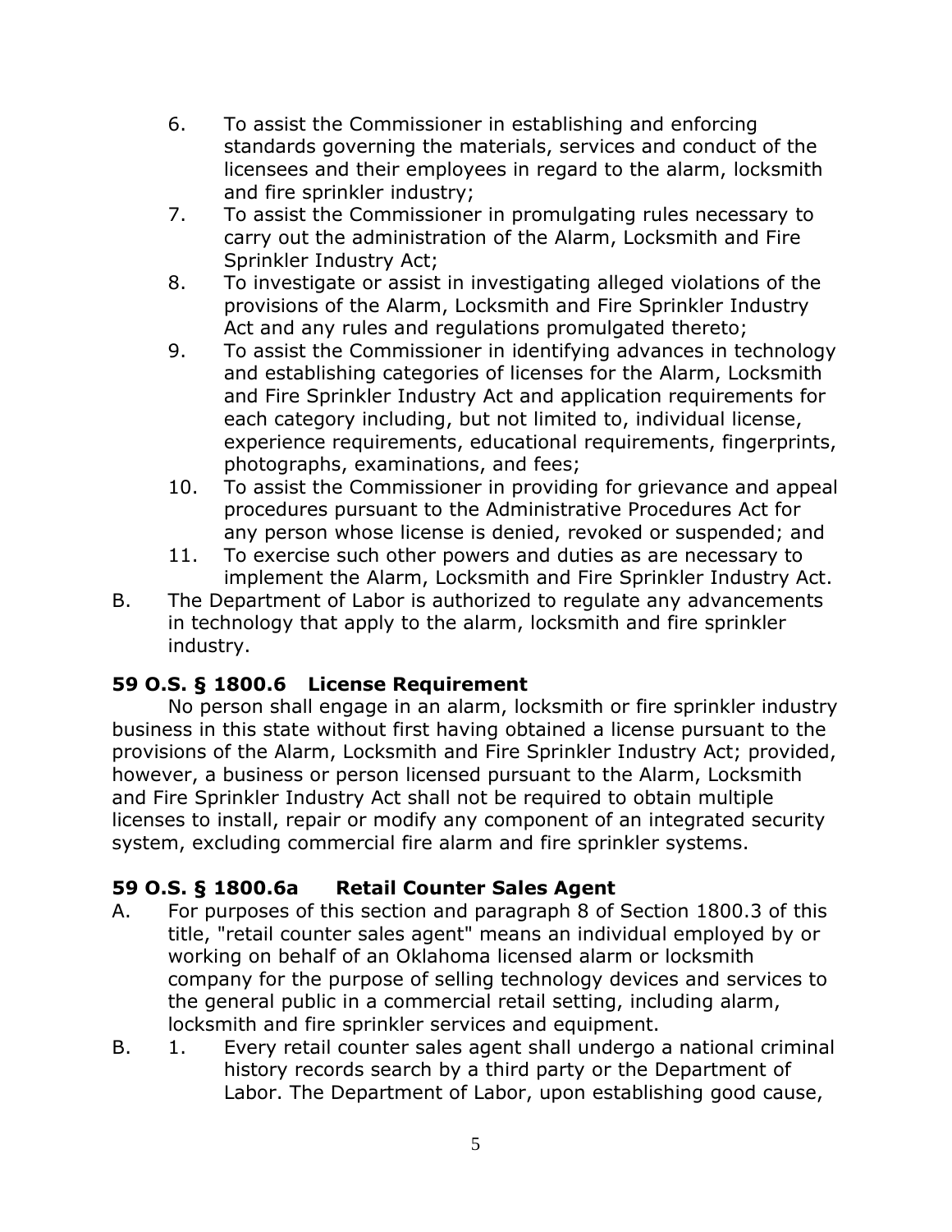6. To assist the Commissioner in establishing and enforcing standards governing the materials, services and conduct of the licensees and their employees in regard to the alarm, locksmith and fire sprinkler industry;
7. To assist the Commissioner in promulgating rules necessary to carry out the administration of the Alarm, Locksmith and Fire Sprinkler Industry Act;
8. To investigate or assist in investigating alleged violations of the provisions of the Alarm, Locksmith and Fire Sprinkler Industry Act and any rules and regulations promulgated thereto;
9. To assist the Commissioner in identifying advances in technology and establishing categories of licenses for the Alarm, Locksmith and Fire Sprinkler Industry Act and application requirements for each category including, but not limited to, individual license, experience requirements, educational requirements, fingerprints, photographs, examinations, and fees;
10. To assist the Commissioner in providing for grievance and appeal procedures pursuant to the Administrative Procedures Act for any person whose license is denied, revoked or suspended; and
11. To exercise such other powers and duties as are necessary to implement the Alarm, Locksmith and Fire Sprinkler Industry Act.

B. The Department of Labor is authorized to regulate any advancements in technology that apply to the alarm, locksmith and fire sprinkler industry.

**59 O.S. § 1800.6 License Requirement**

No person shall engage in an alarm, locksmith or fire sprinkler industry business in this state without first having obtained a license pursuant to the provisions of the Alarm, Locksmith and Fire Sprinkler Industry Act; provided, however, a business or person licensed pursuant to the Alarm, Locksmith and Fire Sprinkler Industry Act shall not be required to obtain multiple licenses to install, repair or modify any component of an integrated security system, excluding commercial fire alarm and fire sprinkler systems.

**59 O.S. § 1800.6a Retail Counter Sales Agent**

A. For purposes of this section and paragraph 8 of Section 1800.3 of this title, "retail counter sales agent" means an individual employed by or working on behalf of an Oklahoma licensed alarm or locksmith company for the purpose of selling technology devices and services to the general public in a commercial retail setting, including alarm, locksmith and fire sprinkler services and equipment.

B. 1. Every retail counter sales agent shall undergo a national criminal history records search by a third party or the Department of Labor. The Department of Labor, upon establishing good cause,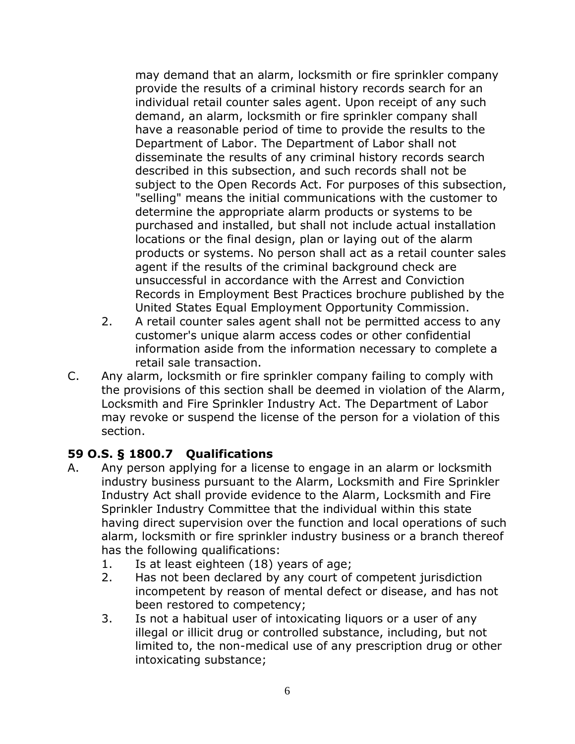may demand that an alarm, locksmith or fire sprinkler company provide the results of a criminal history records search for an individual retail counter sales agent. Upon receipt of any such demand, an alarm, locksmith or fire sprinkler company shall have a reasonable period of time to provide the results to the Department of Labor. The Department of Labor shall not disseminate the results of any criminal history records search described in this subsection, and such records shall not be subject to the Open Records Act. For purposes of this subsection, "selling" means the initial communications with the customer to determine the appropriate alarm products or systems to be purchased and installed, but shall not include actual installation locations or the final design, plan or laying out of the alarm products or systems. No person shall act as a retail counter sales agent if the results of the criminal background check are unsuccessful in accordance with the Arrest and Conviction Records in Employment Best Practices brochure published by the United States Equal Employment Opportunity Commission.

2. A retail counter sales agent shall not be permitted access to any customer's unique alarm access codes or other confidential information aside from the information necessary to complete a retail sale transaction.

C. Any alarm, locksmith or fire sprinkler company failing to comply with the provisions of this section shall be deemed in violation of the Alarm, Locksmith and Fire Sprinkler Industry Act. The Department of Labor may revoke or suspend the license of the person for a violation of this section.

### 59 O.S. § 1800.7 Qualifications

A. Any person applying for a license to engage in an alarm or locksmith industry business pursuant to the Alarm, Locksmith and Fire Sprinkler Industry Act shall provide evidence to the Alarm, Locksmith and Fire Sprinkler Industry Committee that the individual within this state having direct supervision over the function and local operations of such alarm, locksmith or fire sprinkler industry business or a branch thereof has the following qualifications:

1. Is at least eighteen (18) years of age;
2. Has not been declared by any court of competent jurisdiction incompetent by reason of mental defect or disease, and has not been restored to competency;
3. Is not a habitual user of intoxicating liquors or a user of any illegal or illicit drug or controlled substance, including, but not limited to, the non-medical use of any prescription drug or other intoxicating substance;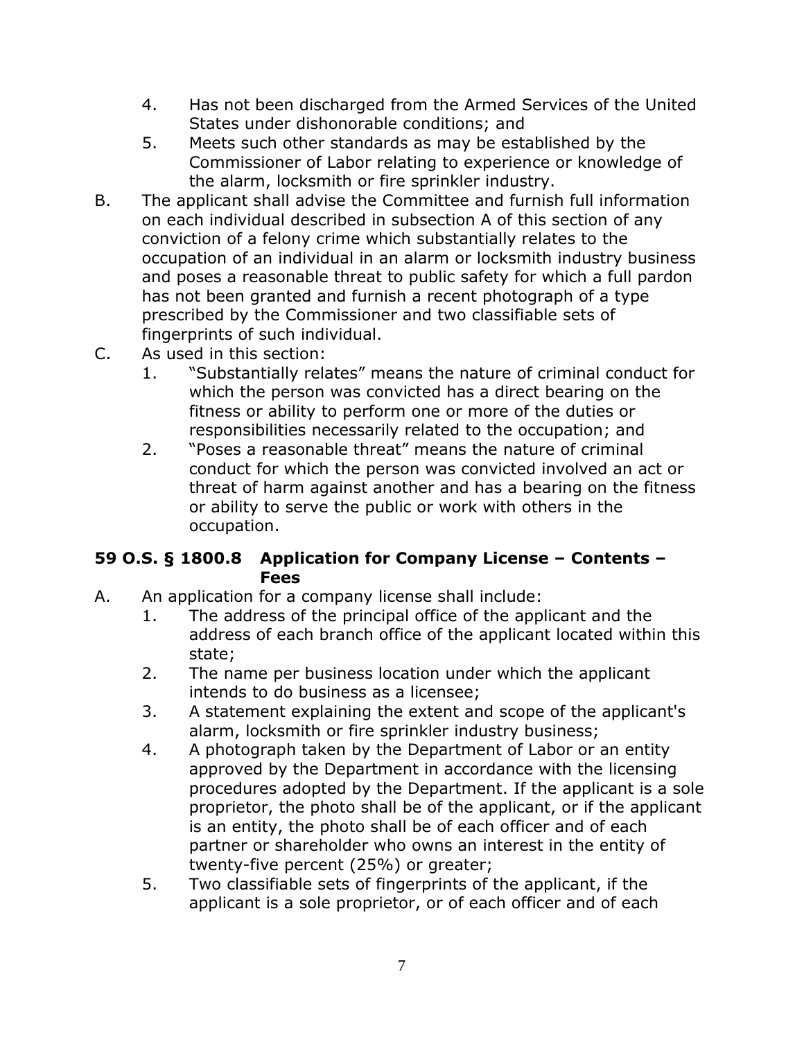4. Has not been discharged from the Armed Services of the United States under dishonorable conditions; and
5. Meets such other standards as may be established by the Commissioner of Labor relating to experience or knowledge of the alarm, locksmith or fire sprinkler industry.

B. The applicant shall advise the Committee and furnish full information on each individual described in subsection A of this section of any conviction of a felony crime which substantially relates to the occupation of an individual in an alarm or locksmith industry business and poses a reasonable threat to public safety for which a full pardon has not been granted and furnish a recent photograph of a type prescribed by the Commissioner and two classifiable sets of fingerprints of such individual.

C. As used in this section:
   1. "Substantially relates" means the nature of criminal conduct for which the person was convicted has a direct bearing on the fitness or ability to perform one or more of the duties or responsibilities necessarily related to the occupation; and
   2. "Poses a reasonable threat" means the nature of criminal conduct for which the person was convicted involved an act or threat of harm against another and has a bearing on the fitness or ability to serve the public or work with others in the occupation.

### 59 O.S. § 1800.8 Application for Company License – Contents – Fees

A. An application for a company license shall include:
   1. The address of the principal office of the applicant and the address of each branch office of the applicant located within this state;
   2. The name per business location under which the applicant intends to do business as a licensee;
   3. A statement explaining the extent and scope of the applicant's alarm, locksmith or fire sprinkler industry business;
   4. A photograph taken by the Department of Labor or an entity approved by the Department in accordance with the licensing procedures adopted by the Department. If the applicant is a sole proprietor, the photo shall be of the applicant, or if the applicant is an entity, the photo shall be of each officer and of each partner or shareholder who owns an interest in the entity of twenty-five percent (25%) or greater;
   5. Two classifiable sets of fingerprints of the applicant, if the applicant is a sole proprietor, or of each officer and of each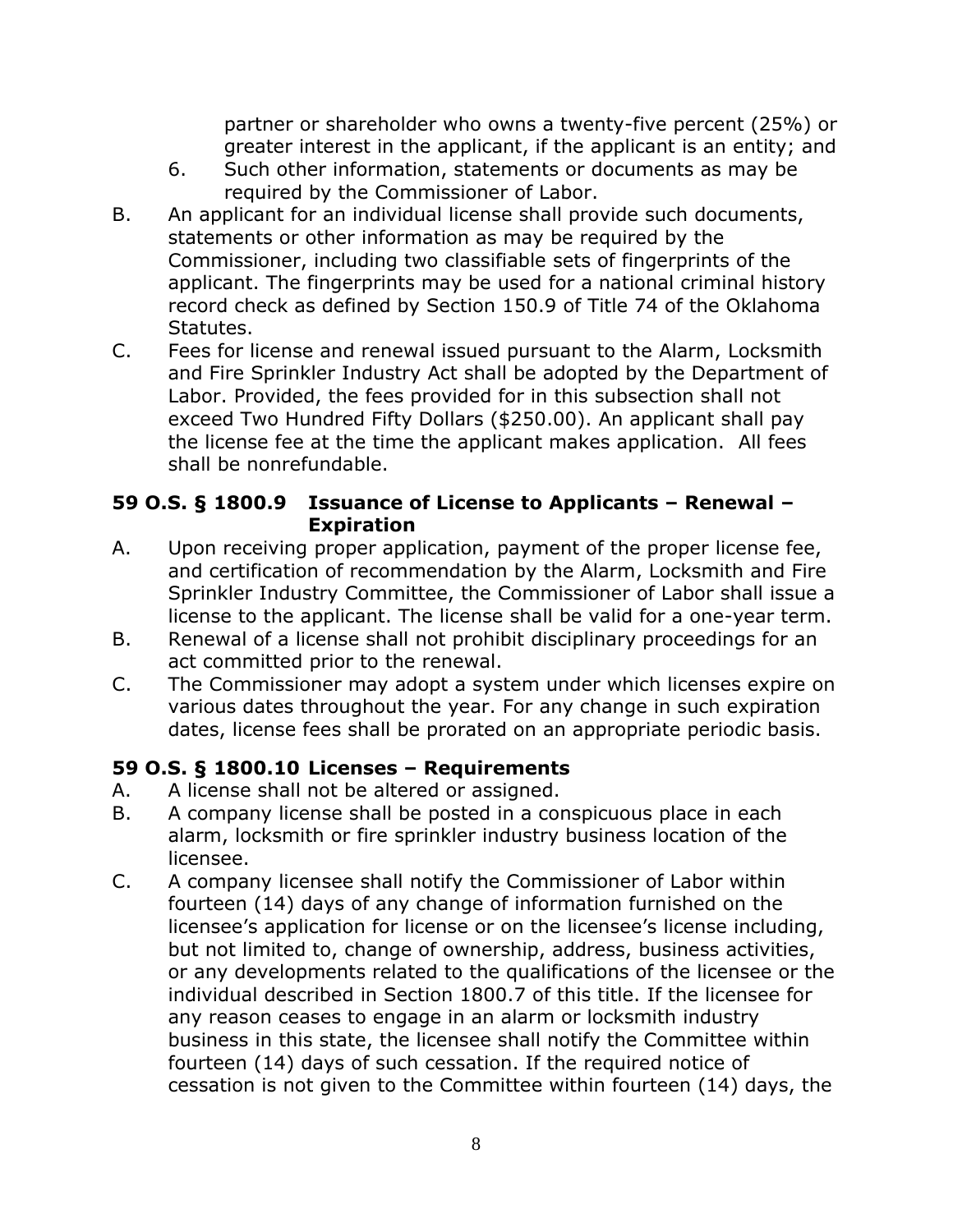partner or shareholder who owns a twenty-five percent (25%) or greater interest in the applicant, if the applicant is an entity; and

6. Such other information, statements or documents as may be required by the Commissioner of Labor.

B. An applicant for an individual license shall provide such documents, statements or other information as may be required by the Commissioner, including two classifiable sets of fingerprints of the applicant. The fingerprints may be used for a national criminal history record check as defined by Section 150.9 of Title 74 of the Oklahoma Statutes.

C. Fees for license and renewal issued pursuant to the Alarm, Locksmith and Fire Sprinkler Industry Act shall be adopted by the Department of Labor. Provided, the fees provided for in this subsection shall not exceed Two Hundred Fifty Dollars ($250.00). An applicant shall pay the license fee at the time the applicant makes application. All fees shall be nonrefundable.

## 59 O.S. § 1800.9 Issuance of License to Applicants – Renewal – Expiration

A. Upon receiving proper application, payment of the proper license fee, and certification of recommendation by the Alarm, Locksmith and Fire Sprinkler Industry Committee, the Commissioner of Labor shall issue a license to the applicant. The license shall be valid for a one-year term.

B. Renewal of a license shall not prohibit disciplinary proceedings for an act committed prior to the renewal.

C. The Commissioner may adopt a system under which licenses expire on various dates throughout the year. For any change in such expiration dates, license fees shall be prorated on an appropriate periodic basis.

## 59 O.S. § 1800.10 Licenses – Requirements

A. A license shall not be altered or assigned.

B. A company license shall be posted in a conspicuous place in each alarm, locksmith or fire sprinkler industry business location of the licensee.

C. A company licensee shall notify the Commissioner of Labor within fourteen (14) days of any change of information furnished on the licensee's application for license or on the licensee's license including, but not limited to, change of ownership, address, business activities, or any developments related to the qualifications of the licensee or the individual described in Section 1800.7 of this title. If the licensee for any reason ceases to engage in an alarm or locksmith industry business in this state, the licensee shall notify the Committee within fourteen (14) days of such cessation. If the required notice of cessation is not given to the Committee within fourteen (14) days, the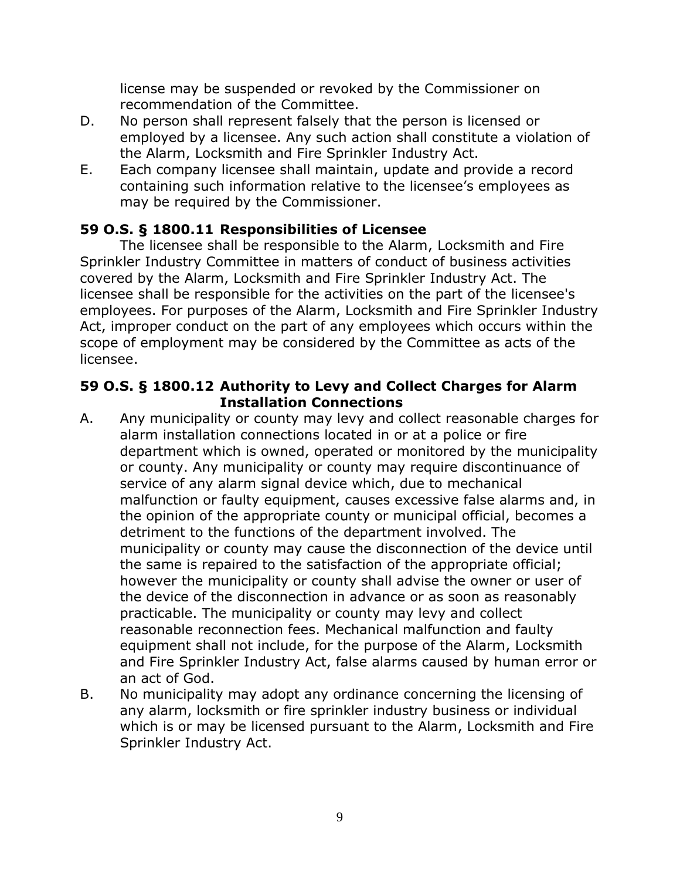license may be suspended or revoked by the Commissioner on recommendation of the Committee.

D. No person shall represent falsely that the person is licensed or employed by a licensee. Any such action shall constitute a violation of the Alarm, Locksmith and Fire Sprinkler Industry Act.

E. Each company licensee shall maintain, update and provide a record containing such information relative to the licensee's employees as may be required by the Commissioner.

### 59 O.S. § 1800.11 Responsibilities of Licensee

The licensee shall be responsible to the Alarm, Locksmith and Fire Sprinkler Industry Committee in matters of conduct of business activities covered by the Alarm, Locksmith and Fire Sprinkler Industry Act. The licensee shall be responsible for the activities on the part of the licensee's employees. For purposes of the Alarm, Locksmith and Fire Sprinkler Industry Act, improper conduct on the part of any employees which occurs within the scope of employment may be considered by the Committee as acts of the licensee.

### 59 O.S. § 1800.12 Authority to Levy and Collect Charges for Alarm Installation Connections

A. Any municipality or county may levy and collect reasonable charges for alarm installation connections located in or at a police or fire department which is owned, operated or monitored by the municipality or county. Any municipality or county may require discontinuance of service of any alarm signal device which, due to mechanical malfunction or faulty equipment, causes excessive false alarms and, in the opinion of the appropriate county or municipal official, becomes a detriment to the functions of the department involved. The municipality or county may cause the disconnection of the device until the same is repaired to the satisfaction of the appropriate official; however the municipality or county shall advise the owner or user of the device of the disconnection in advance or as soon as reasonably practicable. The municipality or county may levy and collect reasonable reconnection fees. Mechanical malfunction and faulty equipment shall not include, for the purpose of the Alarm, Locksmith and Fire Sprinkler Industry Act, false alarms caused by human error or an act of God.

B. No municipality may adopt any ordinance concerning the licensing of any alarm, locksmith or fire sprinkler industry business or individual which is or may be licensed pursuant to the Alarm, Locksmith and Fire Sprinkler Industry Act.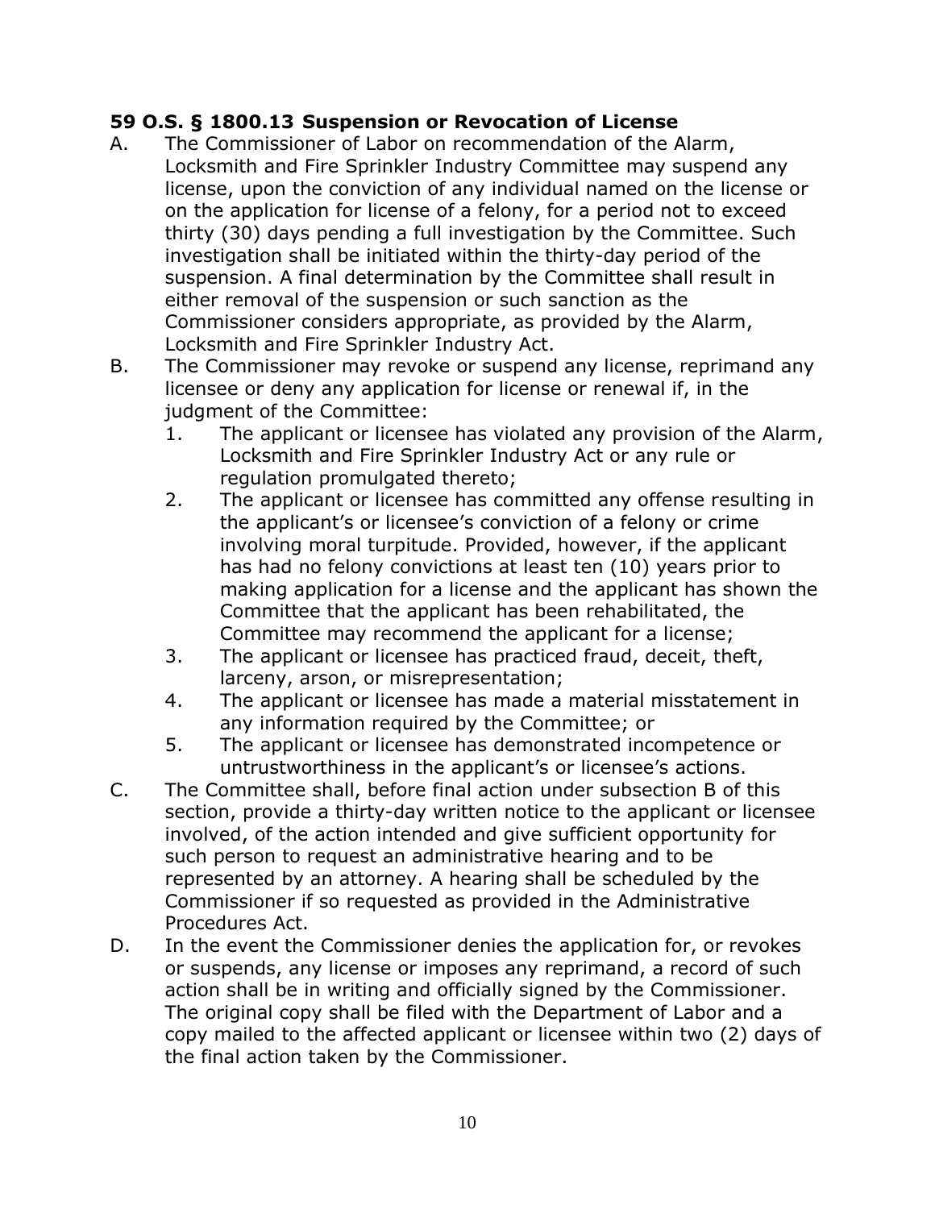## 59 O.S. § 1800.13 Suspension or Revocation of License

A. The Commissioner of Labor on recommendation of the Alarm, Locksmith and Fire Sprinkler Industry Committee may suspend any license, upon the conviction of any individual named on the license or on the application for license of a felony, for a period not to exceed thirty (30) days pending a full investigation by the Committee. Such investigation shall be initiated within the thirty-day period of the suspension. A final determination by the Committee shall result in either removal of the suspension or such sanction as the Commissioner considers appropriate, as provided by the Alarm, Locksmith and Fire Sprinkler Industry Act.

B. The Commissioner may revoke or suspend any license, reprimand any licensee or deny any application for license or renewal if, in the judgment of the Committee:

1. The applicant or licensee has violated any provision of the Alarm, Locksmith and Fire Sprinkler Industry Act or any rule or regulation promulgated thereto;
2. The applicant or licensee has committed any offense resulting in the applicant's or licensee's conviction of a felony or crime involving moral turpitude. Provided, however, if the applicant has had no felony convictions at least ten (10) years prior to making application for a license and the applicant has shown the Committee that the applicant has been rehabilitated, the Committee may recommend the applicant for a license;
3. The applicant or licensee has practiced fraud, deceit, theft, larceny, arson, or misrepresentation;
4. The applicant or licensee has made a material misstatement in any information required by the Committee; or
5. The applicant or licensee has demonstrated incompetence or untrustworthiness in the applicant's or licensee's actions.

C. The Committee shall, before final action under subsection B of this section, provide a thirty-day written notice to the applicant or licensee involved, of the action intended and give sufficient opportunity for such person to request an administrative hearing and to be represented by an attorney. A hearing shall be scheduled by the Commissioner if so requested as provided in the Administrative Procedures Act.

D. In the event the Commissioner denies the application for, or revokes or suspends, any license or imposes any reprimand, a record of such action shall be in writing and officially signed by the Commissioner. The original copy shall be filed with the Department of Labor and a copy mailed to the affected applicant or licensee within two (2) days of the final action taken by the Commissioner.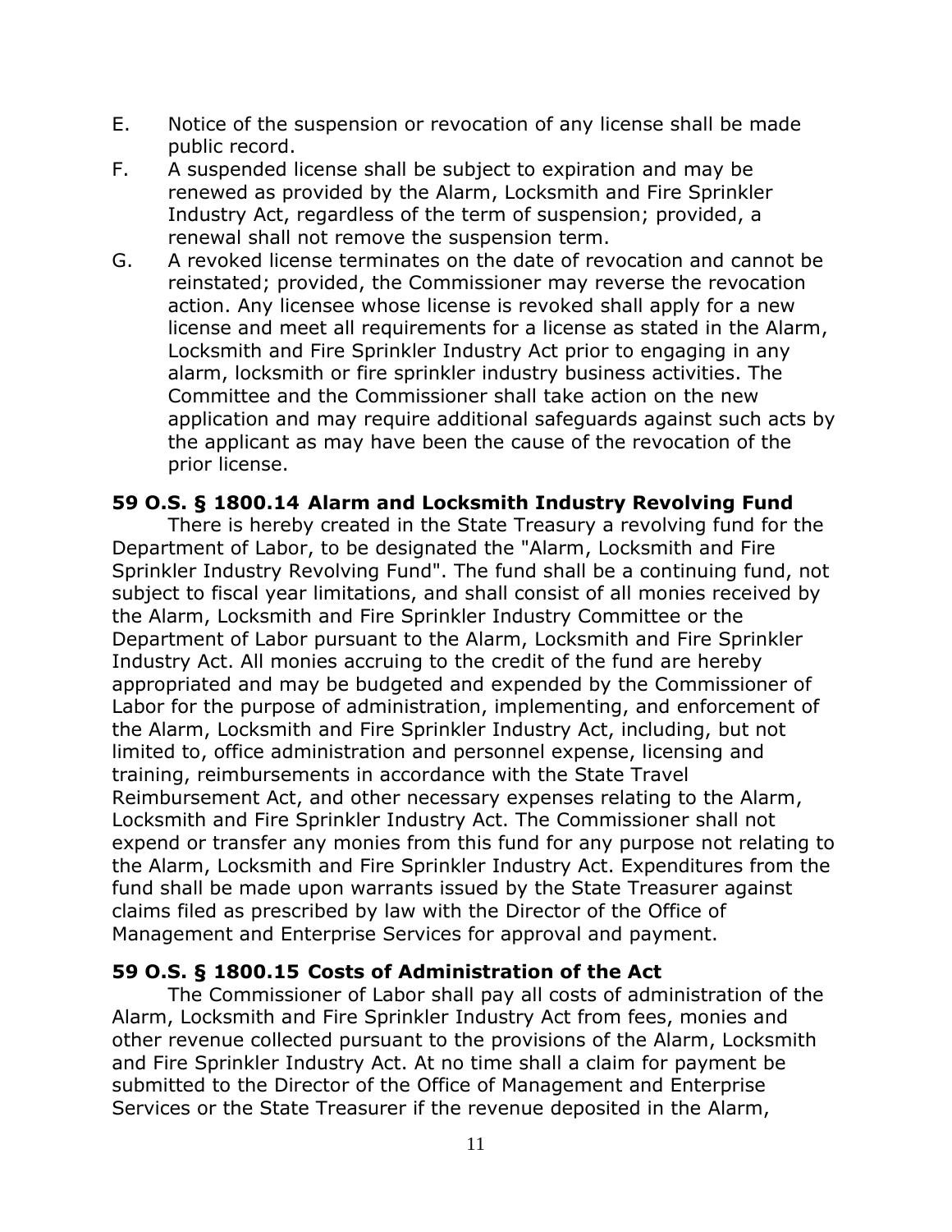E. Notice of the suspension or revocation of any license shall be made public record.

F. A suspended license shall be subject to expiration and may be renewed as provided by the Alarm, Locksmith and Fire Sprinkler Industry Act, regardless of the term of suspension; provided, a renewal shall not remove the suspension term.

G. A revoked license terminates on the date of revocation and cannot be reinstated; provided, the Commissioner may reverse the revocation action. Any licensee whose license is revoked shall apply for a new license and meet all requirements for a license as stated in the Alarm, Locksmith and Fire Sprinkler Industry Act prior to engaging in any alarm, locksmith or fire sprinkler industry business activities. The Committee and the Commissioner shall take action on the new application and may require additional safeguards against such acts by the applicant as may have been the cause of the revocation of the prior license.

### 59 O.S. § 1800.14 Alarm and Locksmith Industry Revolving Fund

There is hereby created in the State Treasury a revolving fund for the Department of Labor, to be designated the "Alarm, Locksmith and Fire Sprinkler Industry Revolving Fund". The fund shall be a continuing fund, not subject to fiscal year limitations, and shall consist of all monies received by the Alarm, Locksmith and Fire Sprinkler Industry Committee or the Department of Labor pursuant to the Alarm, Locksmith and Fire Sprinkler Industry Act. All monies accruing to the credit of the fund are hereby appropriated and may be budgeted and expended by the Commissioner of Labor for the purpose of administration, implementing, and enforcement of the Alarm, Locksmith and Fire Sprinkler Industry Act, including, but not limited to, office administration and personnel expense, licensing and training, reimbursements in accordance with the State Travel Reimbursement Act, and other necessary expenses relating to the Alarm, Locksmith and Fire Sprinkler Industry Act. The Commissioner shall not expend or transfer any monies from this fund for any purpose not relating to the Alarm, Locksmith and Fire Sprinkler Industry Act. Expenditures from the fund shall be made upon warrants issued by the State Treasurer against claims filed as prescribed by law with the Director of the Office of Management and Enterprise Services for approval and payment.

### 59 O.S. § 1800.15 Costs of Administration of the Act

The Commissioner of Labor shall pay all costs of administration of the Alarm, Locksmith and Fire Sprinkler Industry Act from fees, monies and other revenue collected pursuant to the provisions of the Alarm, Locksmith and Fire Sprinkler Industry Act. At no time shall a claim for payment be submitted to the Director of the Office of Management and Enterprise Services or the State Treasurer if the revenue deposited in the Alarm,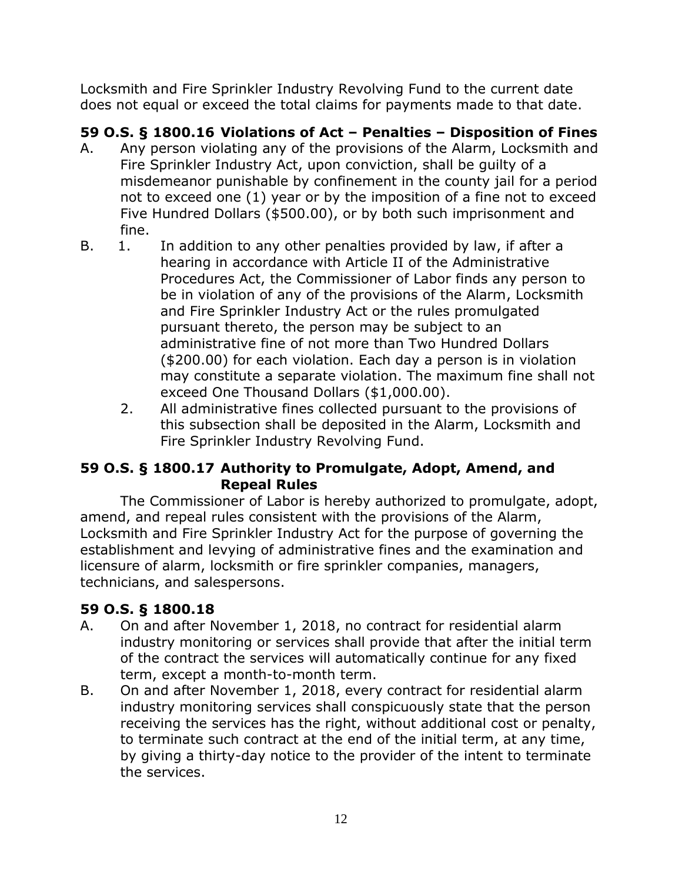Locksmith and Fire Sprinkler Industry Revolving Fund to the current date does not equal or exceed the total claims for payments made to that date.

### 59 O.S. § 1800.16 Violations of Act – Penalties – Disposition of Fines

A. Any person violating any of the provisions of the Alarm, Locksmith and Fire Sprinkler Industry Act, upon conviction, shall be guilty of a misdemeanor punishable by confinement in the county jail for a period not to exceed one (1) year or by the imposition of a fine not to exceed Five Hundred Dollars ($500.00), or by both such imprisonment and fine.

B. 1. In addition to any other penalties provided by law, if after a hearing in accordance with Article II of the Administrative Procedures Act, the Commissioner of Labor finds any person to be in violation of any of the provisions of the Alarm, Locksmith and Fire Sprinkler Industry Act or the rules promulgated pursuant thereto, the person may be subject to an administrative fine of not more than Two Hundred Dollars ($200.00) for each violation. Each day a person is in violation may constitute a separate violation. The maximum fine shall not exceed One Thousand Dollars ($1,000.00).

   2. All administrative fines collected pursuant to the provisions of this subsection shall be deposited in the Alarm, Locksmith and Fire Sprinkler Industry Revolving Fund.

### 59 O.S. § 1800.17 Authority to Promulgate, Adopt, Amend, and Repeal Rules

The Commissioner of Labor is hereby authorized to promulgate, adopt, amend, and repeal rules consistent with the provisions of the Alarm, Locksmith and Fire Sprinkler Industry Act for the purpose of governing the establishment and levying of administrative fines and the examination and licensure of alarm, locksmith or fire sprinkler companies, managers, technicians, and salespersons.

### 59 O.S. § 1800.18

A. On and after November 1, 2018, no contract for residential alarm industry monitoring or services shall provide that after the initial term of the contract the services will automatically continue for any fixed term, except a month-to-month term.

B. On and after November 1, 2018, every contract for residential alarm industry monitoring services shall conspicuously state that the person receiving the services has the right, without additional cost or penalty, to terminate such contract at the end of the initial term, at any time, by giving a thirty-day notice to the provider of the intent to terminate the services.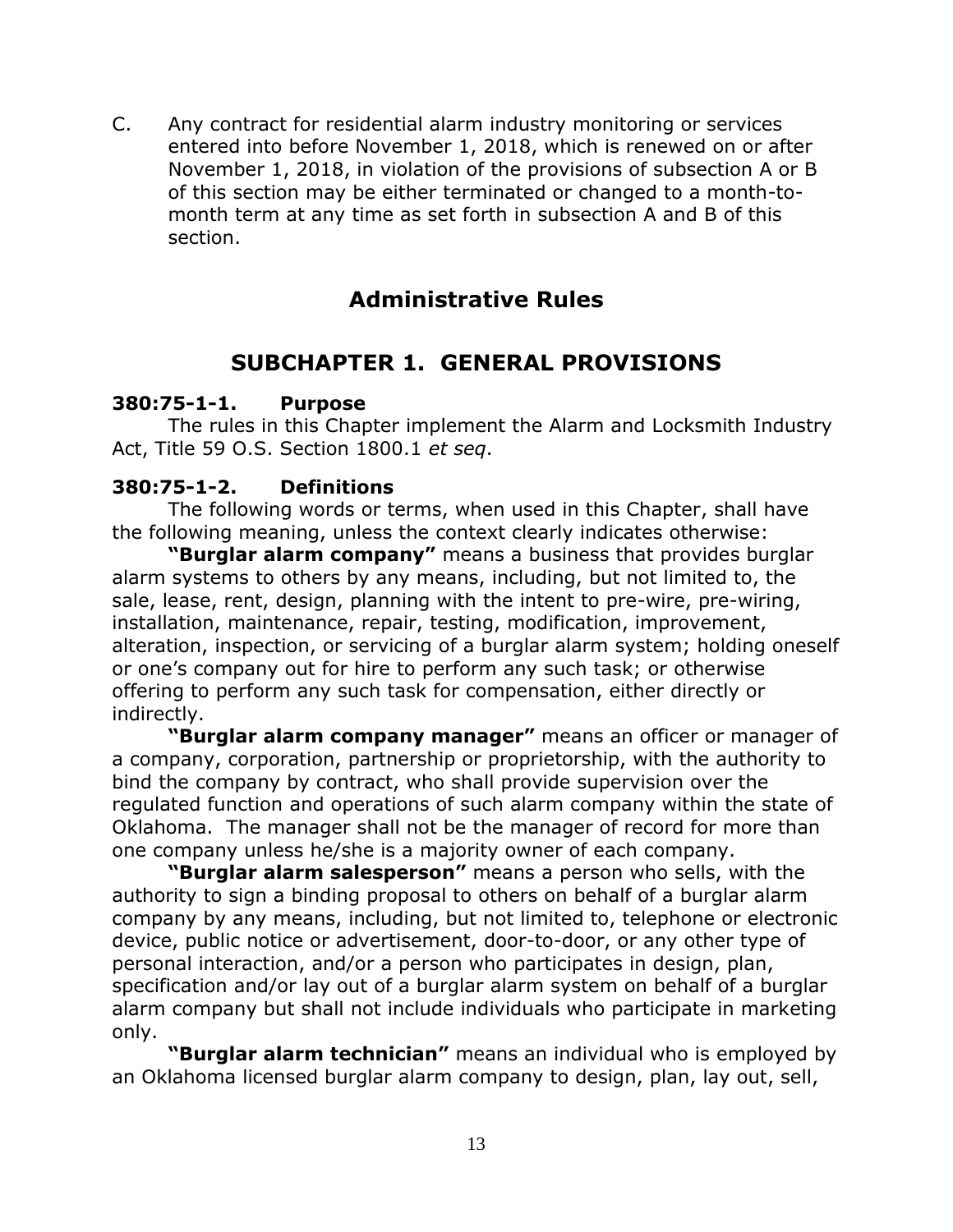C. Any contract for residential alarm industry monitoring or services entered into before November 1, 2018, which is renewed on or after November 1, 2018, in violation of the provisions of subsection A or B of this section may be either terminated or changed to a month-to-month term at any time as set forth in subsection A and B of this section.

# Administrative Rules

## SUBCHAPTER 1. GENERAL PROVISIONS

### 380:75-1-1. Purpose

The rules in this Chapter implement the Alarm and Locksmith Industry Act, Title 59 O.S. Section 1800.1 *et seq*.

### 380:75-1-2. Definitions

The following words or terms, when used in this Chapter, shall have the following meaning, unless the context clearly indicates otherwise:

**"Burglar alarm company"** means a business that provides burglar alarm systems to others by any means, including, but not limited to, the sale, lease, rent, design, planning with the intent to pre-wire, pre-wiring, installation, maintenance, repair, testing, modification, improvement, alteration, inspection, or servicing of a burglar alarm system; holding oneself or one's company out for hire to perform any such task; or otherwise offering to perform any such task for compensation, either directly or indirectly.

**"Burglar alarm company manager"** means an officer or manager of a company, corporation, partnership or proprietorship, with the authority to bind the company by contract, who shall provide supervision over the regulated function and operations of such alarm company within the state of Oklahoma. The manager shall not be the manager of record for more than one company unless he/she is a majority owner of each company.

**"Burglar alarm salesperson"** means a person who sells, with the authority to sign a binding proposal to others on behalf of a burglar alarm company by any means, including, but not limited to, telephone or electronic device, public notice or advertisement, door-to-door, or any other type of personal interaction, and/or a person who participates in design, plan, specification and/or lay out of a burglar alarm system on behalf of a burglar alarm company but shall not include individuals who participate in marketing only.

**"Burglar alarm technician"** means an individual who is employed by an Oklahoma licensed burglar alarm company to design, plan, lay out, sell,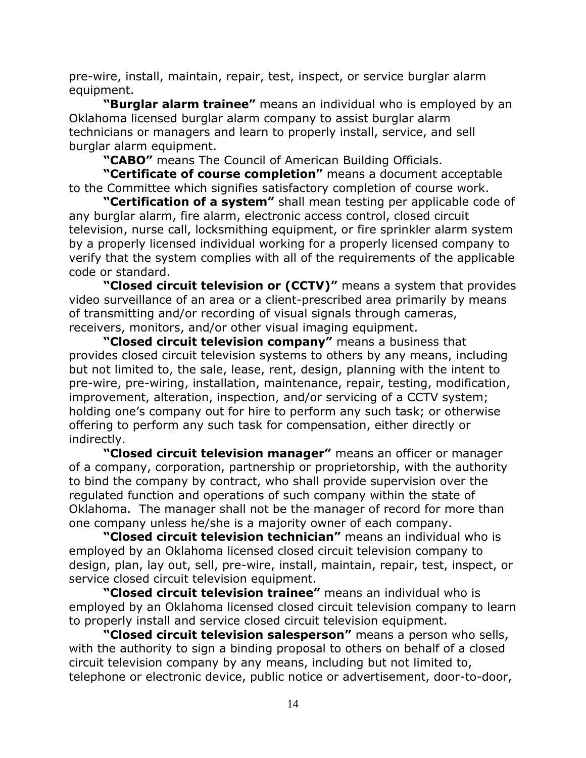pre-wire, install, maintain, repair, test, inspect, or service burglar alarm equipment.

**"Burglar alarm trainee"** means an individual who is employed by an Oklahoma licensed burglar alarm company to assist burglar alarm technicians or managers and learn to properly install, service, and sell burglar alarm equipment.

**"CABO"** means The Council of American Building Officials.

**"Certificate of course completion"** means a document acceptable to the Committee which signifies satisfactory completion of course work.

**"Certification of a system"** shall mean testing per applicable code of any burglar alarm, fire alarm, electronic access control, closed circuit television, nurse call, locksmithing equipment, or fire sprinkler alarm system by a properly licensed individual working for a properly licensed company to verify that the system complies with all of the requirements of the applicable code or standard.

**"Closed circuit television or (CCTV)"** means a system that provides video surveillance of an area or a client-prescribed area primarily by means of transmitting and/or recording of visual signals through cameras, receivers, monitors, and/or other visual imaging equipment.

**"Closed circuit television company"** means a business that provides closed circuit television systems to others by any means, including but not limited to, the sale, lease, rent, design, planning with the intent to pre-wire, pre-wiring, installation, maintenance, repair, testing, modification, improvement, alteration, inspection, and/or servicing of a CCTV system; holding one's company out for hire to perform any such task; or otherwise offering to perform any such task for compensation, either directly or indirectly.

**"Closed circuit television manager"** means an officer or manager of a company, corporation, partnership or proprietorship, with the authority to bind the company by contract, who shall provide supervision over the regulated function and operations of such company within the state of Oklahoma. The manager shall not be the manager of record for more than one company unless he/she is a majority owner of each company.

**"Closed circuit television technician"** means an individual who is employed by an Oklahoma licensed closed circuit television company to design, plan, lay out, sell, pre-wire, install, maintain, repair, test, inspect, or service closed circuit television equipment.

**"Closed circuit television trainee"** means an individual who is employed by an Oklahoma licensed closed circuit television company to learn to properly install and service closed circuit television equipment.

**"Closed circuit television salesperson"** means a person who sells, with the authority to sign a binding proposal to others on behalf of a closed circuit television company by any means, including but not limited to, telephone or electronic device, public notice or advertisement, door-to-door,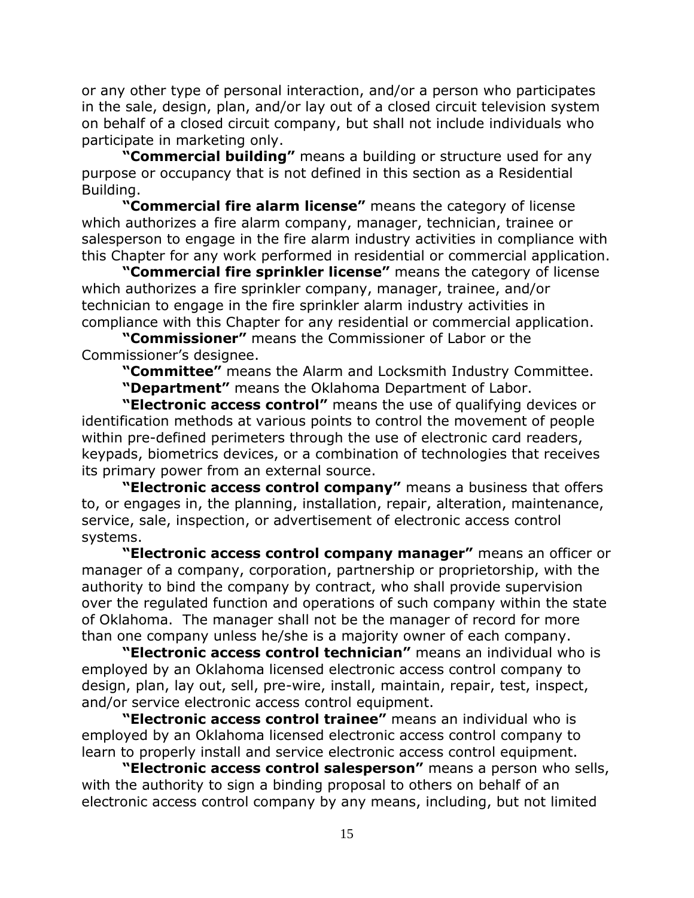or any other type of personal interaction, and/or a person who participates in the sale, design, plan, and/or lay out of a closed circuit television system on behalf of a closed circuit company, but shall not include individuals who participate in marketing only.

**"Commercial building"** means a building or structure used for any purpose or occupancy that is not defined in this section as a Residential Building.

**"Commercial fire alarm license"** means the category of license which authorizes a fire alarm company, manager, technician, trainee or salesperson to engage in the fire alarm industry activities in compliance with this Chapter for any work performed in residential or commercial application.

**"Commercial fire sprinkler license"** means the category of license which authorizes a fire sprinkler company, manager, trainee, and/or technician to engage in the fire sprinkler alarm industry activities in compliance with this Chapter for any residential or commercial application.

**"Commissioner"** means the Commissioner of Labor or the Commissioner's designee.

**"Committee"** means the Alarm and Locksmith Industry Committee.

**"Department"** means the Oklahoma Department of Labor.

**"Electronic access control"** means the use of qualifying devices or identification methods at various points to control the movement of people within pre-defined perimeters through the use of electronic card readers, keypads, biometrics devices, or a combination of technologies that receives its primary power from an external source.

**"Electronic access control company"** means a business that offers to, or engages in, the planning, installation, repair, alteration, maintenance, service, sale, inspection, or advertisement of electronic access control systems.

**"Electronic access control company manager"** means an officer or manager of a company, corporation, partnership or proprietorship, with the authority to bind the company by contract, who shall provide supervision over the regulated function and operations of such company within the state of Oklahoma. The manager shall not be the manager of record for more than one company unless he/she is a majority owner of each company.

**"Electronic access control technician"** means an individual who is employed by an Oklahoma licensed electronic access control company to design, plan, lay out, sell, pre-wire, install, maintain, repair, test, inspect, and/or service electronic access control equipment.

**"Electronic access control trainee"** means an individual who is employed by an Oklahoma licensed electronic access control company to learn to properly install and service electronic access control equipment.

**"Electronic access control salesperson"** means a person who sells, with the authority to sign a binding proposal to others on behalf of an electronic access control company by any means, including, but not limited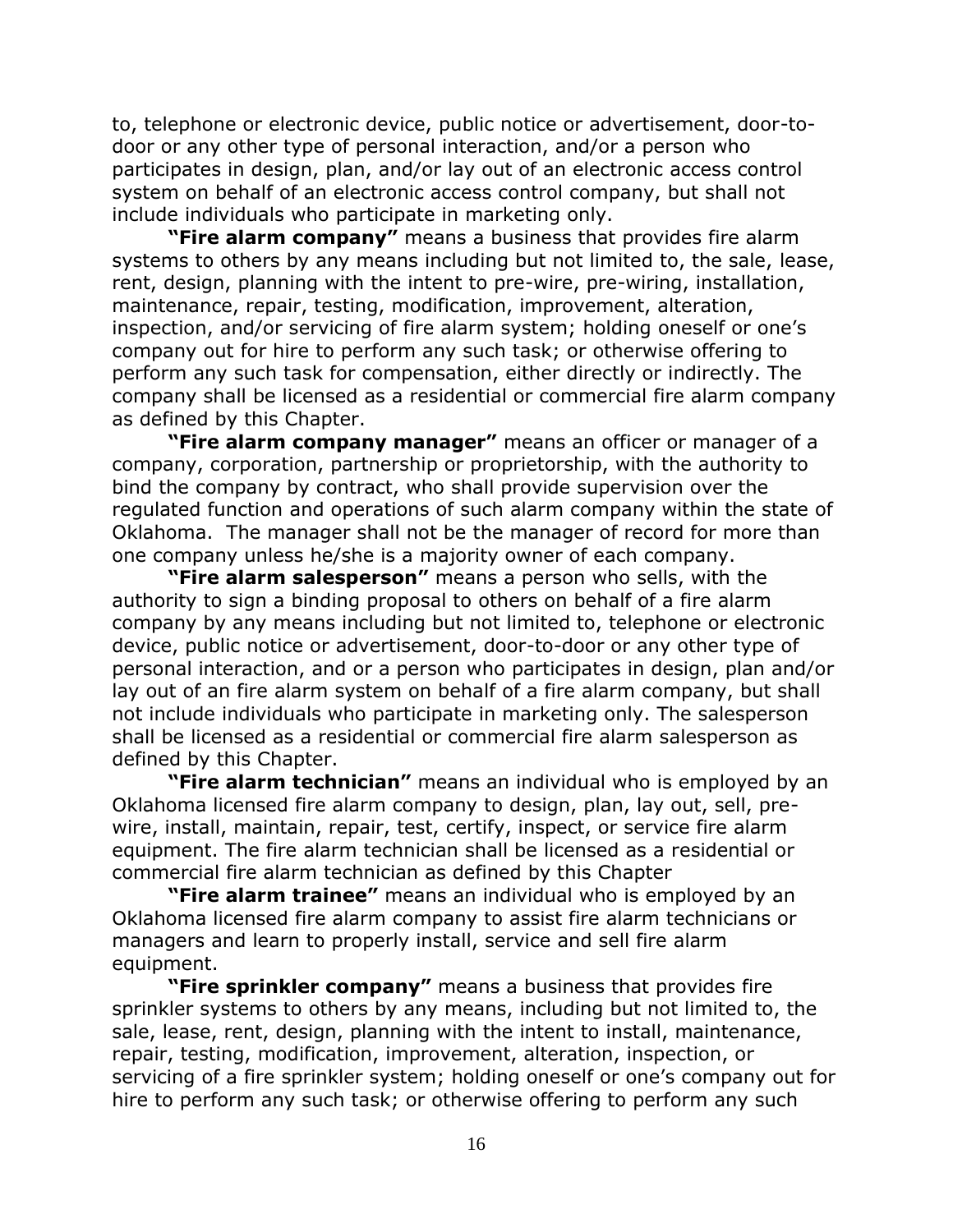to, telephone or electronic device, public notice or advertisement, door-to-door or any other type of personal interaction, and/or a person who participates in design, plan, and/or lay out of an electronic access control system on behalf of an electronic access control company, but shall not include individuals who participate in marketing only.

**"Fire alarm company"** means a business that provides fire alarm systems to others by any means including but not limited to, the sale, lease, rent, design, planning with the intent to pre-wire, pre-wiring, installation, maintenance, repair, testing, modification, improvement, alteration, inspection, and/or servicing of fire alarm system; holding oneself or one's company out for hire to perform any such task; or otherwise offering to perform any such task for compensation, either directly or indirectly. The company shall be licensed as a residential or commercial fire alarm company as defined by this Chapter.

**"Fire alarm company manager"** means an officer or manager of a company, corporation, partnership or proprietorship, with the authority to bind the company by contract, who shall provide supervision over the regulated function and operations of such alarm company within the state of Oklahoma. The manager shall not be the manager of record for more than one company unless he/she is a majority owner of each company.

**"Fire alarm salesperson"** means a person who sells, with the authority to sign a binding proposal to others on behalf of a fire alarm company by any means including but not limited to, telephone or electronic device, public notice or advertisement, door-to-door or any other type of personal interaction, and or a person who participates in design, plan and/or lay out of an fire alarm system on behalf of a fire alarm company, but shall not include individuals who participate in marketing only. The salesperson shall be licensed as a residential or commercial fire alarm salesperson as defined by this Chapter.

**"Fire alarm technician"** means an individual who is employed by an Oklahoma licensed fire alarm company to design, plan, lay out, sell, pre-wire, install, maintain, repair, test, certify, inspect, or service fire alarm equipment. The fire alarm technician shall be licensed as a residential or commercial fire alarm technician as defined by this Chapter

**"Fire alarm trainee"** means an individual who is employed by an Oklahoma licensed fire alarm company to assist fire alarm technicians or managers and learn to properly install, service and sell fire alarm equipment.

**"Fire sprinkler company"** means a business that provides fire sprinkler systems to others by any means, including but not limited to, the sale, lease, rent, design, planning with the intent to install, maintenance, repair, testing, modification, improvement, alteration, inspection, or servicing of a fire sprinkler system; holding oneself or one's company out for hire to perform any such task; or otherwise offering to perform any such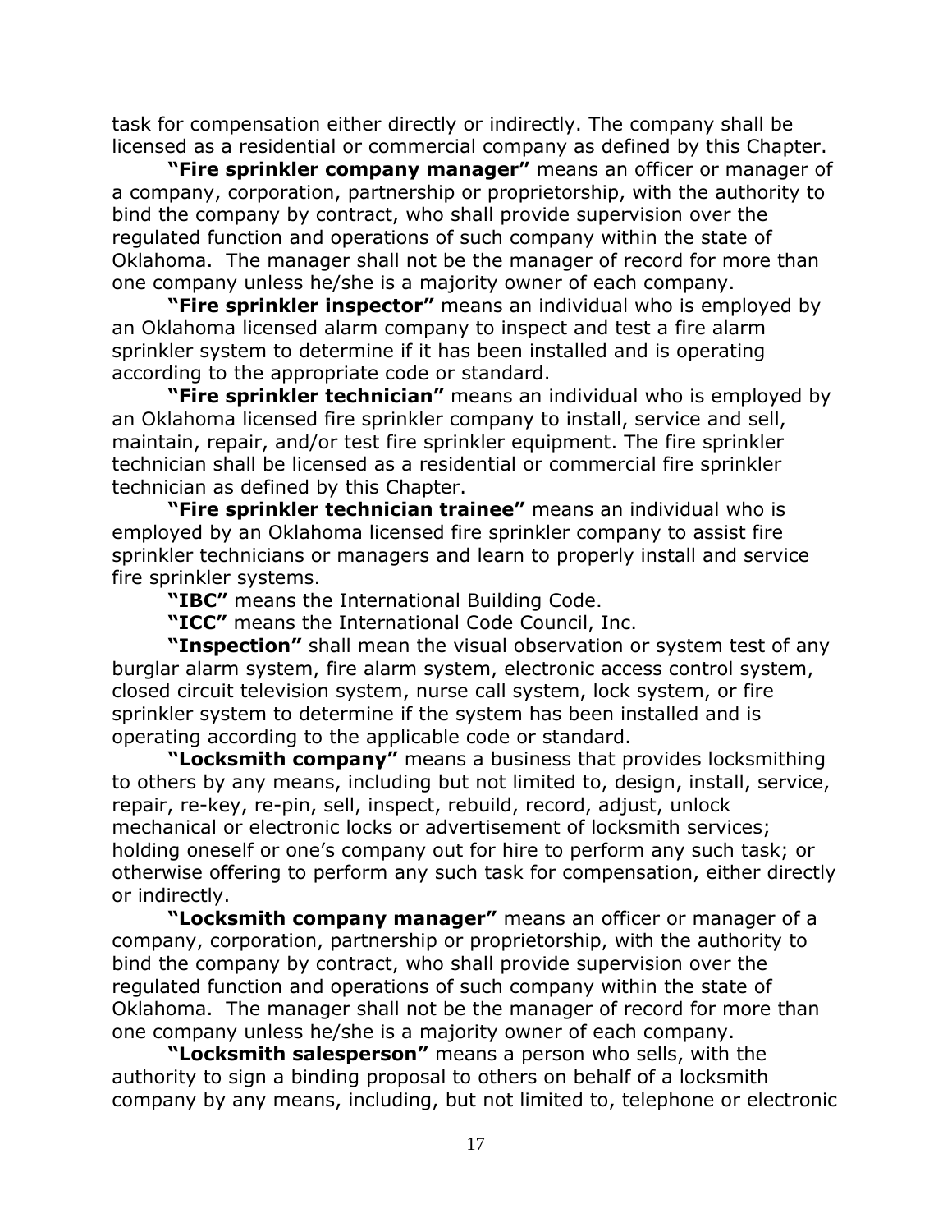task for compensation either directly or indirectly. The company shall be licensed as a residential or commercial company as defined by this Chapter.

**"Fire sprinkler company manager"** means an officer or manager of a company, corporation, partnership or proprietorship, with the authority to bind the company by contract, who shall provide supervision over the regulated function and operations of such company within the state of Oklahoma. The manager shall not be the manager of record for more than one company unless he/she is a majority owner of each company.

**"Fire sprinkler inspector"** means an individual who is employed by an Oklahoma licensed alarm company to inspect and test a fire alarm sprinkler system to determine if it has been installed and is operating according to the appropriate code or standard.

**"Fire sprinkler technician"** means an individual who is employed by an Oklahoma licensed fire sprinkler company to install, service and sell, maintain, repair, and/or test fire sprinkler equipment. The fire sprinkler technician shall be licensed as a residential or commercial fire sprinkler technician as defined by this Chapter.

**"Fire sprinkler technician trainee"** means an individual who is employed by an Oklahoma licensed fire sprinkler company to assist fire sprinkler technicians or managers and learn to properly install and service fire sprinkler systems.

**"IBC"** means the International Building Code.

**"ICC"** means the International Code Council, Inc.

**"Inspection"** shall mean the visual observation or system test of any burglar alarm system, fire alarm system, electronic access control system, closed circuit television system, nurse call system, lock system, or fire sprinkler system to determine if the system has been installed and is operating according to the applicable code or standard.

**"Locksmith company"** means a business that provides locksmithing to others by any means, including but not limited to, design, install, service, repair, re-key, re-pin, sell, inspect, rebuild, record, adjust, unlock mechanical or electronic locks or advertisement of locksmith services; holding oneself or one's company out for hire to perform any such task; or otherwise offering to perform any such task for compensation, either directly or indirectly.

**"Locksmith company manager"** means an officer or manager of a company, corporation, partnership or proprietorship, with the authority to bind the company by contract, who shall provide supervision over the regulated function and operations of such company within the state of Oklahoma. The manager shall not be the manager of record for more than one company unless he/she is a majority owner of each company.

**"Locksmith salesperson"** means a person who sells, with the authority to sign a binding proposal to others on behalf of a locksmith company by any means, including, but not limited to, telephone or electronic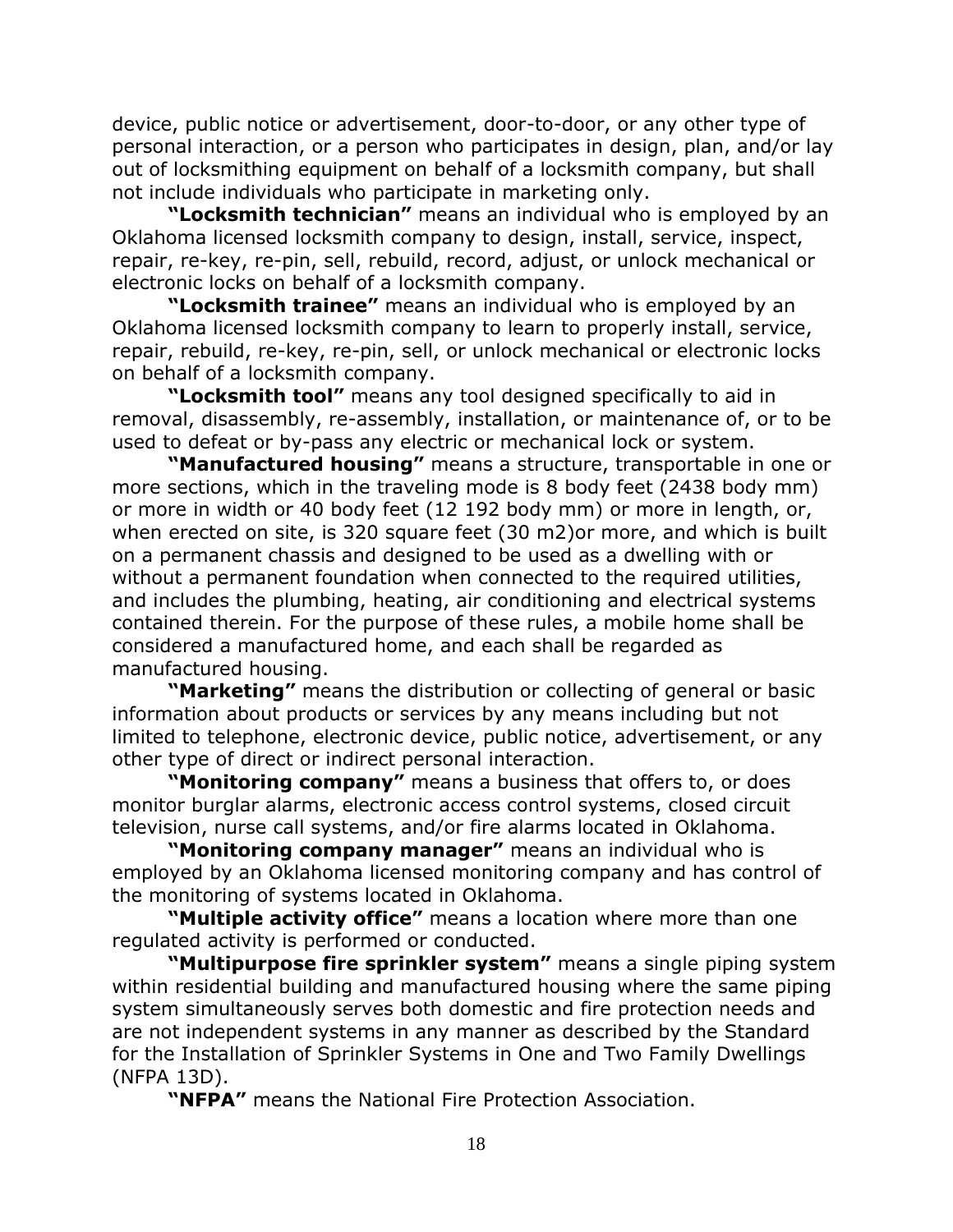device, public notice or advertisement, door-to-door, or any other type of personal interaction, or a person who participates in design, plan, and/or lay out of locksmithing equipment on behalf of a locksmith company, but shall not include individuals who participate in marketing only.

**"Locksmith technician"** means an individual who is employed by an Oklahoma licensed locksmith company to design, install, service, inspect, repair, re-key, re-pin, sell, rebuild, record, adjust, or unlock mechanical or electronic locks on behalf of a locksmith company.

**"Locksmith trainee"** means an individual who is employed by an Oklahoma licensed locksmith company to learn to properly install, service, repair, rebuild, re-key, re-pin, sell, or unlock mechanical or electronic locks on behalf of a locksmith company.

**"Locksmith tool"** means any tool designed specifically to aid in removal, disassembly, re-assembly, installation, or maintenance of, or to be used to defeat or by-pass any electric or mechanical lock or system.

**"Manufactured housing"** means a structure, transportable in one or more sections, which in the traveling mode is 8 body feet (2438 body mm) or more in width or 40 body feet (12 192 body mm) or more in length, or, when erected on site, is 320 square feet (30 m2)or more, and which is built on a permanent chassis and designed to be used as a dwelling with or without a permanent foundation when connected to the required utilities, and includes the plumbing, heating, air conditioning and electrical systems contained therein. For the purpose of these rules, a mobile home shall be considered a manufactured home, and each shall be regarded as manufactured housing.

**"Marketing"** means the distribution or collecting of general or basic information about products or services by any means including but not limited to telephone, electronic device, public notice, advertisement, or any other type of direct or indirect personal interaction.

**"Monitoring company"** means a business that offers to, or does monitor burglar alarms, electronic access control systems, closed circuit television, nurse call systems, and/or fire alarms located in Oklahoma.

**"Monitoring company manager"** means an individual who is employed by an Oklahoma licensed monitoring company and has control of the monitoring of systems located in Oklahoma.

**"Multiple activity office"** means a location where more than one regulated activity is performed or conducted.

**"Multipurpose fire sprinkler system"** means a single piping system within residential building and manufactured housing where the same piping system simultaneously serves both domestic and fire protection needs and are not independent systems in any manner as described by the Standard for the Installation of Sprinkler Systems in One and Two Family Dwellings (NFPA 13D).

**"NFPA"** means the National Fire Protection Association.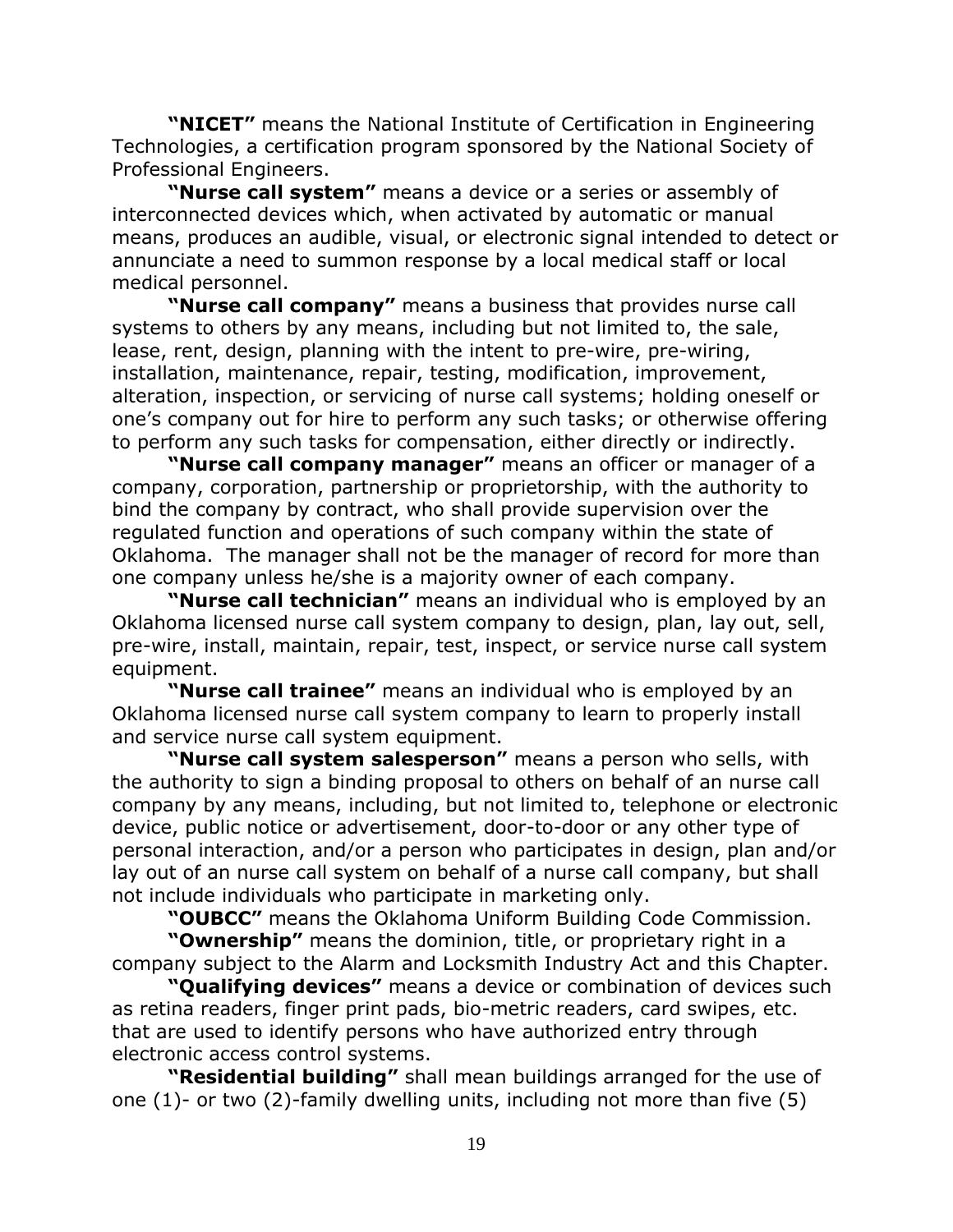**"NICET"** means the National Institute of Certification in Engineering Technologies, a certification program sponsored by the National Society of Professional Engineers.

**"Nurse call system"** means a device or a series or assembly of interconnected devices which, when activated by automatic or manual means, produces an audible, visual, or electronic signal intended to detect or annunciate a need to summon response by a local medical staff or local medical personnel.

**"Nurse call company"** means a business that provides nurse call systems to others by any means, including but not limited to, the sale, lease, rent, design, planning with the intent to pre-wire, pre-wiring, installation, maintenance, repair, testing, modification, improvement, alteration, inspection, or servicing of nurse call systems; holding oneself or one's company out for hire to perform any such tasks; or otherwise offering to perform any such tasks for compensation, either directly or indirectly.

**"Nurse call company manager"** means an officer or manager of a company, corporation, partnership or proprietorship, with the authority to bind the company by contract, who shall provide supervision over the regulated function and operations of such company within the state of Oklahoma. The manager shall not be the manager of record for more than one company unless he/she is a majority owner of each company.

**"Nurse call technician"** means an individual who is employed by an Oklahoma licensed nurse call system company to design, plan, lay out, sell, pre-wire, install, maintain, repair, test, inspect, or service nurse call system equipment.

**"Nurse call trainee"** means an individual who is employed by an Oklahoma licensed nurse call system company to learn to properly install and service nurse call system equipment.

**"Nurse call system salesperson"** means a person who sells, with the authority to sign a binding proposal to others on behalf of an nurse call company by any means, including, but not limited to, telephone or electronic device, public notice or advertisement, door-to-door or any other type of personal interaction, and/or a person who participates in design, plan and/or lay out of an nurse call system on behalf of a nurse call company, but shall not include individuals who participate in marketing only.

**"OUBCC"** means the Oklahoma Uniform Building Code Commission.

**"Ownership"** means the dominion, title, or proprietary right in a company subject to the Alarm and Locksmith Industry Act and this Chapter.

**"Qualifying devices"** means a device or combination of devices such as retina readers, finger print pads, bio-metric readers, card swipes, etc. that are used to identify persons who have authorized entry through electronic access control systems.

**"Residential building"** shall mean buildings arranged for the use of one (1)- or two (2)-family dwelling units, including not more than five (5)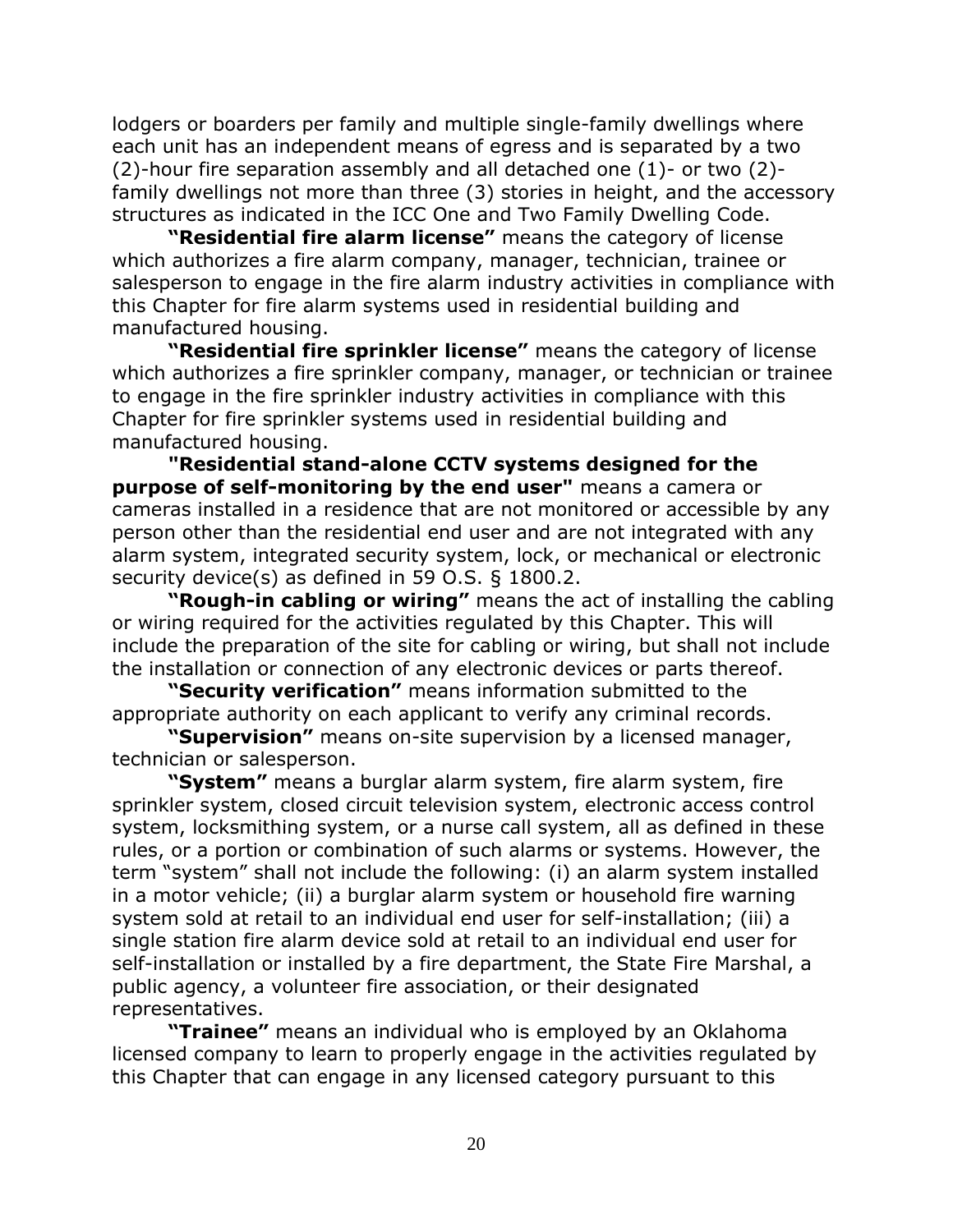lodgers or boarders per family and multiple single-family dwellings where each unit has an independent means of egress and is separated by a two (2)-hour fire separation assembly and all detached one (1)- or two (2)-family dwellings not more than three (3) stories in height, and the accessory structures as indicated in the ICC One and Two Family Dwelling Code.

**"Residential fire alarm license"** means the category of license which authorizes a fire alarm company, manager, technician, trainee or salesperson to engage in the fire alarm industry activities in compliance with this Chapter for fire alarm systems used in residential building and manufactured housing.

**"Residential fire sprinkler license"** means the category of license which authorizes a fire sprinkler company, manager, or technician or trainee to engage in the fire sprinkler industry activities in compliance with this Chapter for fire sprinkler systems used in residential building and manufactured housing.

**"Residential stand-alone CCTV systems designed for the purpose of self-monitoring by the end user"** means a camera or cameras installed in a residence that are not monitored or accessible by any person other than the residential end user and are not integrated with any alarm system, integrated security system, lock, or mechanical or electronic security device(s) as defined in 59 O.S. § 1800.2.

**"Rough-in cabling or wiring"** means the act of installing the cabling or wiring required for the activities regulated by this Chapter. This will include the preparation of the site for cabling or wiring, but shall not include the installation or connection of any electronic devices or parts thereof.

**"Security verification"** means information submitted to the appropriate authority on each applicant to verify any criminal records.

**"Supervision"** means on-site supervision by a licensed manager, technician or salesperson.

**"System"** means a burglar alarm system, fire alarm system, fire sprinkler system, closed circuit television system, electronic access control system, locksmithing system, or a nurse call system, all as defined in these rules, or a portion or combination of such alarms or systems. However, the term "system" shall not include the following: (i) an alarm system installed in a motor vehicle; (ii) a burglar alarm system or household fire warning system sold at retail to an individual end user for self-installation; (iii) a single station fire alarm device sold at retail to an individual end user for self-installation or installed by a fire department, the State Fire Marshal, a public agency, a volunteer fire association, or their designated representatives.

**"Trainee"** means an individual who is employed by an Oklahoma licensed company to learn to properly engage in the activities regulated by this Chapter that can engage in any licensed category pursuant to this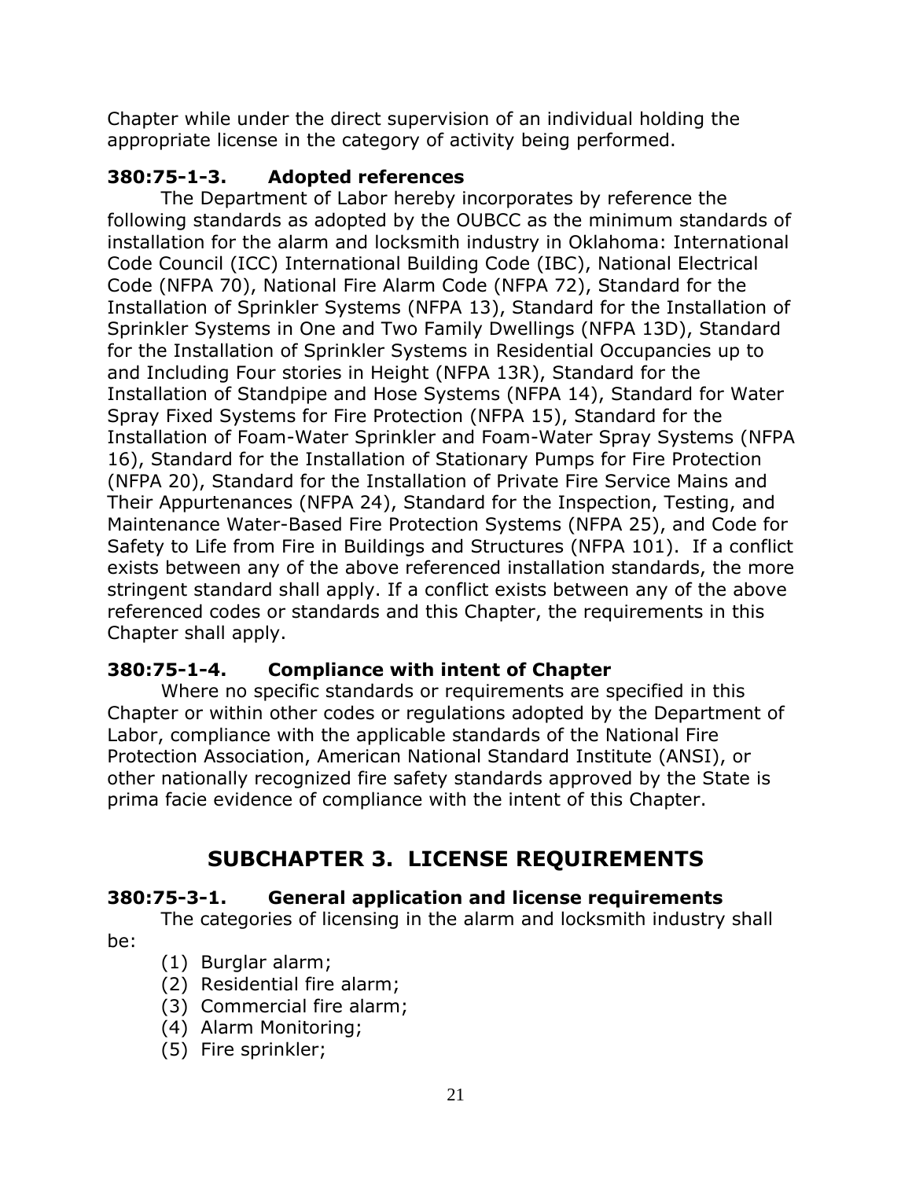Chapter while under the direct supervision of an individual holding the appropriate license in the category of activity being performed.

### 380:75-1-3. Adopted references

The Department of Labor hereby incorporates by reference the following standards as adopted by the OUBCC as the minimum standards of installation for the alarm and locksmith industry in Oklahoma: International Code Council (ICC) International Building Code (IBC), National Electrical Code (NFPA 70), National Fire Alarm Code (NFPA 72), Standard for the Installation of Sprinkler Systems (NFPA 13), Standard for the Installation of Sprinkler Systems in One and Two Family Dwellings (NFPA 13D), Standard for the Installation of Sprinkler Systems in Residential Occupancies up to and Including Four stories in Height (NFPA 13R), Standard for the Installation of Standpipe and Hose Systems (NFPA 14), Standard for Water Spray Fixed Systems for Fire Protection (NFPA 15), Standard for the Installation of Foam-Water Sprinkler and Foam-Water Spray Systems (NFPA 16), Standard for the Installation of Stationary Pumps for Fire Protection (NFPA 20), Standard for the Installation of Private Fire Service Mains and Their Appurtenances (NFPA 24), Standard for the Inspection, Testing, and Maintenance Water-Based Fire Protection Systems (NFPA 25), and Code for Safety to Life from Fire in Buildings and Structures (NFPA 101). If a conflict exists between any of the above referenced installation standards, the more stringent standard shall apply. If a conflict exists between any of the above referenced codes or standards and this Chapter, the requirements in this Chapter shall apply.

### 380:75-1-4. Compliance with intent of Chapter

Where no specific standards or requirements are specified in this Chapter or within other codes or regulations adopted by the Department of Labor, compliance with the applicable standards of the National Fire Protection Association, American National Standard Institute (ANSI), or other nationally recognized fire safety standards approved by the State is prima facie evidence of compliance with the intent of this Chapter.

## SUBCHAPTER 3. LICENSE REQUIREMENTS

### 380:75-3-1. General application and license requirements

The categories of licensing in the alarm and locksmith industry shall be:

(1) Burglar alarm;
(2) Residential fire alarm;
(3) Commercial fire alarm;
(4) Alarm Monitoring;
(5) Fire sprinkler;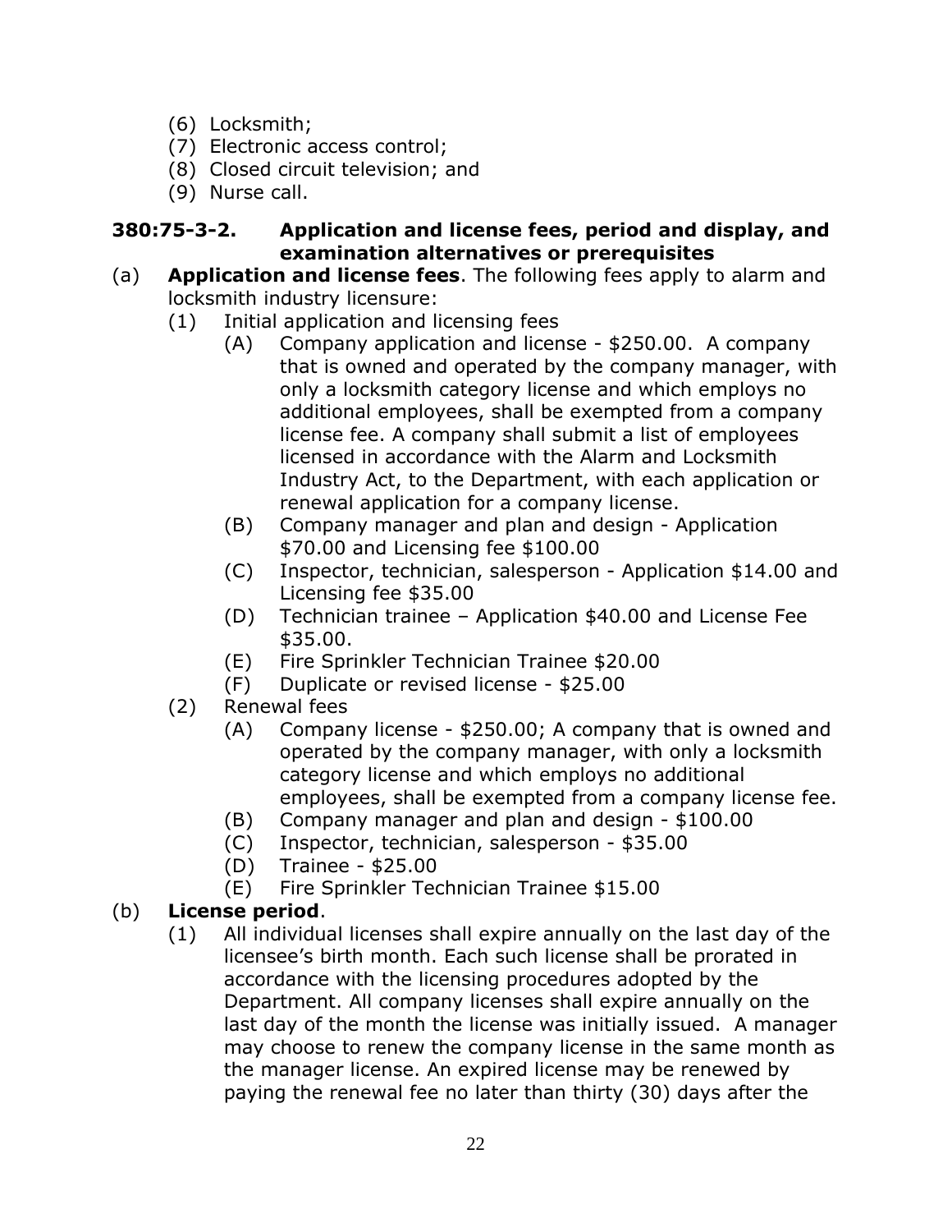(6) Locksmith;
(7) Electronic access control;
(8) Closed circuit television; and
(9) Nurse call.

### 380:75-3-2. Application and license fees, period and display, and examination alternatives or prerequisites

(a) **Application and license fees**. The following fees apply to alarm and locksmith industry licensure:

   (1) Initial application and licensing fees

      (A) Company application and license - $250.00. A company that is owned and operated by the company manager, with only a locksmith category license and which employs no additional employees, shall be exempted from a company license fee. A company shall submit a list of employees licensed in accordance with the Alarm and Locksmith Industry Act, to the Department, with each application or renewal application for a company license.

      (B) Company manager and plan and design - Application $70.00 and Licensing fee $100.00

      (C) Inspector, technician, salesperson - Application $14.00 and Licensing fee $35.00

      (D) Technician trainee – Application $40.00 and License Fee $35.00.

      (E) Fire Sprinkler Technician Trainee $20.00

      (F) Duplicate or revised license - $25.00

   (2) Renewal fees

      (A) Company license - $250.00; A company that is owned and operated by the company manager, with only a locksmith category license and which employs no additional employees, shall be exempted from a company license fee.

      (B) Company manager and plan and design - $100.00

      (C) Inspector, technician, salesperson - $35.00

      (D) Trainee - $25.00

      (E) Fire Sprinkler Technician Trainee $15.00

(b) **License period**.

   (1) All individual licenses shall expire annually on the last day of the licensee's birth month. Each such license shall be prorated in accordance with the licensing procedures adopted by the Department. All company licenses shall expire annually on the last day of the month the license was initially issued. A manager may choose to renew the company license in the same month as the manager license. An expired license may be renewed by paying the renewal fee no later than thirty (30) days after the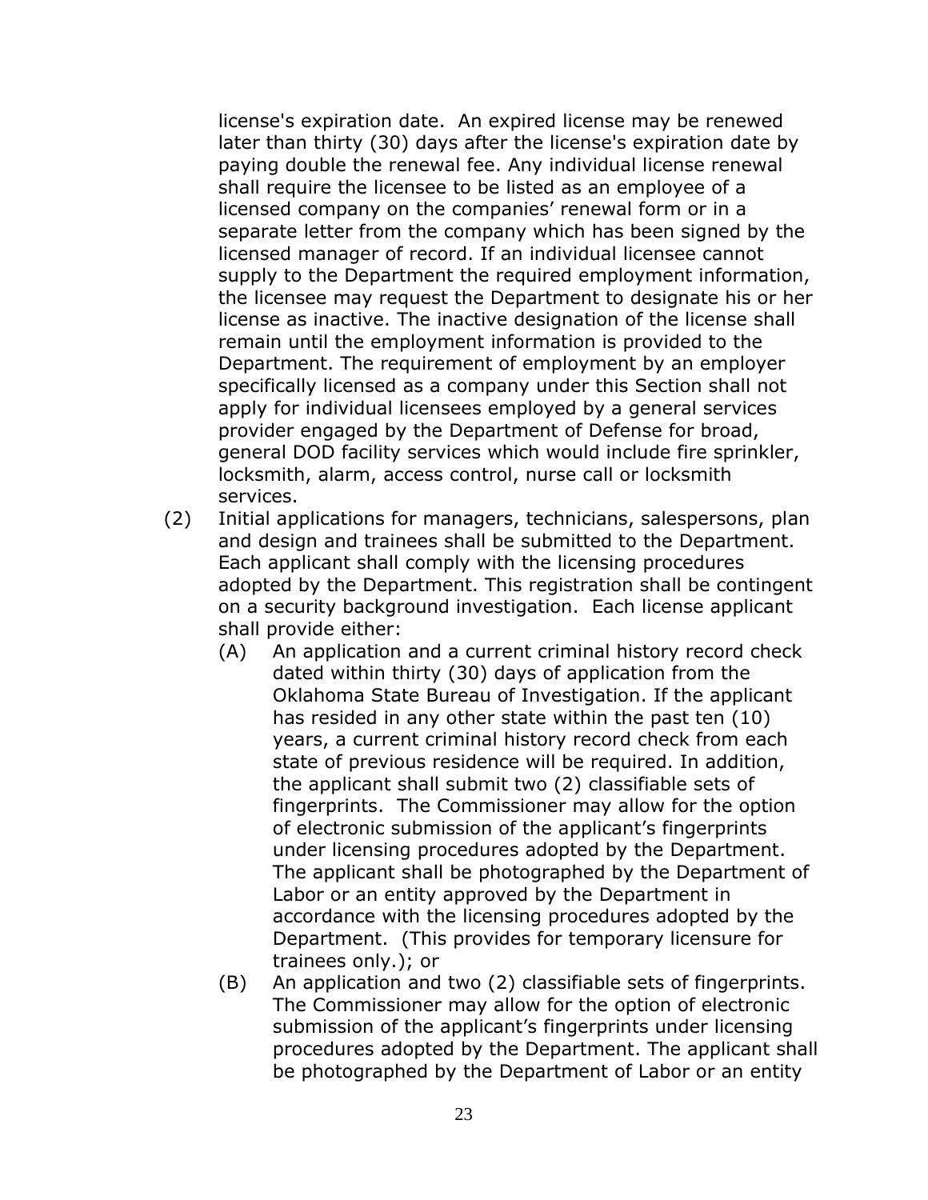license's expiration date. An expired license may be renewed later than thirty (30) days after the license's expiration date by paying double the renewal fee. Any individual license renewal shall require the licensee to be listed as an employee of a licensed company on the companies' renewal form or in a separate letter from the company which has been signed by the licensed manager of record. If an individual licensee cannot supply to the Department the required employment information, the licensee may request the Department to designate his or her license as inactive. The inactive designation of the license shall remain until the employment information is provided to the Department. The requirement of employment by an employer specifically licensed as a company under this Section shall not apply for individual licensees employed by a general services provider engaged by the Department of Defense for broad, general DOD facility services which would include fire sprinkler, locksmith, alarm, access control, nurse call or locksmith services.

(2) Initial applications for managers, technicians, salespersons, plan and design and trainees shall be submitted to the Department. Each applicant shall comply with the licensing procedures adopted by the Department. This registration shall be contingent on a security background investigation. Each license applicant shall provide either:

  (A) An application and a current criminal history record check dated within thirty (30) days of application from the Oklahoma State Bureau of Investigation. If the applicant has resided in any other state within the past ten (10) years, a current criminal history record check from each state of previous residence will be required. In addition, the applicant shall submit two (2) classifiable sets of fingerprints. The Commissioner may allow for the option of electronic submission of the applicant's fingerprints under licensing procedures adopted by the Department. The applicant shall be photographed by the Department of Labor or an entity approved by the Department in accordance with the licensing procedures adopted by the Department. (This provides for temporary licensure for trainees only.); or

  (B) An application and two (2) classifiable sets of fingerprints. The Commissioner may allow for the option of electronic submission of the applicant's fingerprints under licensing procedures adopted by the Department. The applicant shall be photographed by the Department of Labor or an entity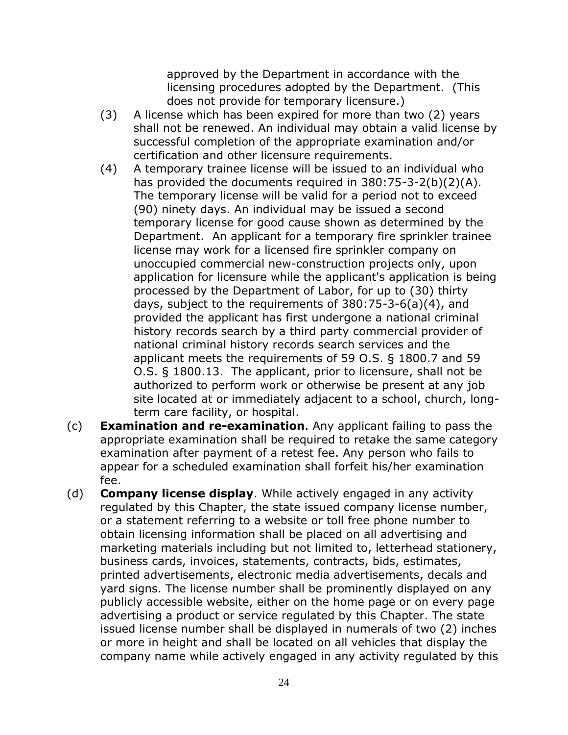approved by the Department in accordance with the licensing procedures adopted by the Department. (This does not provide for temporary licensure.)

(3) A license which has been expired for more than two (2) years shall not be renewed. An individual may obtain a valid license by successful completion of the appropriate examination and/or certification and other licensure requirements.

(4) A temporary trainee license will be issued to an individual who has provided the documents required in 380:75-3-2(b)(2)(A). The temporary license will be valid for a period not to exceed (90) ninety days. An individual may be issued a second temporary license for good cause shown as determined by the Department. An applicant for a temporary fire sprinkler trainee license may work for a licensed fire sprinkler company on unoccupied commercial new-construction projects only, upon application for licensure while the applicant's application is being processed by the Department of Labor, for up to (30) thirty days, subject to the requirements of 380:75-3-6(a)(4), and provided the applicant has first undergone a national criminal history records search by a third party commercial provider of national criminal history records search services and the applicant meets the requirements of 59 O.S. § 1800.7 and 59 O.S. § 1800.13. The applicant, prior to licensure, shall not be authorized to perform work or otherwise be present at any job site located at or immediately adjacent to a school, church, long-term care facility, or hospital.

(c) **Examination and re-examination**. Any applicant failing to pass the appropriate examination shall be required to retake the same category examination after payment of a retest fee. Any person who fails to appear for a scheduled examination shall forfeit his/her examination fee.

(d) **Company license display**. While actively engaged in any activity regulated by this Chapter, the state issued company license number, or a statement referring to a website or toll free phone number to obtain licensing information shall be placed on all advertising and marketing materials including but not limited to, letterhead stationery, business cards, invoices, statements, contracts, bids, estimates, printed advertisements, electronic media advertisements, decals and yard signs. The license number shall be prominently displayed on any publicly accessible website, either on the home page or on every page advertising a product or service regulated by this Chapter. The state issued license number shall be displayed in numerals of two (2) inches or more in height and shall be located on all vehicles that display the company name while actively engaged in any activity regulated by this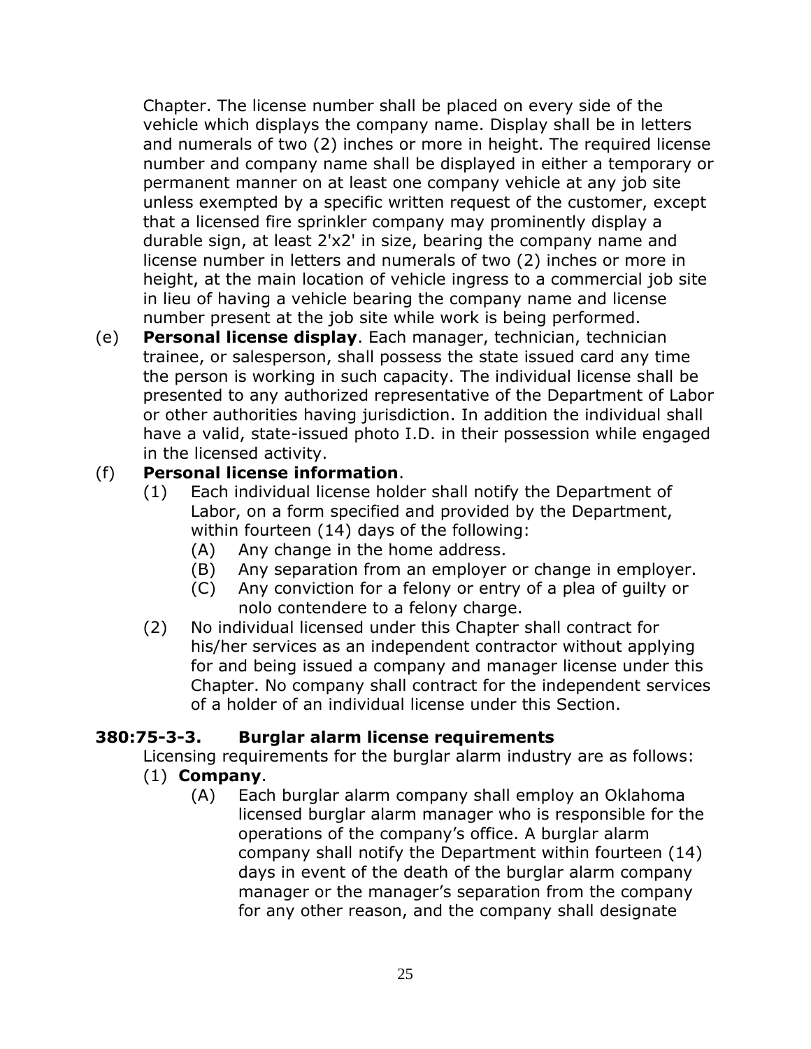Chapter. The license number shall be placed on every side of the vehicle which displays the company name. Display shall be in letters and numerals of two (2) inches or more in height. The required license number and company name shall be displayed in either a temporary or permanent manner on at least one company vehicle at any job site unless exempted by a specific written request of the customer, except that a licensed fire sprinkler company may prominently display a durable sign, at least 2'x2' in size, bearing the company name and license number in letters and numerals of two (2) inches or more in height, at the main location of vehicle ingress to a commercial job site in lieu of having a vehicle bearing the company name and license number present at the job site while work is being performed.

(e) **Personal license display**. Each manager, technician, technician trainee, or salesperson, shall possess the state issued card any time the person is working in such capacity. The individual license shall be presented to any authorized representative of the Department of Labor or other authorities having jurisdiction. In addition the individual shall have a valid, state-issued photo I.D. in their possession while engaged in the licensed activity.

(f) **Personal license information**.

(1) Each individual license holder shall notify the Department of Labor, on a form specified and provided by the Department, within fourteen (14) days of the following:

(A) Any change in the home address.

(B) Any separation from an employer or change in employer.

(C) Any conviction for a felony or entry of a plea of guilty or nolo contendere to a felony charge.

(2) No individual licensed under this Chapter shall contract for his/her services as an independent contractor without applying for and being issued a company and manager license under this Chapter. No company shall contract for the independent services of a holder of an individual license under this Section.

**380:75-3-3. Burglar alarm license requirements**

Licensing requirements for the burglar alarm industry are as follows:

(1) **Company**.

(A) Each burglar alarm company shall employ an Oklahoma licensed burglar alarm manager who is responsible for the operations of the company's office. A burglar alarm company shall notify the Department within fourteen (14) days in event of the death of the burglar alarm company manager or the manager's separation from the company for any other reason, and the company shall designate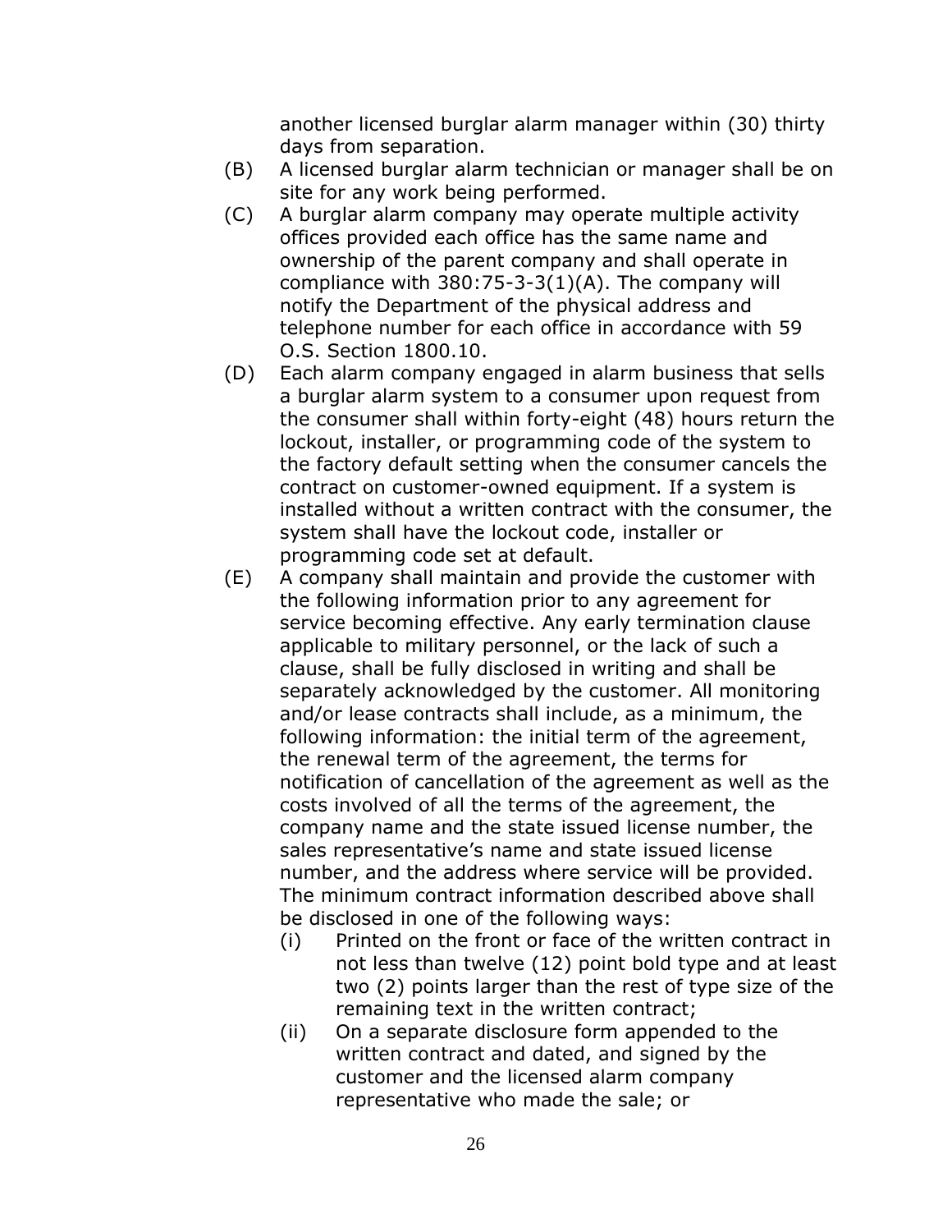another licensed burglar alarm manager within (30) thirty days from separation.

(B) A licensed burglar alarm technician or manager shall be on site for any work being performed.

(C) A burglar alarm company may operate multiple activity offices provided each office has the same name and ownership of the parent company and shall operate in compliance with 380:75-3-3(1)(A). The company will notify the Department of the physical address and telephone number for each office in accordance with 59 O.S. Section 1800.10.

(D) Each alarm company engaged in alarm business that sells a burglar alarm system to a consumer upon request from the consumer shall within forty-eight (48) hours return the lockout, installer, or programming code of the system to the factory default setting when the consumer cancels the contract on customer-owned equipment. If a system is installed without a written contract with the consumer, the system shall have the lockout code, installer or programming code set at default.

(E) A company shall maintain and provide the customer with the following information prior to any agreement for service becoming effective. Any early termination clause applicable to military personnel, or the lack of such a clause, shall be fully disclosed in writing and shall be separately acknowledged by the customer. All monitoring and/or lease contracts shall include, as a minimum, the following information: the initial term of the agreement, the renewal term of the agreement, the terms for notification of cancellation of the agreement as well as the costs involved of all the terms of the agreement, the company name and the state issued license number, the sales representative's name and state issued license number, and the address where service will be provided. The minimum contract information described above shall be disclosed in one of the following ways:

  (i) Printed on the front or face of the written contract in not less than twelve (12) point bold type and at least two (2) points larger than the rest of type size of the remaining text in the written contract;

  (ii) On a separate disclosure form appended to the written contract and dated, and signed by the customer and the licensed alarm company representative who made the sale; or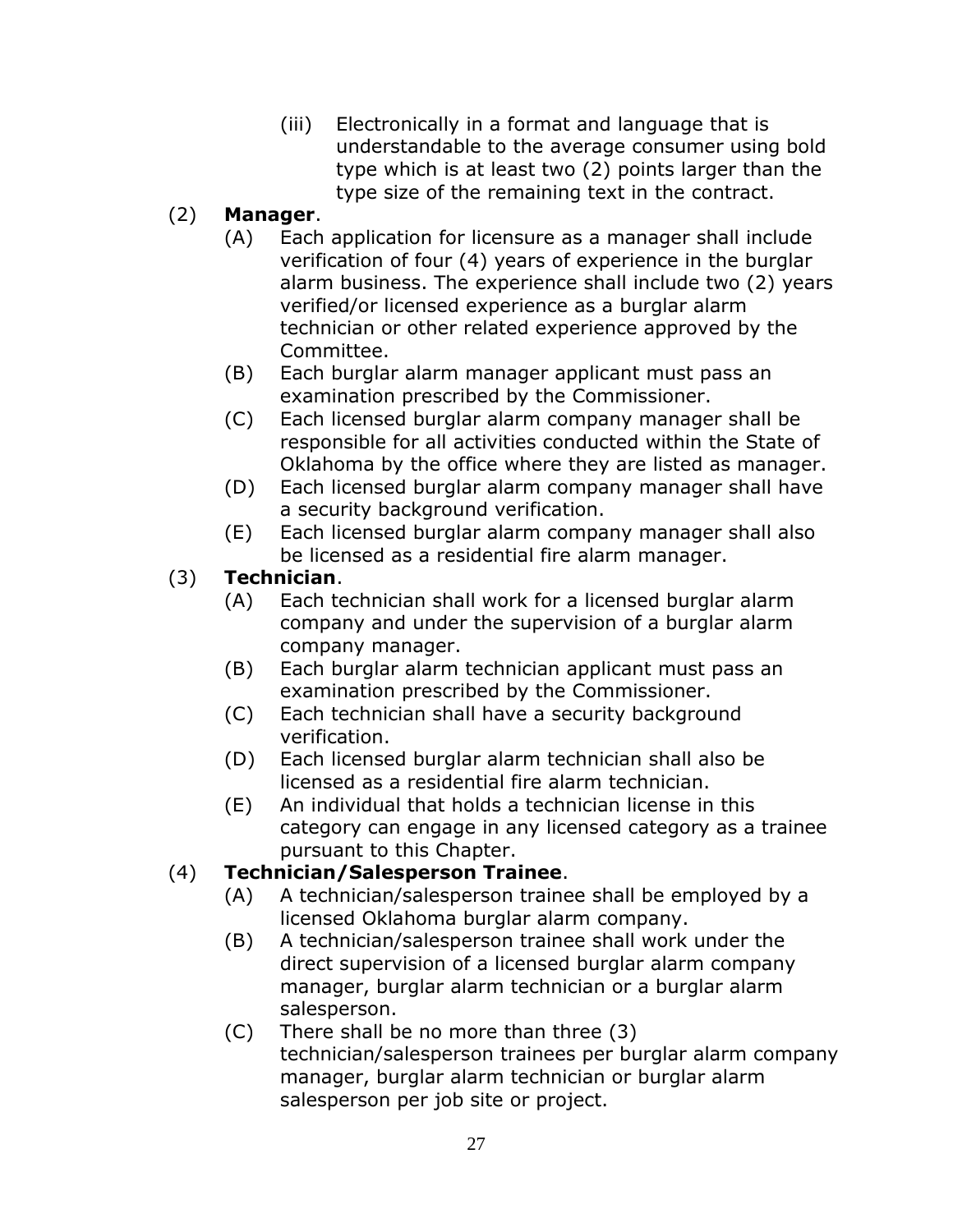(iii) Electronically in a format and language that is understandable to the average consumer using bold type which is at least two (2) points larger than the type size of the remaining text in the contract.

(2) **Manager**.

(A) Each application for licensure as a manager shall include verification of four (4) years of experience in the burglar alarm business. The experience shall include two (2) years verified/or licensed experience as a burglar alarm technician or other related experience approved by the Committee.

(B) Each burglar alarm manager applicant must pass an examination prescribed by the Commissioner.

(C) Each licensed burglar alarm company manager shall be responsible for all activities conducted within the State of Oklahoma by the office where they are listed as manager.

(D) Each licensed burglar alarm company manager shall have a security background verification.

(E) Each licensed burglar alarm company manager shall also be licensed as a residential fire alarm manager.

(3) **Technician**.

(A) Each technician shall work for a licensed burglar alarm company and under the supervision of a burglar alarm company manager.

(B) Each burglar alarm technician applicant must pass an examination prescribed by the Commissioner.

(C) Each technician shall have a security background verification.

(D) Each licensed burglar alarm technician shall also be licensed as a residential fire alarm technician.

(E) An individual that holds a technician license in this category can engage in any licensed category as a trainee pursuant to this Chapter.

(4) **Technician/Salesperson Trainee**.

(A) A technician/salesperson trainee shall be employed by a licensed Oklahoma burglar alarm company.

(B) A technician/salesperson trainee shall work under the direct supervision of a licensed burglar alarm company manager, burglar alarm technician or a burglar alarm salesperson.

(C) There shall be no more than three (3) technician/salesperson trainees per burglar alarm company manager, burglar alarm technician or burglar alarm salesperson per job site or project.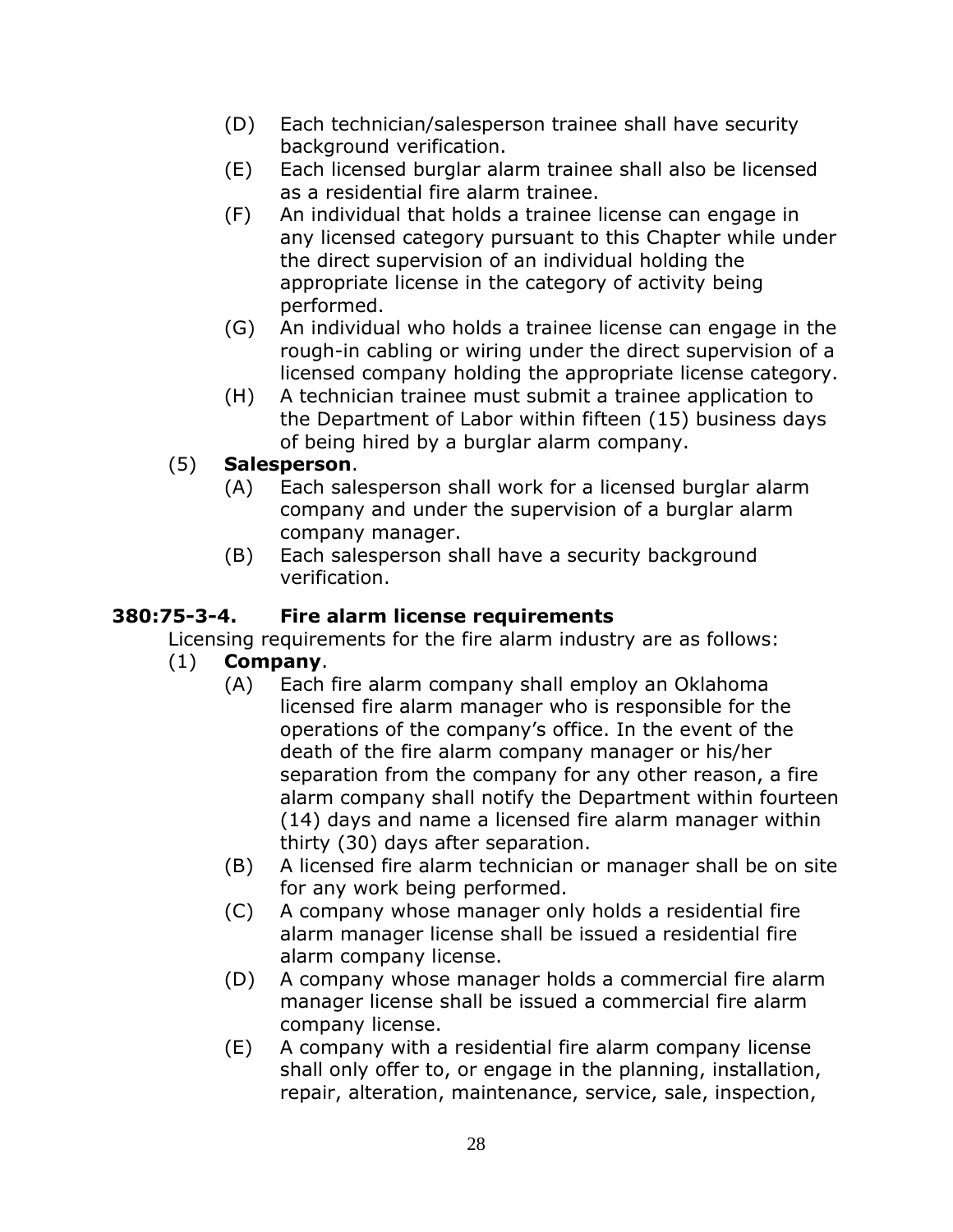(D) Each technician/salesperson trainee shall have security background verification.

(E) Each licensed burglar alarm trainee shall also be licensed as a residential fire alarm trainee.

(F) An individual that holds a trainee license can engage in any licensed category pursuant to this Chapter while under the direct supervision of an individual holding the appropriate license in the category of activity being performed.

(G) An individual who holds a trainee license can engage in the rough-in cabling or wiring under the direct supervision of a licensed company holding the appropriate license category.

(H) A technician trainee must submit a trainee application to the Department of Labor within fifteen (15) business days of being hired by a burglar alarm company.

(5) **Salesperson**.

(A) Each salesperson shall work for a licensed burglar alarm company and under the supervision of a burglar alarm company manager.

(B) Each salesperson shall have a security background verification.

### 380:75-3-4. Fire alarm license requirements

Licensing requirements for the fire alarm industry are as follows:

(1) **Company**.

(A) Each fire alarm company shall employ an Oklahoma licensed fire alarm manager who is responsible for the operations of the company's office. In the event of the death of the fire alarm company manager or his/her separation from the company for any other reason, a fire alarm company shall notify the Department within fourteen (14) days and name a licensed fire alarm manager within thirty (30) days after separation.

(B) A licensed fire alarm technician or manager shall be on site for any work being performed.

(C) A company whose manager only holds a residential fire alarm manager license shall be issued a residential fire alarm company license.

(D) A company whose manager holds a commercial fire alarm manager license shall be issued a commercial fire alarm company license.

(E) A company with a residential fire alarm company license shall only offer to, or engage in the planning, installation, repair, alteration, maintenance, service, sale, inspection,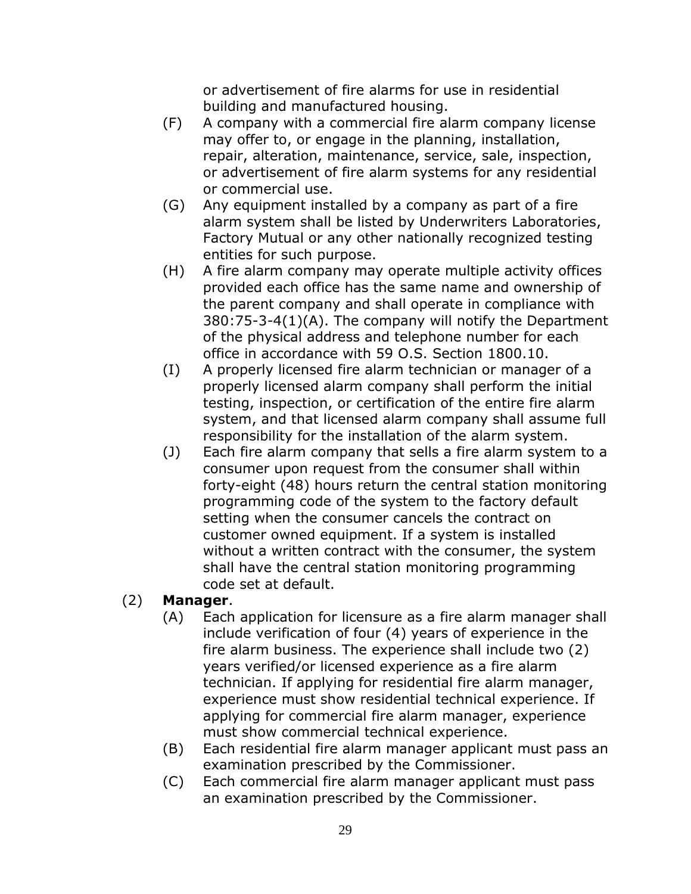or advertisement of fire alarms for use in residential building and manufactured housing.

(F) A company with a commercial fire alarm company license may offer to, or engage in the planning, installation, repair, alteration, maintenance, service, sale, inspection, or advertisement of fire alarm systems for any residential or commercial use.

(G) Any equipment installed by a company as part of a fire alarm system shall be listed by Underwriters Laboratories, Factory Mutual or any other nationally recognized testing entities for such purpose.

(H) A fire alarm company may operate multiple activity offices provided each office has the same name and ownership of the parent company and shall operate in compliance with 380:75-3-4(1)(A). The company will notify the Department of the physical address and telephone number for each office in accordance with 59 O.S. Section 1800.10.

(I) A properly licensed fire alarm technician or manager of a properly licensed alarm company shall perform the initial testing, inspection, or certification of the entire fire alarm system, and that licensed alarm company shall assume full responsibility for the installation of the alarm system.

(J) Each fire alarm company that sells a fire alarm system to a consumer upon request from the consumer shall within forty-eight (48) hours return the central station monitoring programming code of the system to the factory default setting when the consumer cancels the contract on customer owned equipment. If a system is installed without a written contract with the consumer, the system shall have the central station monitoring programming code set at default.

(2) **Manager**.

(A) Each application for licensure as a fire alarm manager shall include verification of four (4) years of experience in the fire alarm business. The experience shall include two (2) years verified/or licensed experience as a fire alarm technician. If applying for residential fire alarm manager, experience must show residential technical experience. If applying for commercial fire alarm manager, experience must show commercial technical experience.

(B) Each residential fire alarm manager applicant must pass an examination prescribed by the Commissioner.

(C) Each commercial fire alarm manager applicant must pass an examination prescribed by the Commissioner.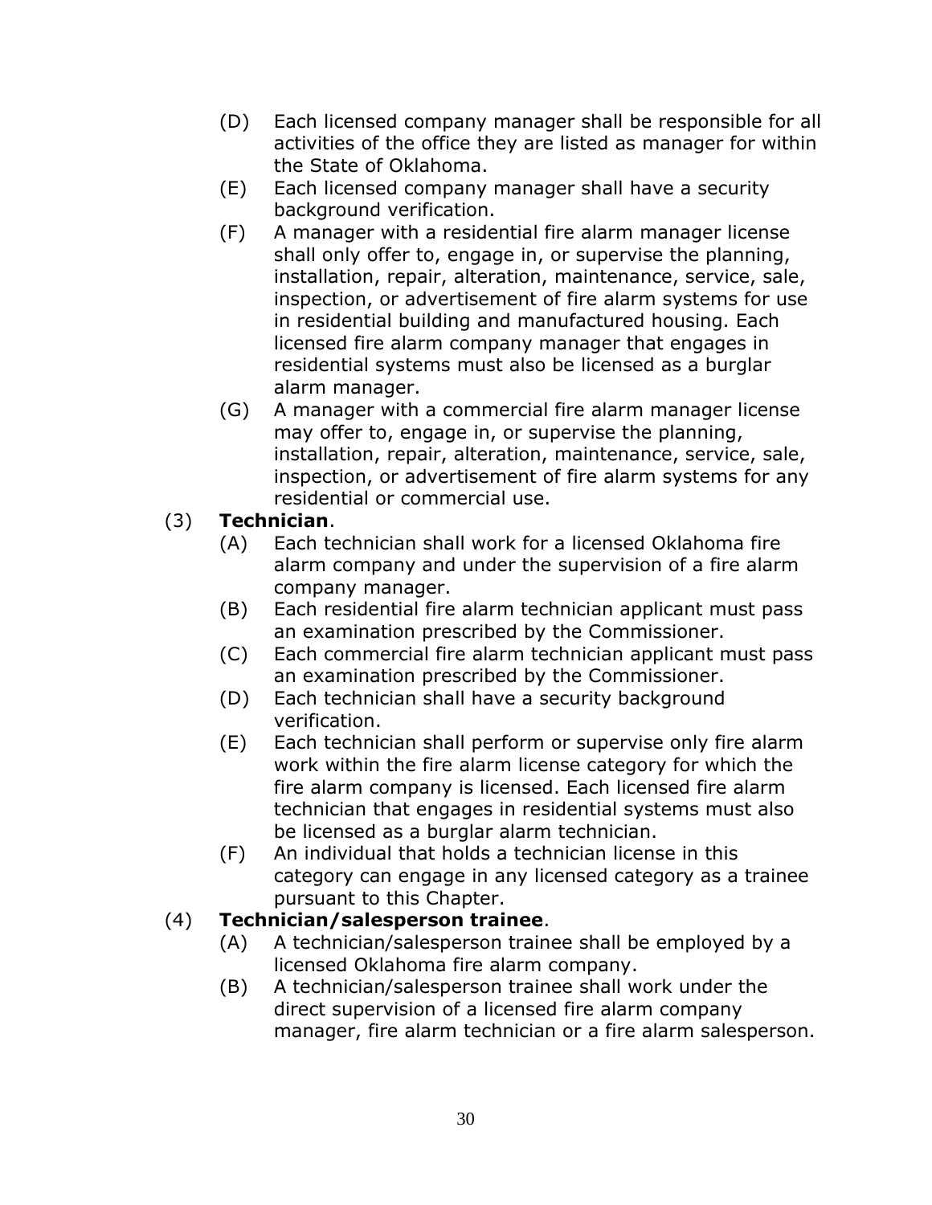(D) Each licensed company manager shall be responsible for all activities of the office they are listed as manager for within the State of Oklahoma.

(E) Each licensed company manager shall have a security background verification.

(F) A manager with a residential fire alarm manager license shall only offer to, engage in, or supervise the planning, installation, repair, alteration, maintenance, service, sale, inspection, or advertisement of fire alarm systems for use in residential building and manufactured housing. Each licensed fire alarm company manager that engages in residential systems must also be licensed as a burglar alarm manager.

(G) A manager with a commercial fire alarm manager license may offer to, engage in, or supervise the planning, installation, repair, alteration, maintenance, service, sale, inspection, or advertisement of fire alarm systems for any residential or commercial use.

(3) **Technician**.

(A) Each technician shall work for a licensed Oklahoma fire alarm company and under the supervision of a fire alarm company manager.

(B) Each residential fire alarm technician applicant must pass an examination prescribed by the Commissioner.

(C) Each commercial fire alarm technician applicant must pass an examination prescribed by the Commissioner.

(D) Each technician shall have a security background verification.

(E) Each technician shall perform or supervise only fire alarm work within the fire alarm license category for which the fire alarm company is licensed. Each licensed fire alarm technician that engages in residential systems must also be licensed as a burglar alarm technician.

(F) An individual that holds a technician license in this category can engage in any licensed category as a trainee pursuant to this Chapter.

(4) **Technician/salesperson trainee**.

(A) A technician/salesperson trainee shall be employed by a licensed Oklahoma fire alarm company.

(B) A technician/salesperson trainee shall work under the direct supervision of a licensed fire alarm company manager, fire alarm technician or a fire alarm salesperson.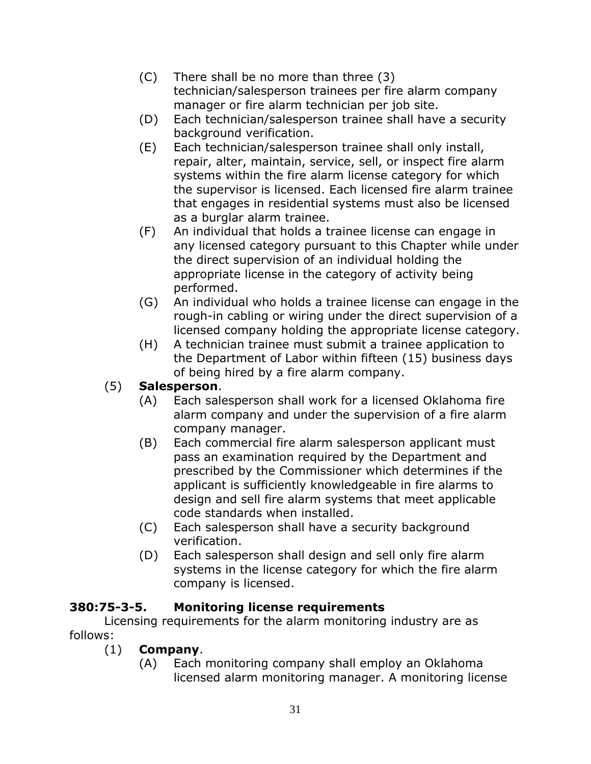- (C) There shall be no more than three (3) technician/salesperson trainees per fire alarm company manager or fire alarm technician per job site.
- (D) Each technician/salesperson trainee shall have a security background verification.
- (E) Each technician/salesperson trainee shall only install, repair, alter, maintain, service, sell, or inspect fire alarm systems within the fire alarm license category for which the supervisor is licensed. Each licensed fire alarm trainee that engages in residential systems must also be licensed as a burglar alarm trainee.
- (F) An individual that holds a trainee license can engage in any licensed category pursuant to this Chapter while under the direct supervision of an individual holding the appropriate license in the category of activity being performed.
- (G) An individual who holds a trainee license can engage in the rough-in cabling or wiring under the direct supervision of a licensed company holding the appropriate license category.
- (H) A technician trainee must submit a trainee application to the Department of Labor within fifteen (15) business days of being hired by a fire alarm company.

(5) **Salesperson**.

- (A) Each salesperson shall work for a licensed Oklahoma fire alarm company and under the supervision of a fire alarm company manager.
- (B) Each commercial fire alarm salesperson applicant must pass an examination required by the Department and prescribed by the Commissioner which determines if the applicant is sufficiently knowledgeable in fire alarms to design and sell fire alarm systems that meet applicable code standards when installed.
- (C) Each salesperson shall have a security background verification.
- (D) Each salesperson shall design and sell only fire alarm systems in the license category for which the fire alarm company is licensed.

**380:75-3-5. Monitoring license requirements**

Licensing requirements for the alarm monitoring industry are as follows:

(1) **Company**.

- (A) Each monitoring company shall employ an Oklahoma licensed alarm monitoring manager. A monitoring license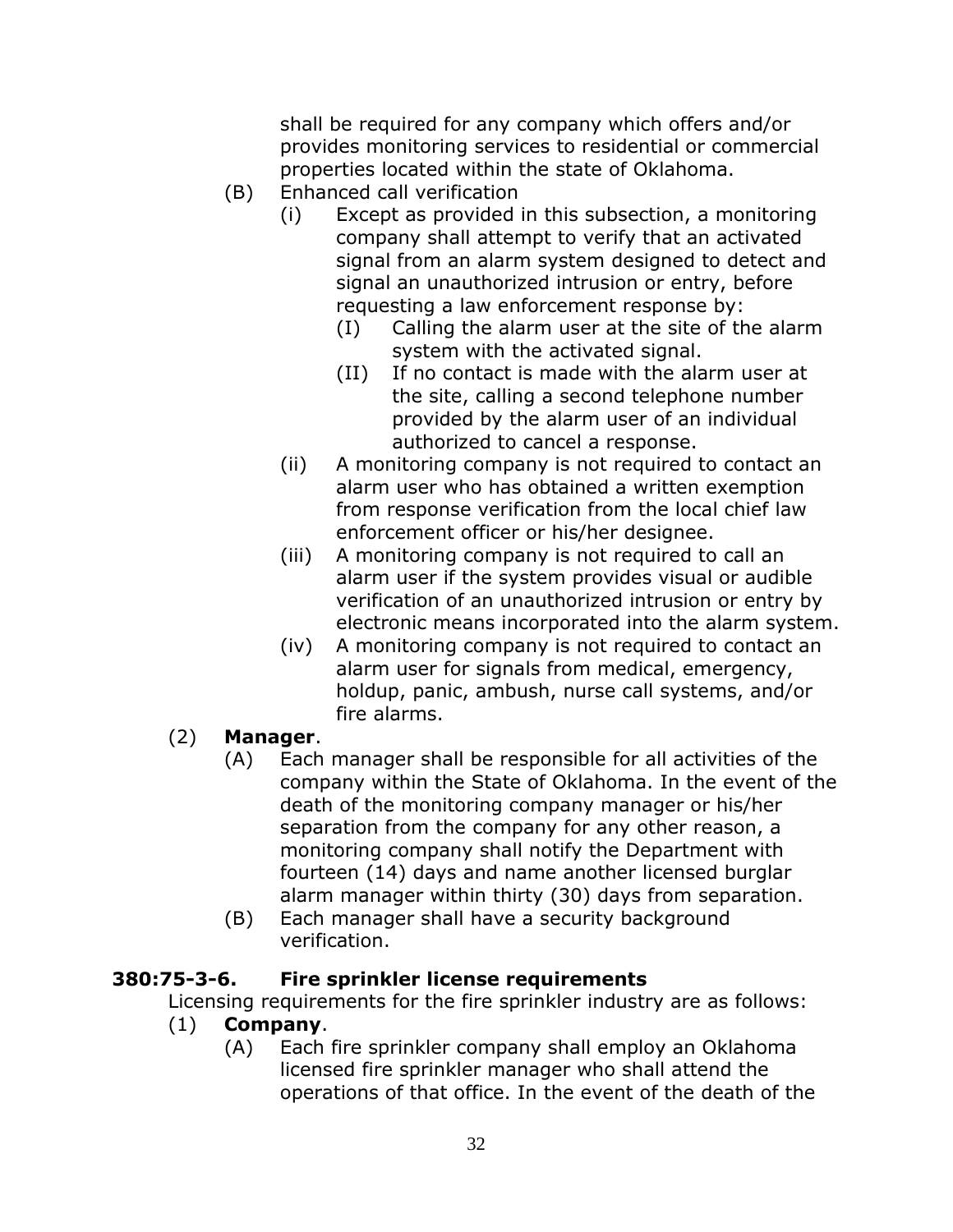shall be required for any company which offers and/or provides monitoring services to residential or commercial properties located within the state of Oklahoma.

(B) Enhanced call verification

(i) Except as provided in this subsection, a monitoring company shall attempt to verify that an activated signal from an alarm system designed to detect and signal an unauthorized intrusion or entry, before requesting a law enforcement response by:

(I) Calling the alarm user at the site of the alarm system with the activated signal.

(II) If no contact is made with the alarm user at the site, calling a second telephone number provided by the alarm user of an individual authorized to cancel a response.

(ii) A monitoring company is not required to contact an alarm user who has obtained a written exemption from response verification from the local chief law enforcement officer or his/her designee.

(iii) A monitoring company is not required to call an alarm user if the system provides visual or audible verification of an unauthorized intrusion or entry by electronic means incorporated into the alarm system.

(iv) A monitoring company is not required to contact an alarm user for signals from medical, emergency, holdup, panic, ambush, nurse call systems, and/or fire alarms.

(2) **Manager**.

(A) Each manager shall be responsible for all activities of the company within the State of Oklahoma. In the event of the death of the monitoring company manager or his/her separation from the company for any other reason, a monitoring company shall notify the Department with fourteen (14) days and name another licensed burglar alarm manager within thirty (30) days from separation.

(B) Each manager shall have a security background verification.

### 380:75-3-6. Fire sprinkler license requirements

Licensing requirements for the fire sprinkler industry are as follows:

(1) **Company**.

(A) Each fire sprinkler company shall employ an Oklahoma licensed fire sprinkler manager who shall attend the operations of that office. In the event of the death of the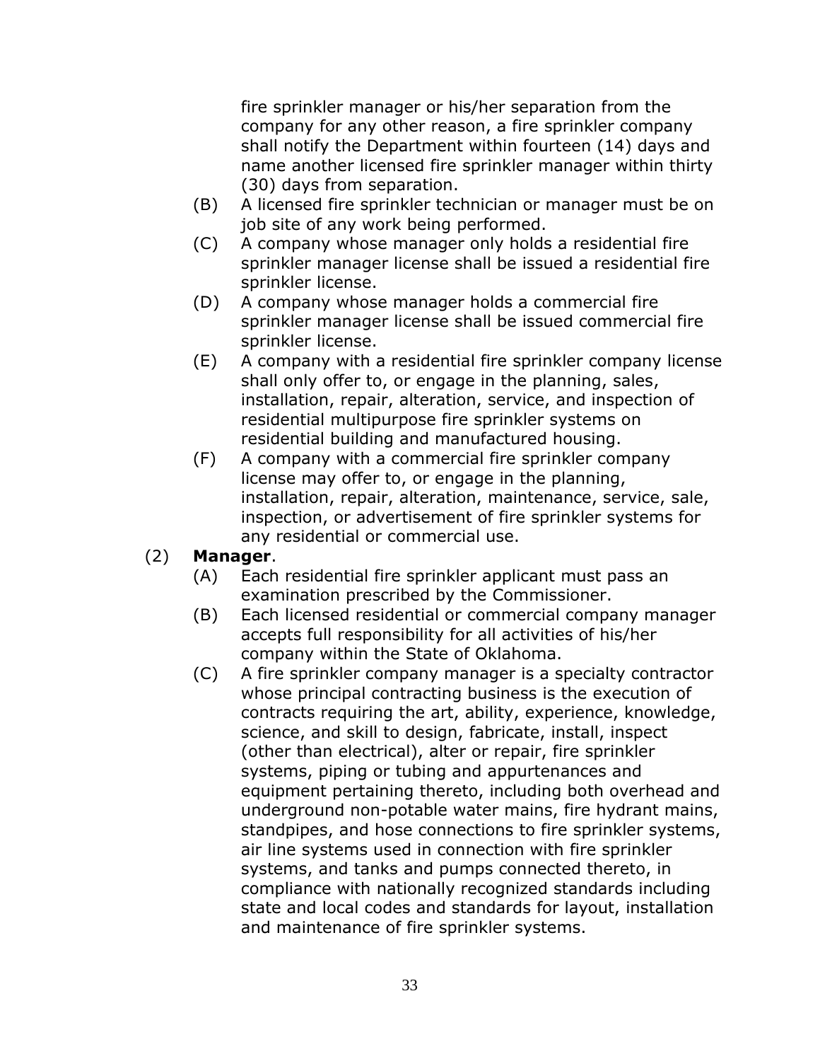fire sprinkler manager or his/her separation from the company for any other reason, a fire sprinkler company shall notify the Department within fourteen (14) days and name another licensed fire sprinkler manager within thirty (30) days from separation.

(B) A licensed fire sprinkler technician or manager must be on job site of any work being performed.

(C) A company whose manager only holds a residential fire sprinkler manager license shall be issued a residential fire sprinkler license.

(D) A company whose manager holds a commercial fire sprinkler manager license shall be issued commercial fire sprinkler license.

(E) A company with a residential fire sprinkler company license shall only offer to, or engage in the planning, sales, installation, repair, alteration, service, and inspection of residential multipurpose fire sprinkler systems on residential building and manufactured housing.

(F) A company with a commercial fire sprinkler company license may offer to, or engage in the planning, installation, repair, alteration, maintenance, service, sale, inspection, or advertisement of fire sprinkler systems for any residential or commercial use.

(2) **Manager**.

(A) Each residential fire sprinkler applicant must pass an examination prescribed by the Commissioner.

(B) Each licensed residential or commercial company manager accepts full responsibility for all activities of his/her company within the State of Oklahoma.

(C) A fire sprinkler company manager is a specialty contractor whose principal contracting business is the execution of contracts requiring the art, ability, experience, knowledge, science, and skill to design, fabricate, install, inspect (other than electrical), alter or repair, fire sprinkler systems, piping or tubing and appurtenances and equipment pertaining thereto, including both overhead and underground non-potable water mains, fire hydrant mains, standpipes, and hose connections to fire sprinkler systems, air line systems used in connection with fire sprinkler systems, and tanks and pumps connected thereto, in compliance with nationally recognized standards including state and local codes and standards for layout, installation and maintenance of fire sprinkler systems.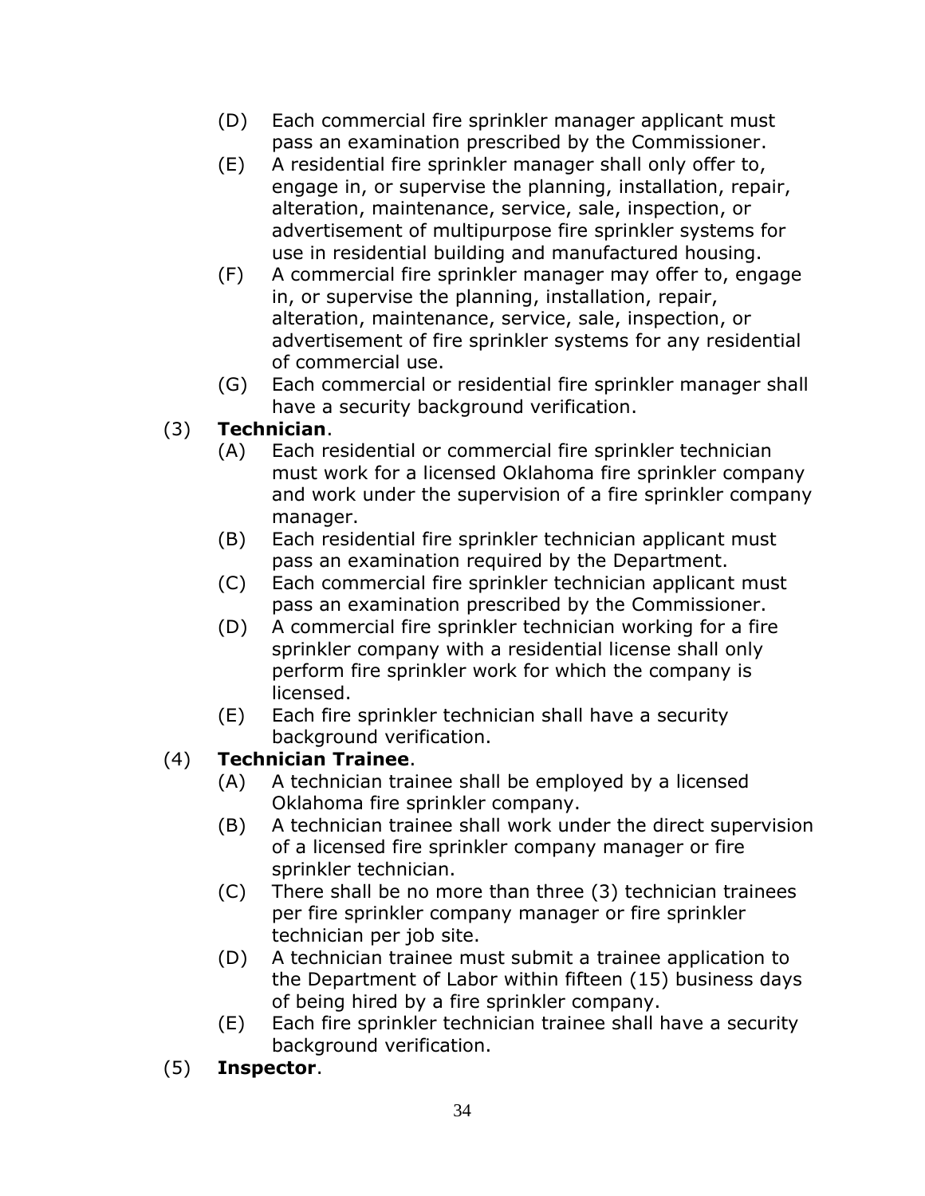(D) Each commercial fire sprinkler manager applicant must pass an examination prescribed by the Commissioner.

(E) A residential fire sprinkler manager shall only offer to, engage in, or supervise the planning, installation, repair, alteration, maintenance, service, sale, inspection, or advertisement of multipurpose fire sprinkler systems for use in residential building and manufactured housing.

(F) A commercial fire sprinkler manager may offer to, engage in, or supervise the planning, installation, repair, alteration, maintenance, service, sale, inspection, or advertisement of fire sprinkler systems for any residential of commercial use.

(G) Each commercial or residential fire sprinkler manager shall have a security background verification.

(3) **Technician**.

(A) Each residential or commercial fire sprinkler technician must work for a licensed Oklahoma fire sprinkler company and work under the supervision of a fire sprinkler company manager.

(B) Each residential fire sprinkler technician applicant must pass an examination required by the Department.

(C) Each commercial fire sprinkler technician applicant must pass an examination prescribed by the Commissioner.

(D) A commercial fire sprinkler technician working for a fire sprinkler company with a residential license shall only perform fire sprinkler work for which the company is licensed.

(E) Each fire sprinkler technician shall have a security background verification.

(4) **Technician Trainee**.

(A) A technician trainee shall be employed by a licensed Oklahoma fire sprinkler company.

(B) A technician trainee shall work under the direct supervision of a licensed fire sprinkler company manager or fire sprinkler technician.

(C) There shall be no more than three (3) technician trainees per fire sprinkler company manager or fire sprinkler technician per job site.

(D) A technician trainee must submit a trainee application to the Department of Labor within fifteen (15) business days of being hired by a fire sprinkler company.

(E) Each fire sprinkler technician trainee shall have a security background verification.

(5) **Inspector**.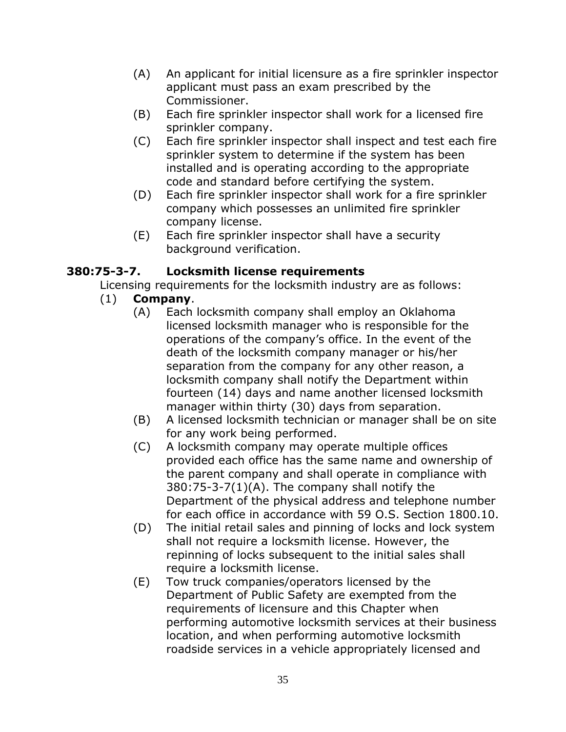(A) An applicant for initial licensure as a fire sprinkler inspector applicant must pass an exam prescribed by the Commissioner.

(B) Each fire sprinkler inspector shall work for a licensed fire sprinkler company.

(C) Each fire sprinkler inspector shall inspect and test each fire sprinkler system to determine if the system has been installed and is operating according to the appropriate code and standard before certifying the system.

(D) Each fire sprinkler inspector shall work for a fire sprinkler company which possesses an unlimited fire sprinkler company license.

(E) Each fire sprinkler inspector shall have a security background verification.

**380:75-3-7. Locksmith license requirements**

Licensing requirements for the locksmith industry are as follows:

(1) **Company**.

(A) Each locksmith company shall employ an Oklahoma licensed locksmith manager who is responsible for the operations of the company's office. In the event of the death of the locksmith company manager or his/her separation from the company for any other reason, a locksmith company shall notify the Department within fourteen (14) days and name another licensed locksmith manager within thirty (30) days from separation.

(B) A licensed locksmith technician or manager shall be on site for any work being performed.

(C) A locksmith company may operate multiple offices provided each office has the same name and ownership of the parent company and shall operate in compliance with 380:75-3-7(1)(A). The company shall notify the Department of the physical address and telephone number for each office in accordance with 59 O.S. Section 1800.10.

(D) The initial retail sales and pinning of locks and lock system shall not require a locksmith license. However, the repinning of locks subsequent to the initial sales shall require a locksmith license.

(E) Tow truck companies/operators licensed by the Department of Public Safety are exempted from the requirements of licensure and this Chapter when performing automotive locksmith services at their business location, and when performing automotive locksmith roadside services in a vehicle appropriately licensed and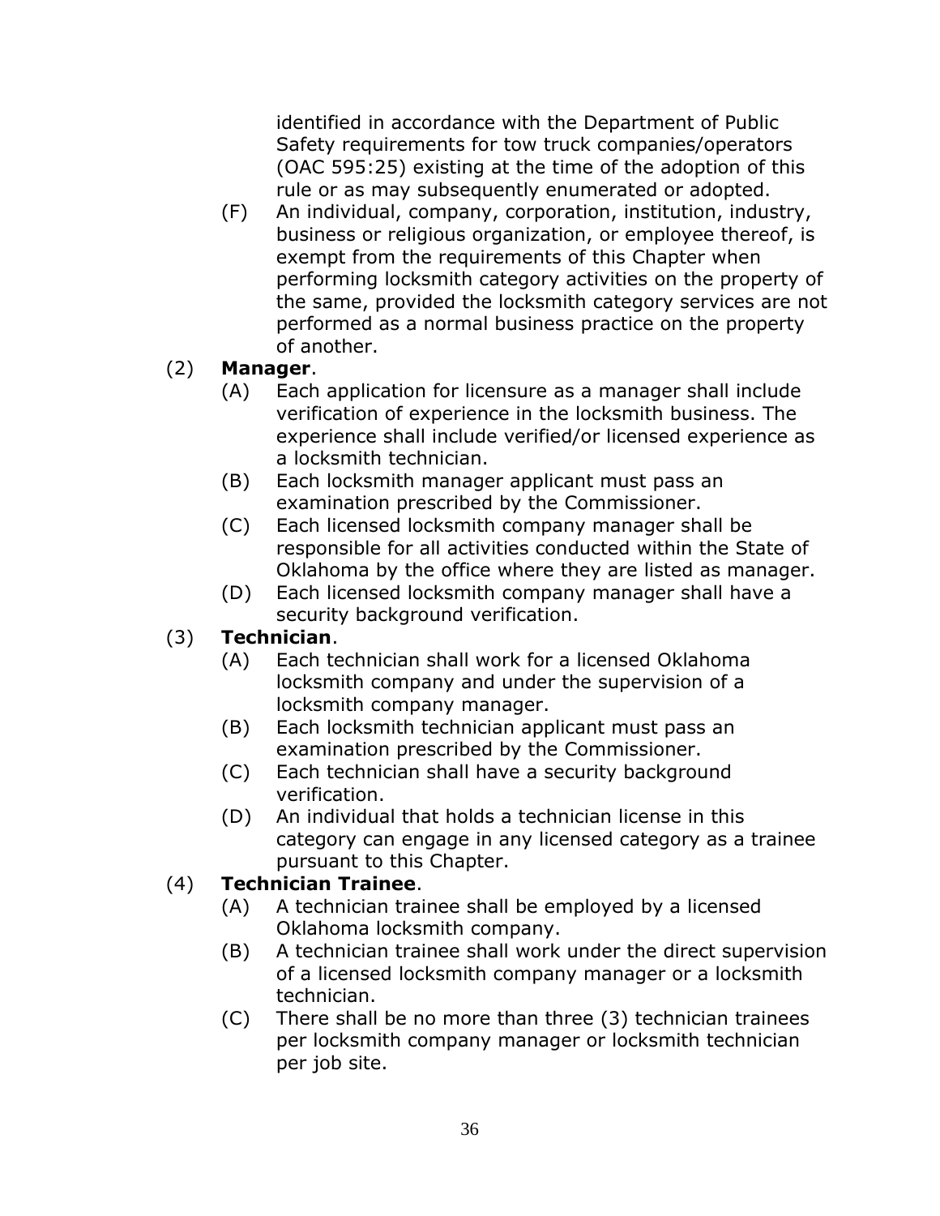identified in accordance with the Department of Public Safety requirements for tow truck companies/operators (OAC 595:25) existing at the time of the adoption of this rule or as may subsequently enumerated or adopted.

(F) An individual, company, corporation, institution, industry, business or religious organization, or employee thereof, is exempt from the requirements of this Chapter when performing locksmith category activities on the property of the same, provided the locksmith category services are not performed as a normal business practice on the property of another.

(2) **Manager**.

(A) Each application for licensure as a manager shall include verification of experience in the locksmith business. The experience shall include verified/or licensed experience as a locksmith technician.

(B) Each locksmith manager applicant must pass an examination prescribed by the Commissioner.

(C) Each licensed locksmith company manager shall be responsible for all activities conducted within the State of Oklahoma by the office where they are listed as manager.

(D) Each licensed locksmith company manager shall have a security background verification.

(3) **Technician**.

(A) Each technician shall work for a licensed Oklahoma locksmith company and under the supervision of a locksmith company manager.

(B) Each locksmith technician applicant must pass an examination prescribed by the Commissioner.

(C) Each technician shall have a security background verification.

(D) An individual that holds a technician license in this category can engage in any licensed category as a trainee pursuant to this Chapter.

(4) **Technician Trainee**.

(A) A technician trainee shall be employed by a licensed Oklahoma locksmith company.

(B) A technician trainee shall work under the direct supervision of a licensed locksmith company manager or a locksmith technician.

(C) There shall be no more than three (3) technician trainees per locksmith company manager or locksmith technician per job site.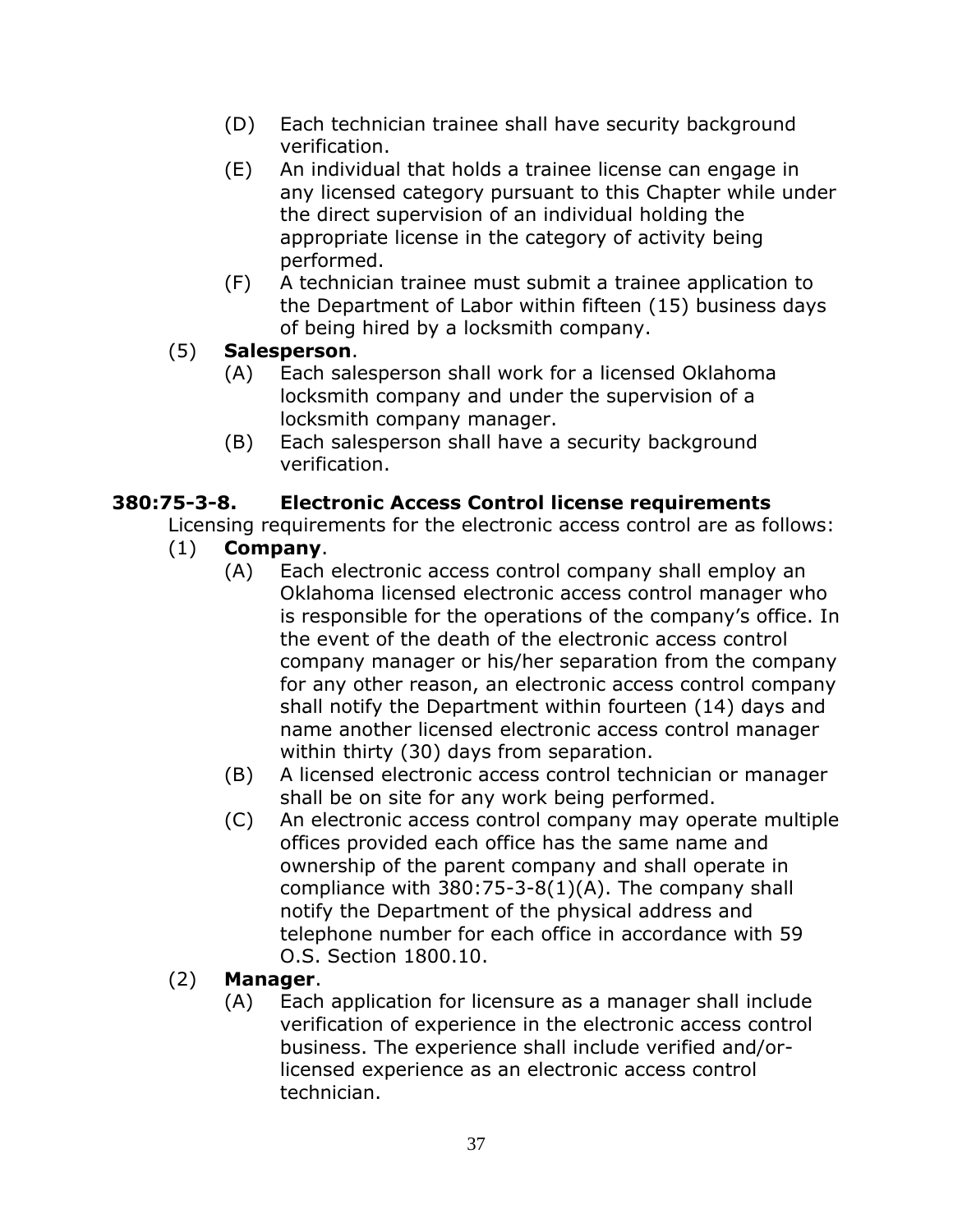(D) Each technician trainee shall have security background verification.

(E) An individual that holds a trainee license can engage in any licensed category pursuant to this Chapter while under the direct supervision of an individual holding the appropriate license in the category of activity being performed.

(F) A technician trainee must submit a trainee application to the Department of Labor within fifteen (15) business days of being hired by a locksmith company.

(5) **Salesperson**.

(A) Each salesperson shall work for a licensed Oklahoma locksmith company and under the supervision of a locksmith company manager.

(B) Each salesperson shall have a security background verification.

**380:75-3-8. Electronic Access Control license requirements**

Licensing requirements for the electronic access control are as follows:

(1) **Company**.

(A) Each electronic access control company shall employ an Oklahoma licensed electronic access control manager who is responsible for the operations of the company's office. In the event of the death of the electronic access control company manager or his/her separation from the company for any other reason, an electronic access control company shall notify the Department within fourteen (14) days and name another licensed electronic access control manager within thirty (30) days from separation.

(B) A licensed electronic access control technician or manager shall be on site for any work being performed.

(C) An electronic access control company may operate multiple offices provided each office has the same name and ownership of the parent company and shall operate in compliance with 380:75-3-8(1)(A). The company shall notify the Department of the physical address and telephone number for each office in accordance with 59 O.S. Section 1800.10.

(2) **Manager**.

(A) Each application for licensure as a manager shall include verification of experience in the electronic access control business. The experience shall include verified and/or-licensed experience as an electronic access control technician.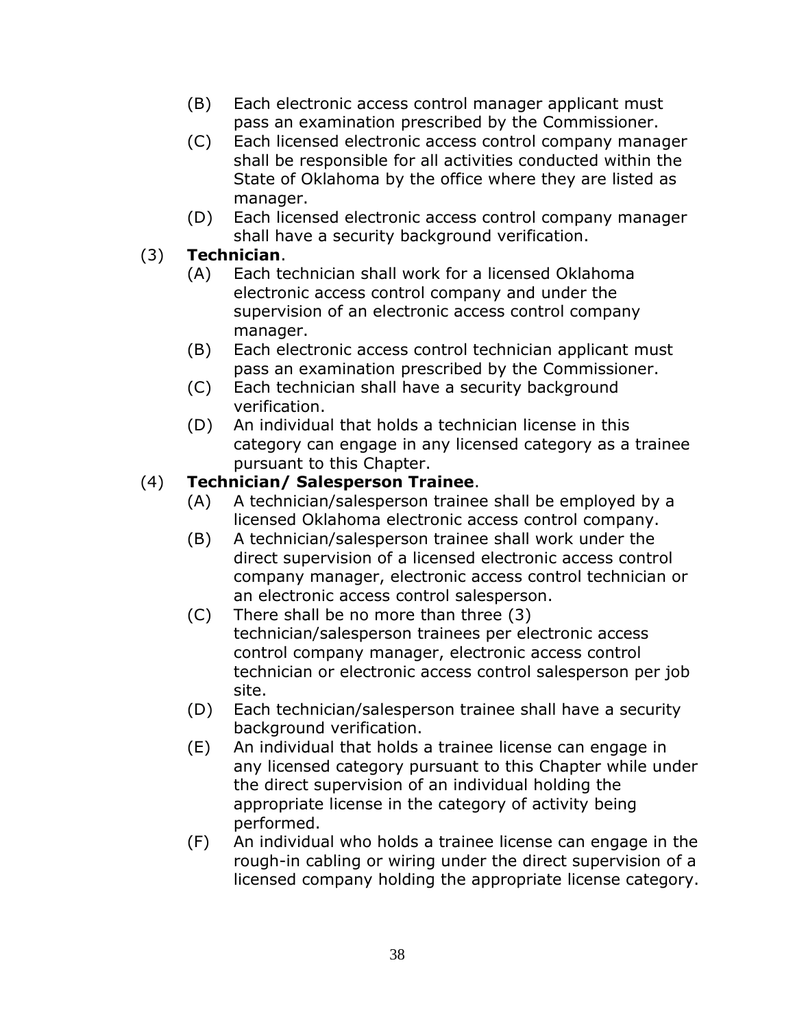- (B) Each electronic access control manager applicant must pass an examination prescribed by the Commissioner.
- (C) Each licensed electronic access control company manager shall be responsible for all activities conducted within the State of Oklahoma by the office where they are listed as manager.
- (D) Each licensed electronic access control company manager shall have a security background verification.

(3) **Technician**.

- (A) Each technician shall work for a licensed Oklahoma electronic access control company and under the supervision of an electronic access control company manager.
- (B) Each electronic access control technician applicant must pass an examination prescribed by the Commissioner.
- (C) Each technician shall have a security background verification.
- (D) An individual that holds a technician license in this category can engage in any licensed category as a trainee pursuant to this Chapter.

(4) **Technician/ Salesperson Trainee**.

- (A) A technician/salesperson trainee shall be employed by a licensed Oklahoma electronic access control company.
- (B) A technician/salesperson trainee shall work under the direct supervision of a licensed electronic access control company manager, electronic access control technician or an electronic access control salesperson.
- (C) There shall be no more than three (3) technician/salesperson trainees per electronic access control company manager, electronic access control technician or electronic access control salesperson per job site.
- (D) Each technician/salesperson trainee shall have a security background verification.
- (E) An individual that holds a trainee license can engage in any licensed category pursuant to this Chapter while under the direct supervision of an individual holding the appropriate license in the category of activity being performed.
- (F) An individual who holds a trainee license can engage in the rough-in cabling or wiring under the direct supervision of a licensed company holding the appropriate license category.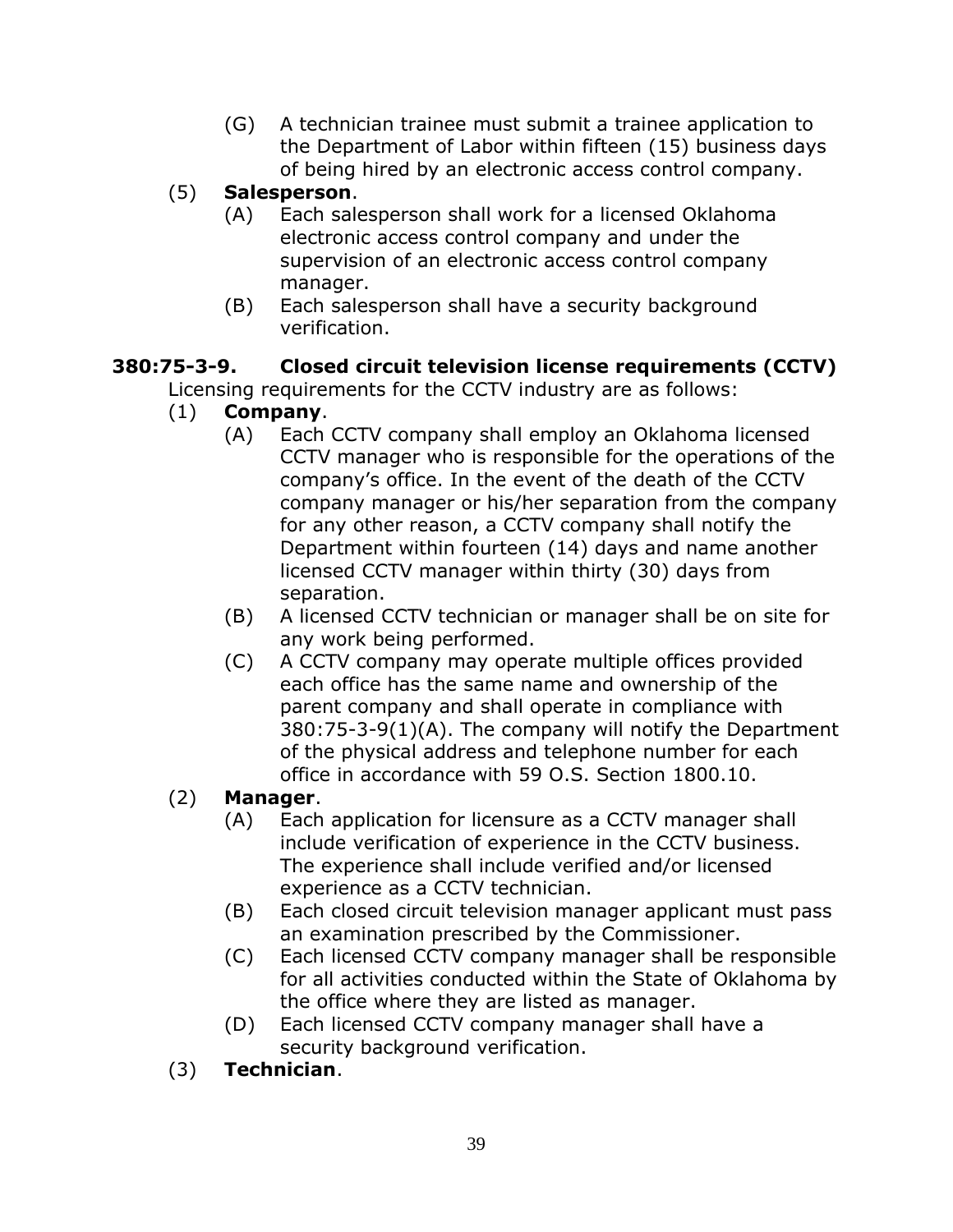(G) A technician trainee must submit a trainee application to the Department of Labor within fifteen (15) business days of being hired by an electronic access control company.

(5) **Salesperson**.

(A) Each salesperson shall work for a licensed Oklahoma electronic access control company and under the supervision of an electronic access control company manager.

(B) Each salesperson shall have a security background verification.

**380:75-3-9. Closed circuit television license requirements (CCTV)**

Licensing requirements for the CCTV industry are as follows:

(1) **Company**.

(A) Each CCTV company shall employ an Oklahoma licensed CCTV manager who is responsible for the operations of the company's office. In the event of the death of the CCTV company manager or his/her separation from the company for any other reason, a CCTV company shall notify the Department within fourteen (14) days and name another licensed CCTV manager within thirty (30) days from separation.

(B) A licensed CCTV technician or manager shall be on site for any work being performed.

(C) A CCTV company may operate multiple offices provided each office has the same name and ownership of the parent company and shall operate in compliance with 380:75-3-9(1)(A). The company will notify the Department of the physical address and telephone number for each office in accordance with 59 O.S. Section 1800.10.

(2) **Manager**.

(A) Each application for licensure as a CCTV manager shall include verification of experience in the CCTV business. The experience shall include verified and/or licensed experience as a CCTV technician.

(B) Each closed circuit television manager applicant must pass an examination prescribed by the Commissioner.

(C) Each licensed CCTV company manager shall be responsible for all activities conducted within the State of Oklahoma by the office where they are listed as manager.

(D) Each licensed CCTV company manager shall have a security background verification.

(3) **Technician**.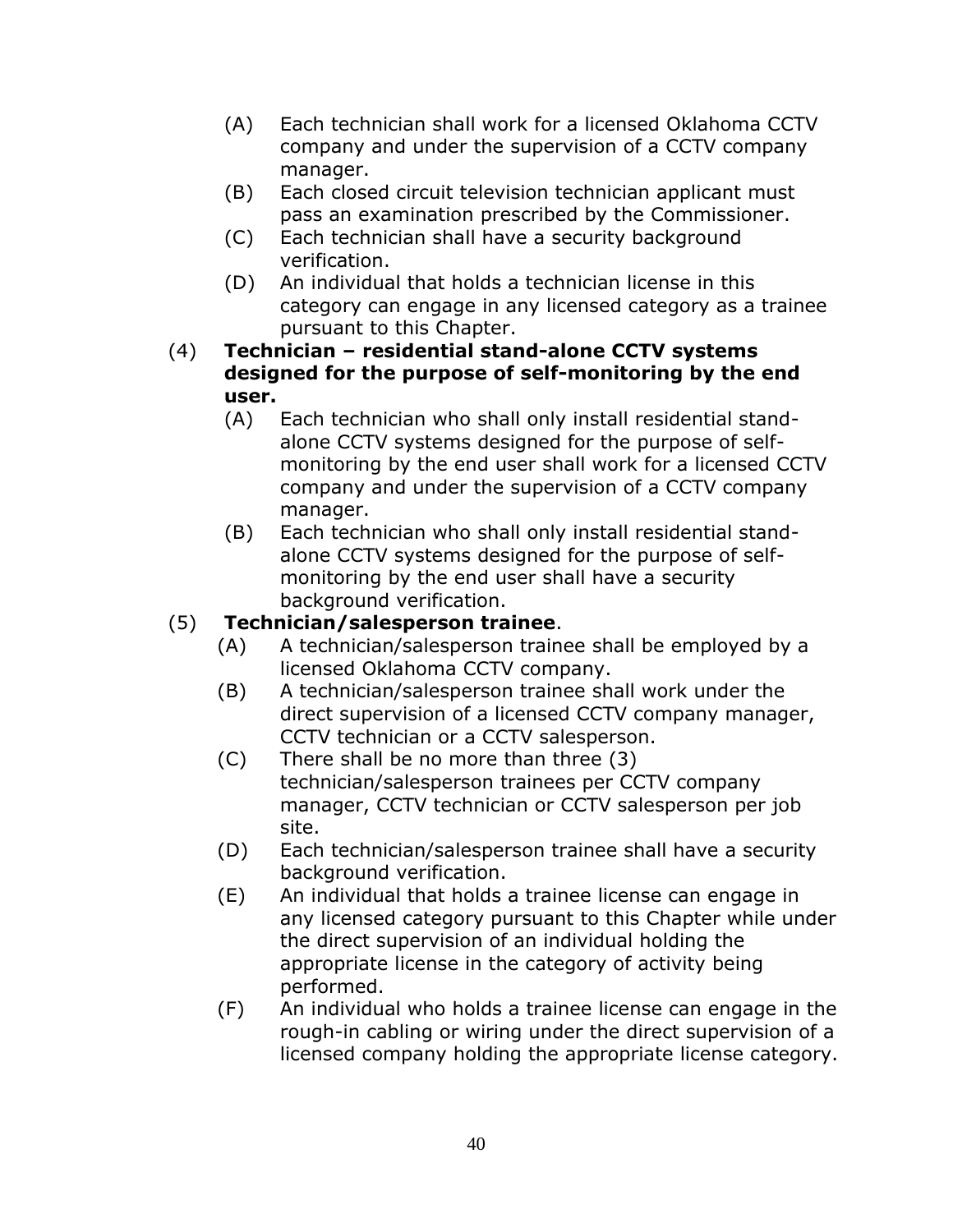(A) Each technician shall work for a licensed Oklahoma CCTV company and under the supervision of a CCTV company manager.

(B) Each closed circuit television technician applicant must pass an examination prescribed by the Commissioner.

(C) Each technician shall have a security background verification.

(D) An individual that holds a technician license in this category can engage in any licensed category as a trainee pursuant to this Chapter.

(4) **Technician – residential stand-alone CCTV systems designed for the purpose of self-monitoring by the end user.**

(A) Each technician who shall only install residential stand-alone CCTV systems designed for the purpose of self-monitoring by the end user shall work for a licensed CCTV company and under the supervision of a CCTV company manager.

(B) Each technician who shall only install residential stand-alone CCTV systems designed for the purpose of self-monitoring by the end user shall have a security background verification.

(5) **Technician/salesperson trainee**.

(A) A technician/salesperson trainee shall be employed by a licensed Oklahoma CCTV company.

(B) A technician/salesperson trainee shall work under the direct supervision of a licensed CCTV company manager, CCTV technician or a CCTV salesperson.

(C) There shall be no more than three (3) technician/salesperson trainees per CCTV company manager, CCTV technician or CCTV salesperson per job site.

(D) Each technician/salesperson trainee shall have a security background verification.

(E) An individual that holds a trainee license can engage in any licensed category pursuant to this Chapter while under the direct supervision of an individual holding the appropriate license in the category of activity being performed.

(F) An individual who holds a trainee license can engage in the rough-in cabling or wiring under the direct supervision of a licensed company holding the appropriate license category.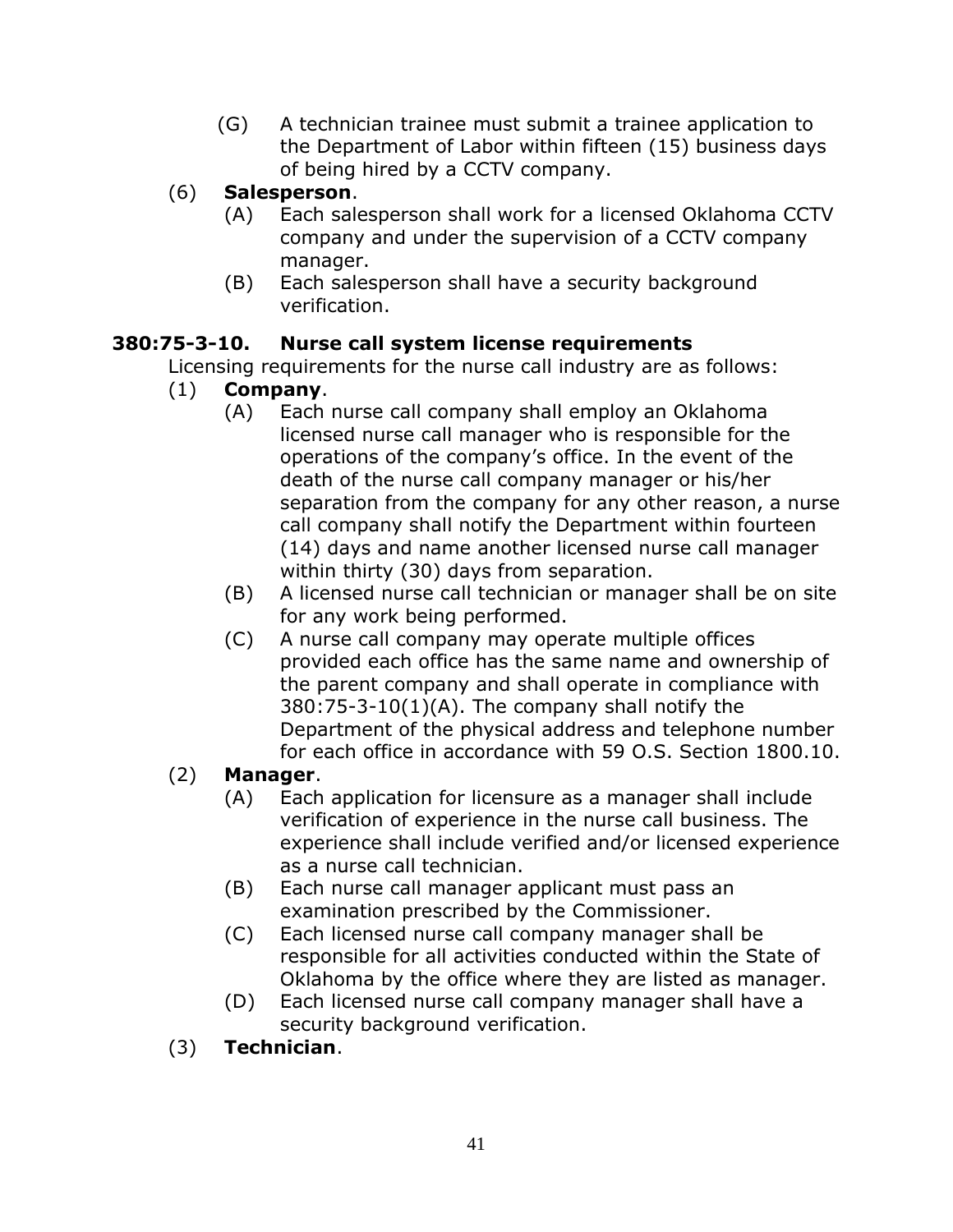(G) A technician trainee must submit a trainee application to the Department of Labor within fifteen (15) business days of being hired by a CCTV company.

(6) **Salesperson**.

(A) Each salesperson shall work for a licensed Oklahoma CCTV company and under the supervision of a CCTV company manager.

(B) Each salesperson shall have a security background verification.

### 380:75-3-10. Nurse call system license requirements

Licensing requirements for the nurse call industry are as follows:

(1) **Company**.

(A) Each nurse call company shall employ an Oklahoma licensed nurse call manager who is responsible for the operations of the company's office. In the event of the death of the nurse call company manager or his/her separation from the company for any other reason, a nurse call company shall notify the Department within fourteen (14) days and name another licensed nurse call manager within thirty (30) days from separation.

(B) A licensed nurse call technician or manager shall be on site for any work being performed.

(C) A nurse call company may operate multiple offices provided each office has the same name and ownership of the parent company and shall operate in compliance with 380:75-3-10(1)(A). The company shall notify the Department of the physical address and telephone number for each office in accordance with 59 O.S. Section 1800.10.

(2) **Manager**.

(A) Each application for licensure as a manager shall include verification of experience in the nurse call business. The experience shall include verified and/or licensed experience as a nurse call technician.

(B) Each nurse call manager applicant must pass an examination prescribed by the Commissioner.

(C) Each licensed nurse call company manager shall be responsible for all activities conducted within the State of Oklahoma by the office where they are listed as manager.

(D) Each licensed nurse call company manager shall have a security background verification.

(3) **Technician**.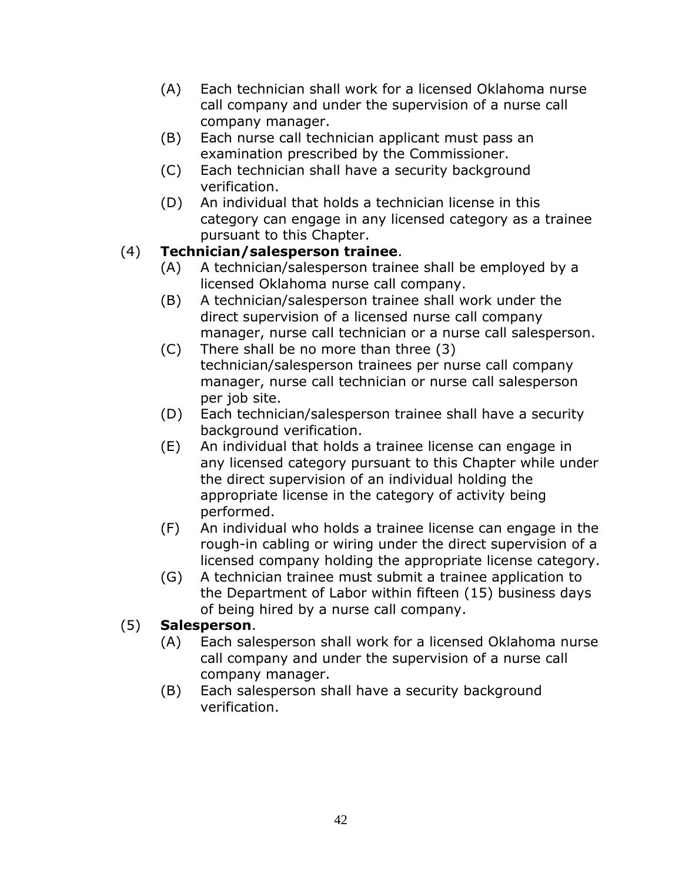(A) Each technician shall work for a licensed Oklahoma nurse call company and under the supervision of a nurse call company manager.

(B) Each nurse call technician applicant must pass an examination prescribed by the Commissioner.

(C) Each technician shall have a security background verification.

(D) An individual that holds a technician license in this category can engage in any licensed category as a trainee pursuant to this Chapter.

(4) **Technician/salesperson trainee**.

(A) A technician/salesperson trainee shall be employed by a licensed Oklahoma nurse call company.

(B) A technician/salesperson trainee shall work under the direct supervision of a licensed nurse call company manager, nurse call technician or a nurse call salesperson.

(C) There shall be no more than three (3) technician/salesperson trainees per nurse call company manager, nurse call technician or nurse call salesperson per job site.

(D) Each technician/salesperson trainee shall have a security background verification.

(E) An individual that holds a trainee license can engage in any licensed category pursuant to this Chapter while under the direct supervision of an individual holding the appropriate license in the category of activity being performed.

(F) An individual who holds a trainee license can engage in the rough-in cabling or wiring under the direct supervision of a licensed company holding the appropriate license category.

(G) A technician trainee must submit a trainee application to the Department of Labor within fifteen (15) business days of being hired by a nurse call company.

(5) **Salesperson**.

(A) Each salesperson shall work for a licensed Oklahoma nurse call company and under the supervision of a nurse call company manager.

(B) Each salesperson shall have a security background verification.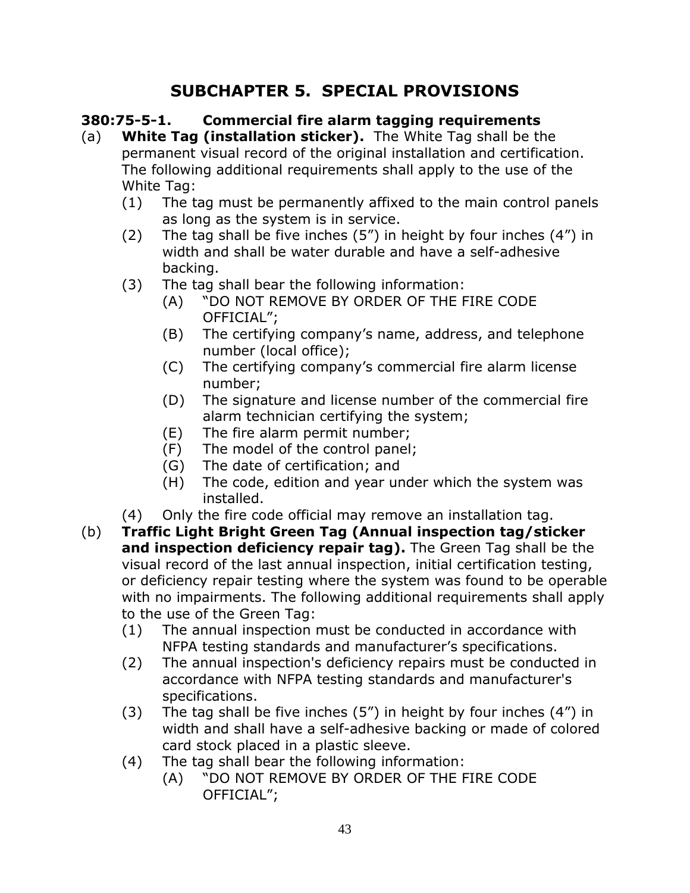# SUBCHAPTER 5. SPECIAL PROVISIONS

**380:75-5-1. Commercial fire alarm tagging requirements**

(a) **White Tag (installation sticker).** The White Tag shall be the permanent visual record of the original installation and certification. The following additional requirements shall apply to the use of the White Tag:

  (1) The tag must be permanently affixed to the main control panels as long as the system is in service.

  (2) The tag shall be five inches (5") in height by four inches (4") in width and shall be water durable and have a self-adhesive backing.

  (3) The tag shall bear the following information:

    (A) "DO NOT REMOVE BY ORDER OF THE FIRE CODE OFFICIAL";

    (B) The certifying company's name, address, and telephone number (local office);

    (C) The certifying company's commercial fire alarm license number;

    (D) The signature and license number of the commercial fire alarm technician certifying the system;

    (E) The fire alarm permit number;

    (F) The model of the control panel;

    (G) The date of certification; and

    (H) The code, edition and year under which the system was installed.

  (4) Only the fire code official may remove an installation tag.

(b) **Traffic Light Bright Green Tag (Annual inspection tag/sticker and inspection deficiency repair tag).** The Green Tag shall be the visual record of the last annual inspection, initial certification testing, or deficiency repair testing where the system was found to be operable with no impairments. The following additional requirements shall apply to the use of the Green Tag:

  (1) The annual inspection must be conducted in accordance with NFPA testing standards and manufacturer's specifications.

  (2) The annual inspection's deficiency repairs must be conducted in accordance with NFPA testing standards and manufacturer's specifications.

  (3) The tag shall be five inches (5") in height by four inches (4") in width and shall have a self-adhesive backing or made of colored card stock placed in a plastic sleeve.

  (4) The tag shall bear the following information:

    (A) "DO NOT REMOVE BY ORDER OF THE FIRE CODE OFFICIAL";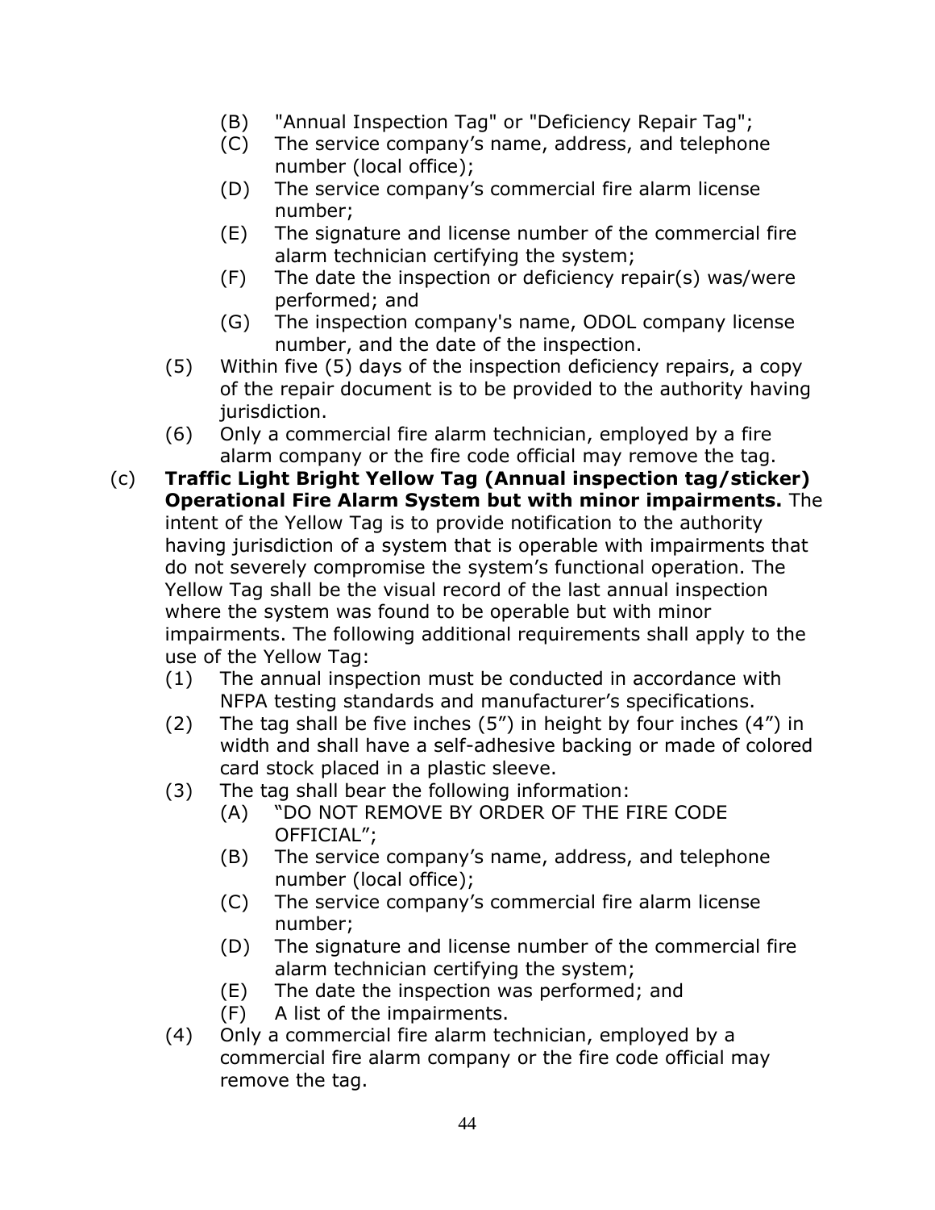(B) "Annual Inspection Tag" or "Deficiency Repair Tag";
(C) The service company's name, address, and telephone number (local office);
(D) The service company's commercial fire alarm license number;
(E) The signature and license number of the commercial fire alarm technician certifying the system;
(F) The date the inspection or deficiency repair(s) was/were performed; and
(G) The inspection company's name, ODOL company license number, and the date of the inspection.

(5) Within five (5) days of the inspection deficiency repairs, a copy of the repair document is to be provided to the authority having jurisdiction.

(6) Only a commercial fire alarm technician, employed by a fire alarm company or the fire code official may remove the tag.

(c) **Traffic Light Bright Yellow Tag (Annual inspection tag/sticker) Operational Fire Alarm System but with minor impairments.** The intent of the Yellow Tag is to provide notification to the authority having jurisdiction of a system that is operable with impairments that do not severely compromise the system's functional operation. The Yellow Tag shall be the visual record of the last annual inspection where the system was found to be operable but with minor impairments. The following additional requirements shall apply to the use of the Yellow Tag:

(1) The annual inspection must be conducted in accordance with NFPA testing standards and manufacturer's specifications.

(2) The tag shall be five inches (5") in height by four inches (4") in width and shall have a self-adhesive backing or made of colored card stock placed in a plastic sleeve.

(3) The tag shall bear the following information:
(A) "DO NOT REMOVE BY ORDER OF THE FIRE CODE OFFICIAL";
(B) The service company's name, address, and telephone number (local office);
(C) The service company's commercial fire alarm license number;
(D) The signature and license number of the commercial fire alarm technician certifying the system;
(E) The date the inspection was performed; and
(F) A list of the impairments.

(4) Only a commercial fire alarm technician, employed by a commercial fire alarm company or the fire code official may remove the tag.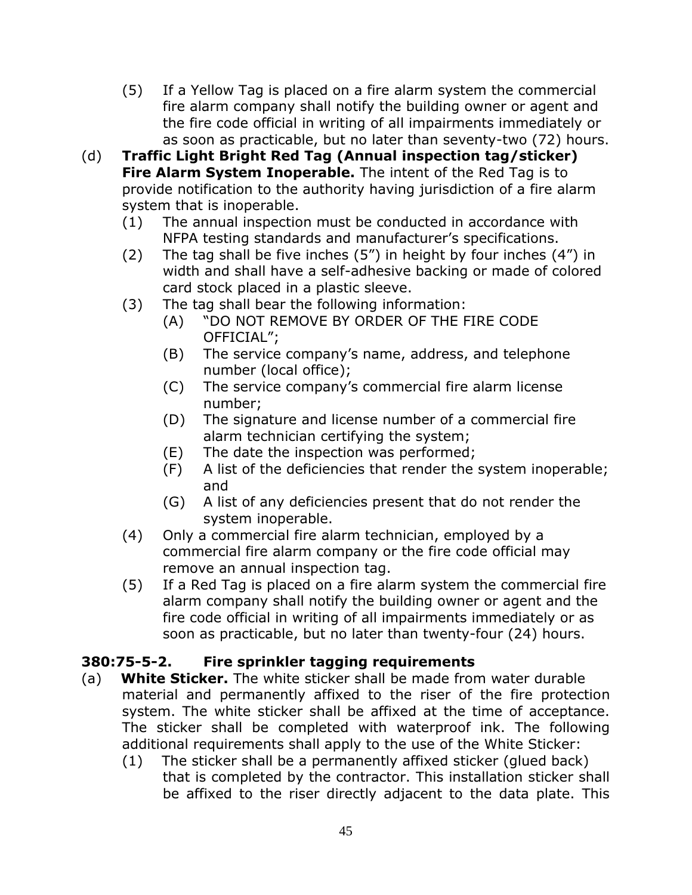(5) If a Yellow Tag is placed on a fire alarm system the commercial fire alarm company shall notify the building owner or agent and the fire code official in writing of all impairments immediately or as soon as practicable, but no later than seventy-two (72) hours.

(d) **Traffic Light Bright Red Tag (Annual inspection tag/sticker) Fire Alarm System Inoperable.** The intent of the Red Tag is to provide notification to the authority having jurisdiction of a fire alarm system that is inoperable.

(1) The annual inspection must be conducted in accordance with NFPA testing standards and manufacturer's specifications.

(2) The tag shall be five inches (5") in height by four inches (4") in width and shall have a self-adhesive backing or made of colored card stock placed in a plastic sleeve.

(3) The tag shall bear the following information:

(A) "DO NOT REMOVE BY ORDER OF THE FIRE CODE OFFICIAL";

(B) The service company's name, address, and telephone number (local office);

(C) The service company's commercial fire alarm license number;

(D) The signature and license number of a commercial fire alarm technician certifying the system;

(E) The date the inspection was performed;

(F) A list of the deficiencies that render the system inoperable; and

(G) A list of any deficiencies present that do not render the system inoperable.

(4) Only a commercial fire alarm technician, employed by a commercial fire alarm company or the fire code official may remove an annual inspection tag.

(5) If a Red Tag is placed on a fire alarm system the commercial fire alarm company shall notify the building owner or agent and the fire code official in writing of all impairments immediately or as soon as practicable, but no later than twenty-four (24) hours.

### 380:75-5-2. Fire sprinkler tagging requirements

(a) **White Sticker.** The white sticker shall be made from water durable material and permanently affixed to the riser of the fire protection system. The white sticker shall be affixed at the time of acceptance. The sticker shall be completed with waterproof ink. The following additional requirements shall apply to the use of the White Sticker:

(1) The sticker shall be a permanently affixed sticker (glued back) that is completed by the contractor. This installation sticker shall be affixed to the riser directly adjacent to the data plate. This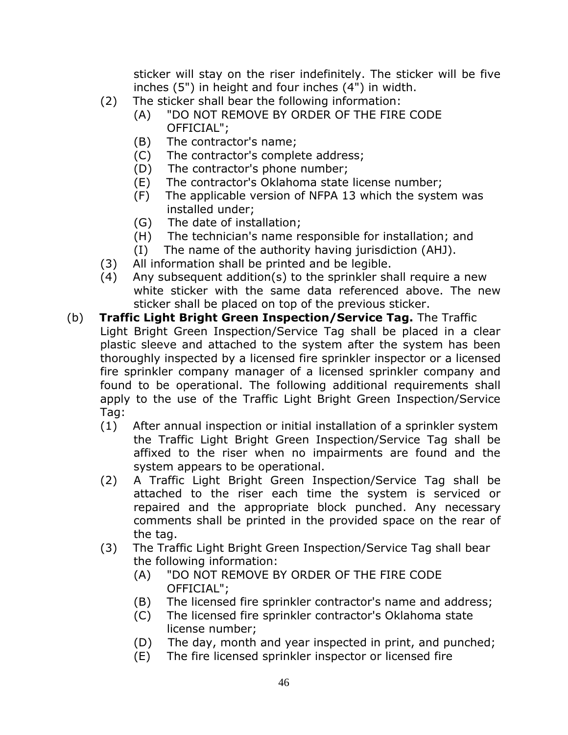sticker will stay on the riser indefinitely. The sticker will be five inches (5") in height and four inches (4") in width.

(2) The sticker shall bear the following information:

(A) "DO NOT REMOVE BY ORDER OF THE FIRE CODE OFFICIAL";

(B) The contractor's name;

(C) The contractor's complete address;

(D) The contractor's phone number;

(E) The contractor's Oklahoma state license number;

(F) The applicable version of NFPA 13 which the system was installed under;

(G) The date of installation;

(H) The technician's name responsible for installation; and

(I) The name of the authority having jurisdiction (AHJ).

(3) All information shall be printed and be legible.

(4) Any subsequent addition(s) to the sprinkler shall require a new white sticker with the same data referenced above. The new sticker shall be placed on top of the previous sticker.

(b) **Traffic Light Bright Green Inspection/Service Tag.** The Traffic Light Bright Green Inspection/Service Tag shall be placed in a clear plastic sleeve and attached to the system after the system has been thoroughly inspected by a licensed fire sprinkler inspector or a licensed fire sprinkler company manager of a licensed sprinkler company and found to be operational. The following additional requirements shall apply to the use of the Traffic Light Bright Green Inspection/Service Tag:

(1) After annual inspection or initial installation of a sprinkler system the Traffic Light Bright Green Inspection/Service Tag shall be affixed to the riser when no impairments are found and the system appears to be operational.

(2) A Traffic Light Bright Green Inspection/Service Tag shall be attached to the riser each time the system is serviced or repaired and the appropriate block punched. Any necessary comments shall be printed in the provided space on the rear of the tag.

(3) The Traffic Light Bright Green Inspection/Service Tag shall bear the following information:

(A) "DO NOT REMOVE BY ORDER OF THE FIRE CODE OFFICIAL";

(B) The licensed fire sprinkler contractor's name and address;

(C) The licensed fire sprinkler contractor's Oklahoma state license number;

(D) The day, month and year inspected in print, and punched;

(E) The fire licensed sprinkler inspector or licensed fire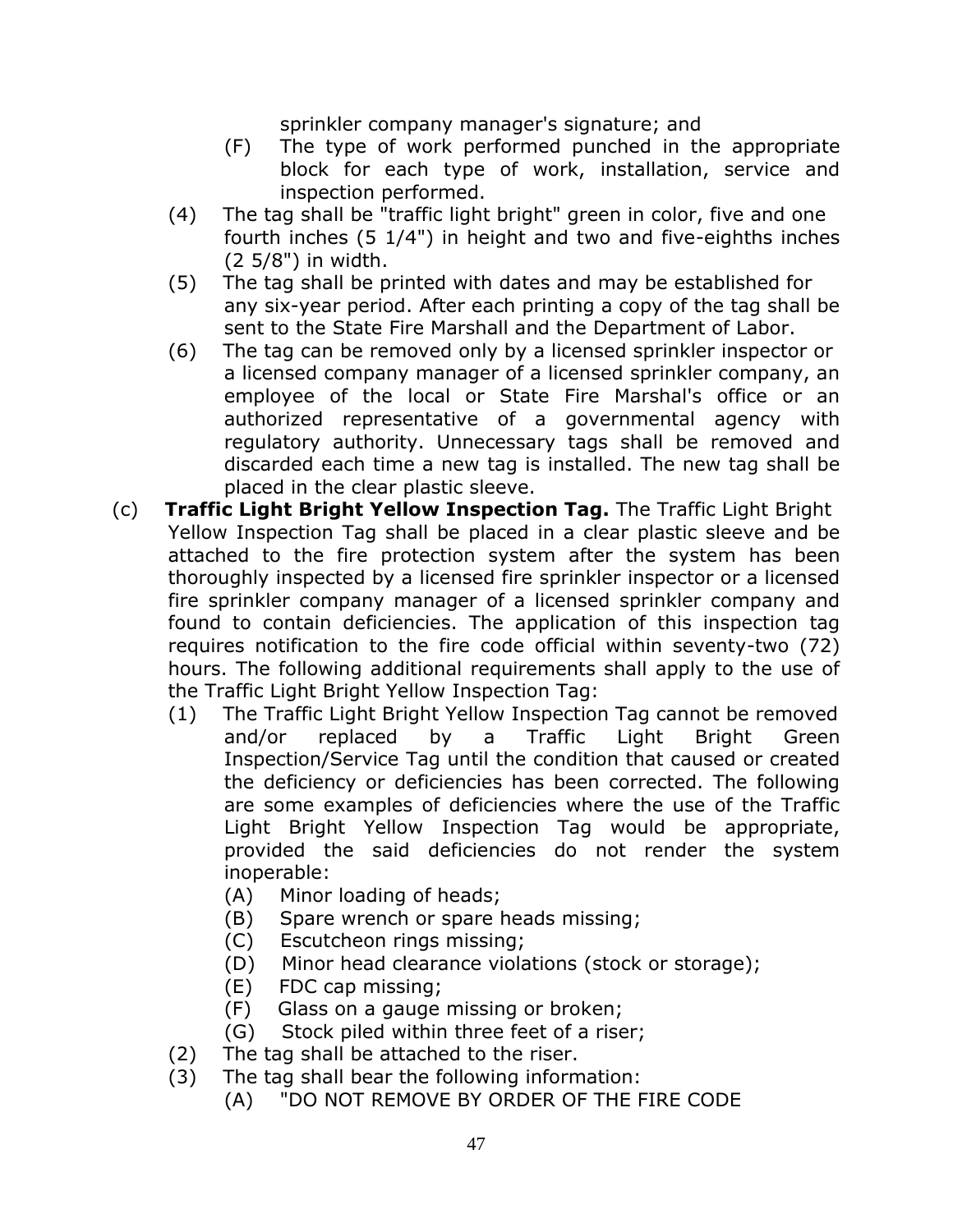sprinkler company manager's signature; and

(F) The type of work performed punched in the appropriate block for each type of work, installation, service and inspection performed.

(4) The tag shall be "traffic light bright" green in color, five and one fourth inches (5 1/4") in height and two and five-eighths inches (2 5/8") in width.

(5) The tag shall be printed with dates and may be established for any six-year period. After each printing a copy of the tag shall be sent to the State Fire Marshall and the Department of Labor.

(6) The tag can be removed only by a licensed sprinkler inspector or a licensed company manager of a licensed sprinkler company, an employee of the local or State Fire Marshal's office or an authorized representative of a governmental agency with regulatory authority. Unnecessary tags shall be removed and discarded each time a new tag is installed. The new tag shall be placed in the clear plastic sleeve.

(c) **Traffic Light Bright Yellow Inspection Tag.** The Traffic Light Bright Yellow Inspection Tag shall be placed in a clear plastic sleeve and be attached to the fire protection system after the system has been thoroughly inspected by a licensed fire sprinkler inspector or a licensed fire sprinkler company manager of a licensed sprinkler company and found to contain deficiencies. The application of this inspection tag requires notification to the fire code official within seventy-two (72) hours. The following additional requirements shall apply to the use of the Traffic Light Bright Yellow Inspection Tag:

(1) The Traffic Light Bright Yellow Inspection Tag cannot be removed and/or replaced by a Traffic Light Bright Green Inspection/Service Tag until the condition that caused or created the deficiency or deficiencies has been corrected. The following are some examples of deficiencies where the use of the Traffic Light Bright Yellow Inspection Tag would be appropriate, provided the said deficiencies do not render the system inoperable:

(A) Minor loading of heads;

(B) Spare wrench or spare heads missing;

(C) Escutcheon rings missing;

(D) Minor head clearance violations (stock or storage);

(E) FDC cap missing;

(F) Glass on a gauge missing or broken;

(G) Stock piled within three feet of a riser;

(2) The tag shall be attached to the riser.

(3) The tag shall bear the following information:

(A) "DO NOT REMOVE BY ORDER OF THE FIRE CODE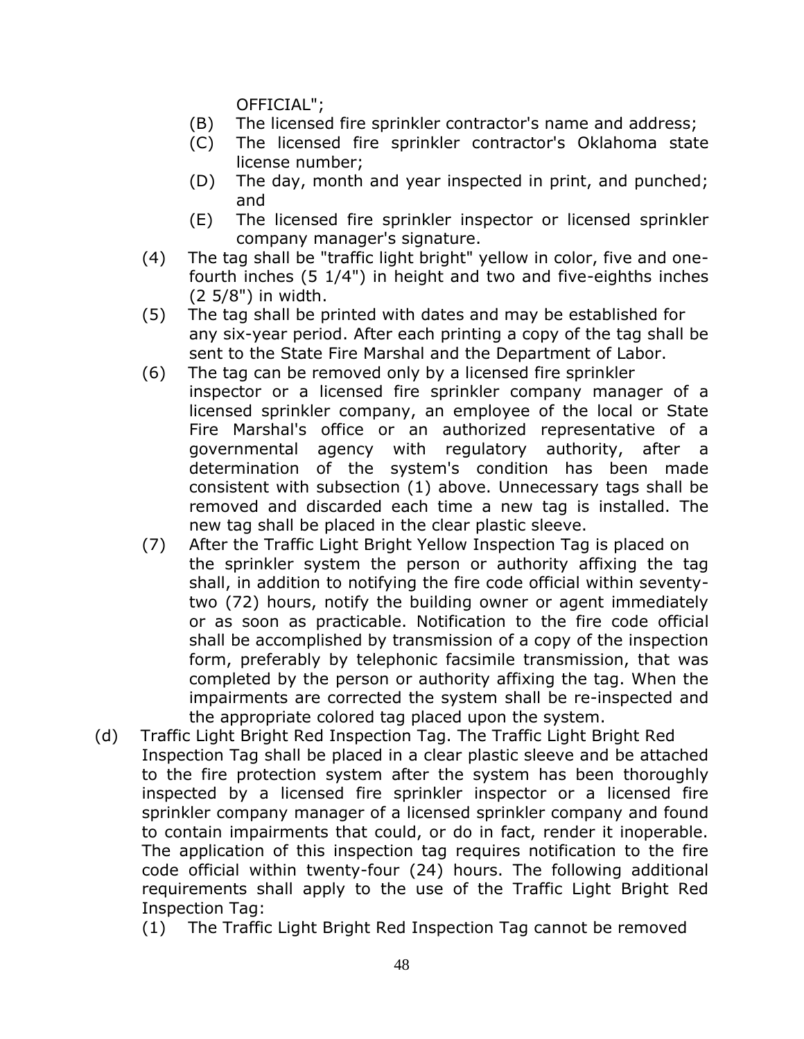OFFICIAL";

(B) The licensed fire sprinkler contractor's name and address;

(C) The licensed fire sprinkler contractor's Oklahoma state license number;

(D) The day, month and year inspected in print, and punched; and

(E) The licensed fire sprinkler inspector or licensed sprinkler company manager's signature.

(4) The tag shall be "traffic light bright" yellow in color, five and one-fourth inches (5 1/4") in height and two and five-eighths inches (2 5/8") in width.

(5) The tag shall be printed with dates and may be established for any six-year period. After each printing a copy of the tag shall be sent to the State Fire Marshal and the Department of Labor.

(6) The tag can be removed only by a licensed fire sprinkler inspector or a licensed fire sprinkler company manager of a licensed sprinkler company, an employee of the local or State Fire Marshal's office or an authorized representative of a governmental agency with regulatory authority, after a determination of the system's condition has been made consistent with subsection (1) above. Unnecessary tags shall be removed and discarded each time a new tag is installed. The new tag shall be placed in the clear plastic sleeve.

(7) After the Traffic Light Bright Yellow Inspection Tag is placed on the sprinkler system the person or authority affixing the tag shall, in addition to notifying the fire code official within seventy-two (72) hours, notify the building owner or agent immediately or as soon as practicable. Notification to the fire code official shall be accomplished by transmission of a copy of the inspection form, preferably by telephonic facsimile transmission, that was completed by the person or authority affixing the tag. When the impairments are corrected the system shall be re-inspected and the appropriate colored tag placed upon the system.

(d) Traffic Light Bright Red Inspection Tag. The Traffic Light Bright Red Inspection Tag shall be placed in a clear plastic sleeve and be attached to the fire protection system after the system has been thoroughly inspected by a licensed fire sprinkler inspector or a licensed fire sprinkler company manager of a licensed sprinkler company and found to contain impairments that could, or do in fact, render it inoperable. The application of this inspection tag requires notification to the fire code official within twenty-four (24) hours. The following additional requirements shall apply to the use of the Traffic Light Bright Red Inspection Tag:

(1) The Traffic Light Bright Red Inspection Tag cannot be removed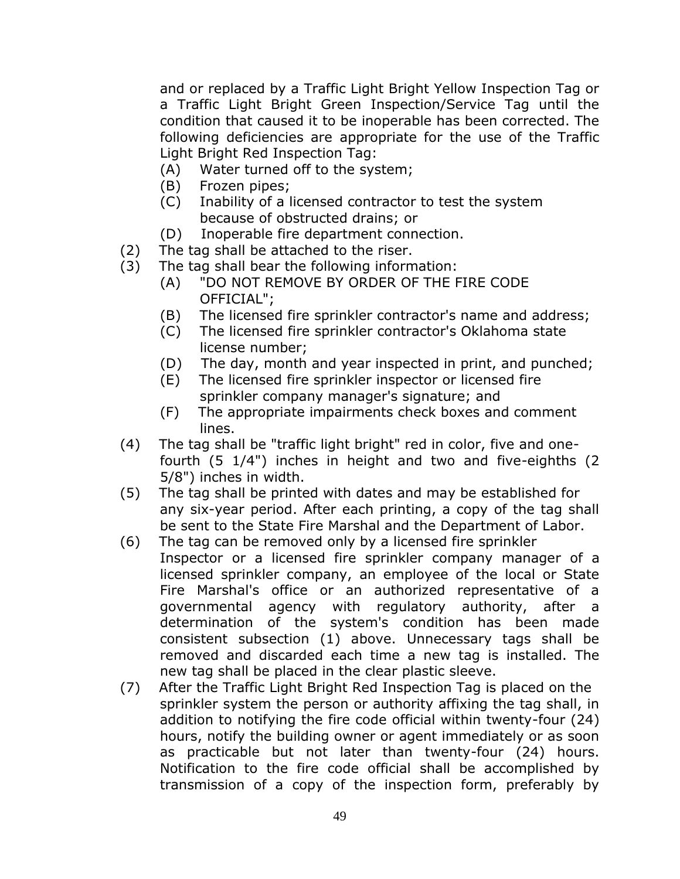and or replaced by a Traffic Light Bright Yellow Inspection Tag or a Traffic Light Bright Green Inspection/Service Tag until the condition that caused it to be inoperable has been corrected. The following deficiencies are appropriate for the use of the Traffic Light Bright Red Inspection Tag:

   (A) Water turned off to the system;
   (B) Frozen pipes;
   (C) Inability of a licensed contractor to test the system because of obstructed drains; or
   (D) Inoperable fire department connection.

(2) The tag shall be attached to the riser.

(3) The tag shall bear the following information:
   (A) "DO NOT REMOVE BY ORDER OF THE FIRE CODE OFFICIAL";
   (B) The licensed fire sprinkler contractor's name and address;
   (C) The licensed fire sprinkler contractor's Oklahoma state license number;
   (D) The day, month and year inspected in print, and punched;
   (E) The licensed fire sprinkler inspector or licensed fire sprinkler company manager's signature; and
   (F) The appropriate impairments check boxes and comment lines.

(4) The tag shall be "traffic light bright" red in color, five and one-fourth (5 1/4") inches in height and two and five-eighths (2 5/8") inches in width.

(5) The tag shall be printed with dates and may be established for any six-year period. After each printing, a copy of the tag shall be sent to the State Fire Marshal and the Department of Labor.

(6) The tag can be removed only by a licensed fire sprinkler Inspector or a licensed fire sprinkler company manager of a licensed sprinkler company, an employee of the local or State Fire Marshal's office or an authorized representative of a governmental agency with regulatory authority, after a determination of the system's condition has been made consistent subsection (1) above. Unnecessary tags shall be removed and discarded each time a new tag is installed. The new tag shall be placed in the clear plastic sleeve.

(7) After the Traffic Light Bright Red Inspection Tag is placed on the sprinkler system the person or authority affixing the tag shall, in addition to notifying the fire code official within twenty-four (24) hours, notify the building owner or agent immediately or as soon as practicable but not later than twenty-four (24) hours. Notification to the fire code official shall be accomplished by transmission of a copy of the inspection form, preferably by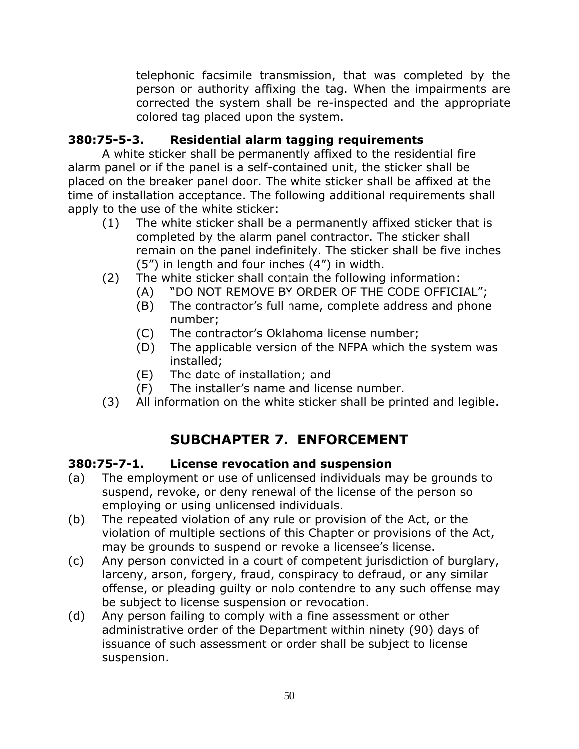telephonic facsimile transmission, that was completed by the person or authority affixing the tag. When the impairments are corrected the system shall be re-inspected and the appropriate colored tag placed upon the system.

**380:75-5-3. Residential alarm tagging requirements**

A white sticker shall be permanently affixed to the residential fire alarm panel or if the panel is a self-contained unit, the sticker shall be placed on the breaker panel door. The white sticker shall be affixed at the time of installation acceptance. The following additional requirements shall apply to the use of the white sticker:

(1) The white sticker shall be a permanently affixed sticker that is completed by the alarm panel contractor. The sticker shall remain on the panel indefinitely. The sticker shall be five inches (5") in length and four inches (4") in width.

(2) The white sticker shall contain the following information:
   - (A) "DO NOT REMOVE BY ORDER OF THE CODE OFFICIAL";
   - (B) The contractor's full name, complete address and phone number;
   - (C) The contractor's Oklahoma license number;
   - (D) The applicable version of the NFPA which the system was installed;
   - (E) The date of installation; and
   - (F) The installer's name and license number.

(3) All information on the white sticker shall be printed and legible.

## SUBCHAPTER 7. ENFORCEMENT

**380:75-7-1. License revocation and suspension**

(a) The employment or use of unlicensed individuals may be grounds to suspend, revoke, or deny renewal of the license of the person so employing or using unlicensed individuals.

(b) The repeated violation of any rule or provision of the Act, or the violation of multiple sections of this Chapter or provisions of the Act, may be grounds to suspend or revoke a licensee's license.

(c) Any person convicted in a court of competent jurisdiction of burglary, larceny, arson, forgery, fraud, conspiracy to defraud, or any similar offense, or pleading guilty or nolo contendre to any such offense may be subject to license suspension or revocation.

(d) Any person failing to comply with a fine assessment or other administrative order of the Department within ninety (90) days of issuance of such assessment or order shall be subject to license suspension.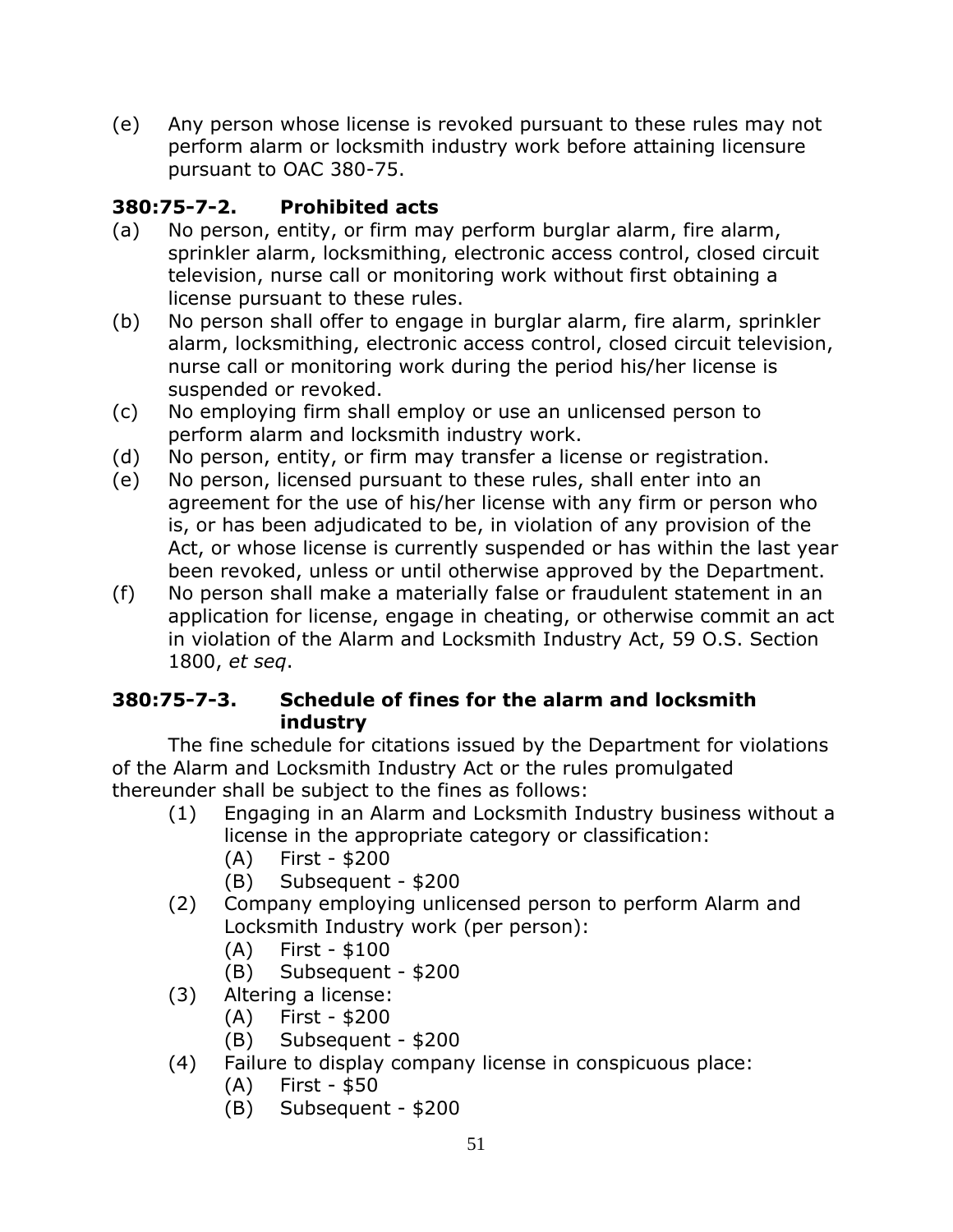(e) Any person whose license is revoked pursuant to these rules may not perform alarm or locksmith industry work before attaining licensure pursuant to OAC 380-75.

### 380:75-7-2. Prohibited acts

(a) No person, entity, or firm may perform burglar alarm, fire alarm, sprinkler alarm, locksmithing, electronic access control, closed circuit television, nurse call or monitoring work without first obtaining a license pursuant to these rules.

(b) No person shall offer to engage in burglar alarm, fire alarm, sprinkler alarm, locksmithing, electronic access control, closed circuit television, nurse call or monitoring work during the period his/her license is suspended or revoked.

(c) No employing firm shall employ or use an unlicensed person to perform alarm and locksmith industry work.

(d) No person, entity, or firm may transfer a license or registration.

(e) No person, licensed pursuant to these rules, shall enter into an agreement for the use of his/her license with any firm or person who is, or has been adjudicated to be, in violation of any provision of the Act, or whose license is currently suspended or has within the last year been revoked, unless or until otherwise approved by the Department.

(f) No person shall make a materially false or fraudulent statement in an application for license, engage in cheating, or otherwise commit an act in violation of the Alarm and Locksmith Industry Act, 59 O.S. Section 1800, *et seq*.

### 380:75-7-3. Schedule of fines for the alarm and locksmith industry

The fine schedule for citations issued by the Department for violations of the Alarm and Locksmith Industry Act or the rules promulgated thereunder shall be subject to the fines as follows:

(1) Engaging in an Alarm and Locksmith Industry business without a license in the appropriate category or classification:
   - (A) First - $200
   - (B) Subsequent - $200

(2) Company employing unlicensed person to perform Alarm and Locksmith Industry work (per person):
   - (A) First - $100
   - (B) Subsequent - $200

(3) Altering a license:
   - (A) First - $200
   - (B) Subsequent - $200

(4) Failure to display company license in conspicuous place:
   - (A) First - $50
   - (B) Subsequent - $200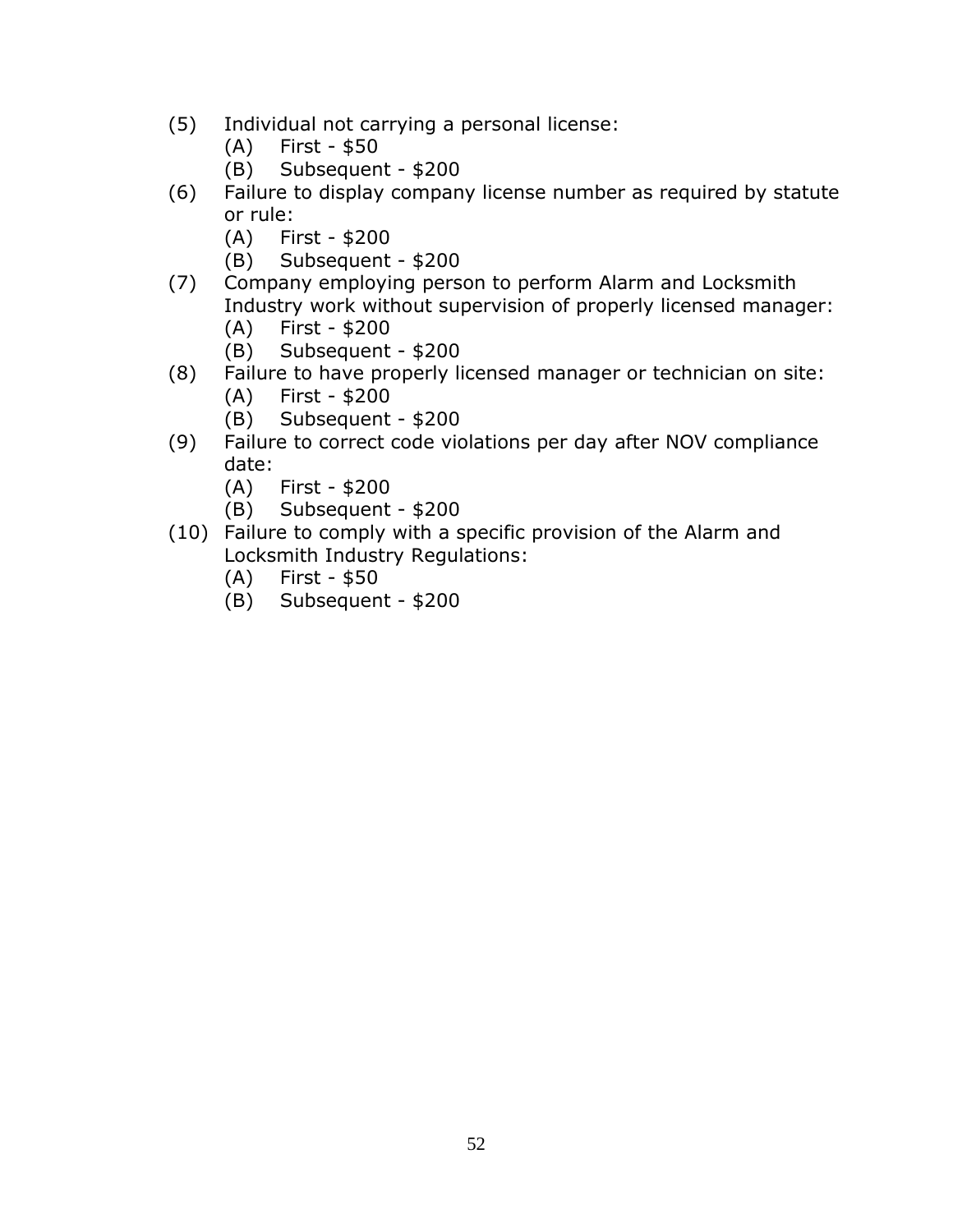(5) Individual not carrying a personal license:
   (A) First - $50
   (B) Subsequent - $200

(6) Failure to display company license number as required by statute or rule:
   (A) First - $200
   (B) Subsequent - $200

(7) Company employing person to perform Alarm and Locksmith Industry work without supervision of properly licensed manager:
   (A) First - $200
   (B) Subsequent - $200

(8) Failure to have properly licensed manager or technician on site:
   (A) First - $200
   (B) Subsequent - $200

(9) Failure to correct code violations per day after NOV compliance date:
   (A) First - $200
   (B) Subsequent - $200

(10) Failure to comply with a specific provision of the Alarm and Locksmith Industry Regulations:
   (A) First - $50
   (B) Subsequent - $200